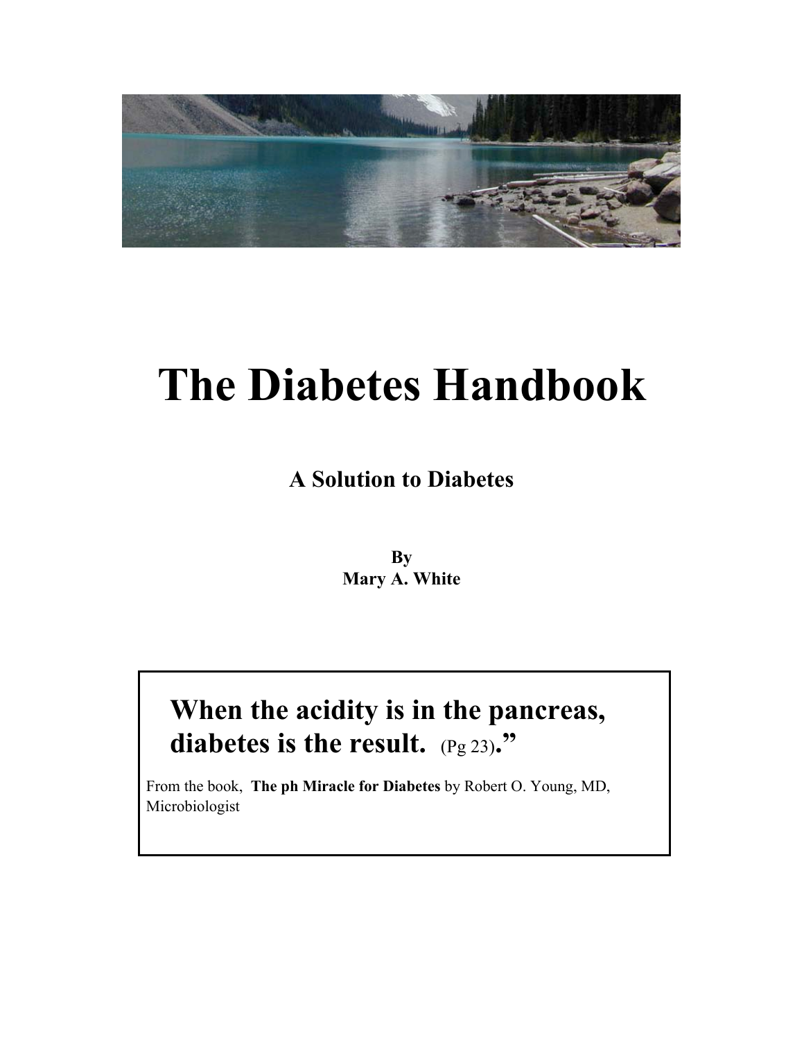# The Diabetes Handbook

**A Solution to Diabetes**

**By**
**Mary A. White**

> **When the acidity is in the pancreas, diabetes is the result.** (Pg 23)**.”**
>
> From the book, **The ph Miracle for Diabetes** by Robert O. Young, MD, Microbiologist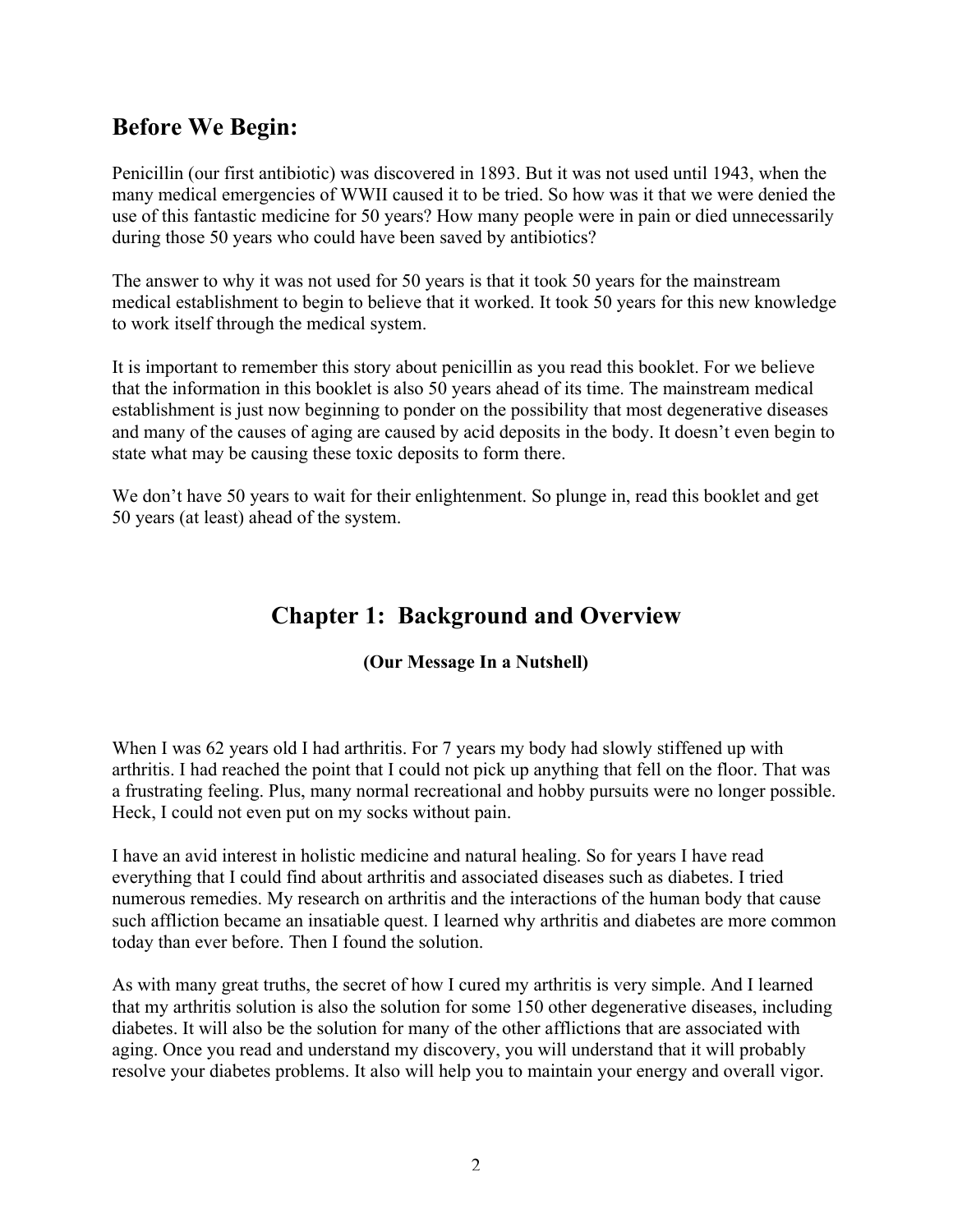## Before We Begin:

Penicillin (our first antibiotic) was discovered in 1893. But it was not used until 1943, when the many medical emergencies of WWII caused it to be tried. So how was it that we were denied the use of this fantastic medicine for 50 years? How many people were in pain or died unnecessarily during those 50 years who could have been saved by antibiotics?

The answer to why it was not used for 50 years is that it took 50 years for the mainstream medical establishment to begin to believe that it worked. It took 50 years for this new knowledge to work itself through the medical system.

It is important to remember this story about penicillin as you read this booklet. For we believe that the information in this booklet is also 50 years ahead of its time. The mainstream medical establishment is just now beginning to ponder on the possibility that most degenerative diseases and many of the causes of aging are caused by acid deposits in the body. It doesn't even begin to state what may be causing these toxic deposits to form there.

We don't have 50 years to wait for their enlightenment. So plunge in, read this booklet and get 50 years (at least) ahead of the system.

# Chapter 1: Background and Overview

**(Our Message In a Nutshell)**

When I was 62 years old I had arthritis. For 7 years my body had slowly stiffened up with arthritis. I had reached the point that I could not pick up anything that fell on the floor. That was a frustrating feeling. Plus, many normal recreational and hobby pursuits were no longer possible. Heck, I could not even put on my socks without pain.

I have an avid interest in holistic medicine and natural healing. So for years I have read everything that I could find about arthritis and associated diseases such as diabetes. I tried numerous remedies. My research on arthritis and the interactions of the human body that cause such affliction became an insatiable quest. I learned why arthritis and diabetes are more common today than ever before. Then I found the solution.

As with many great truths, the secret of how I cured my arthritis is very simple. And I learned that my arthritis solution is also the solution for some 150 other degenerative diseases, including diabetes. It will also be the solution for many of the other afflictions that are associated with aging. Once you read and understand my discovery, you will understand that it will probably resolve your diabetes problems. It also will help you to maintain your energy and overall vigor.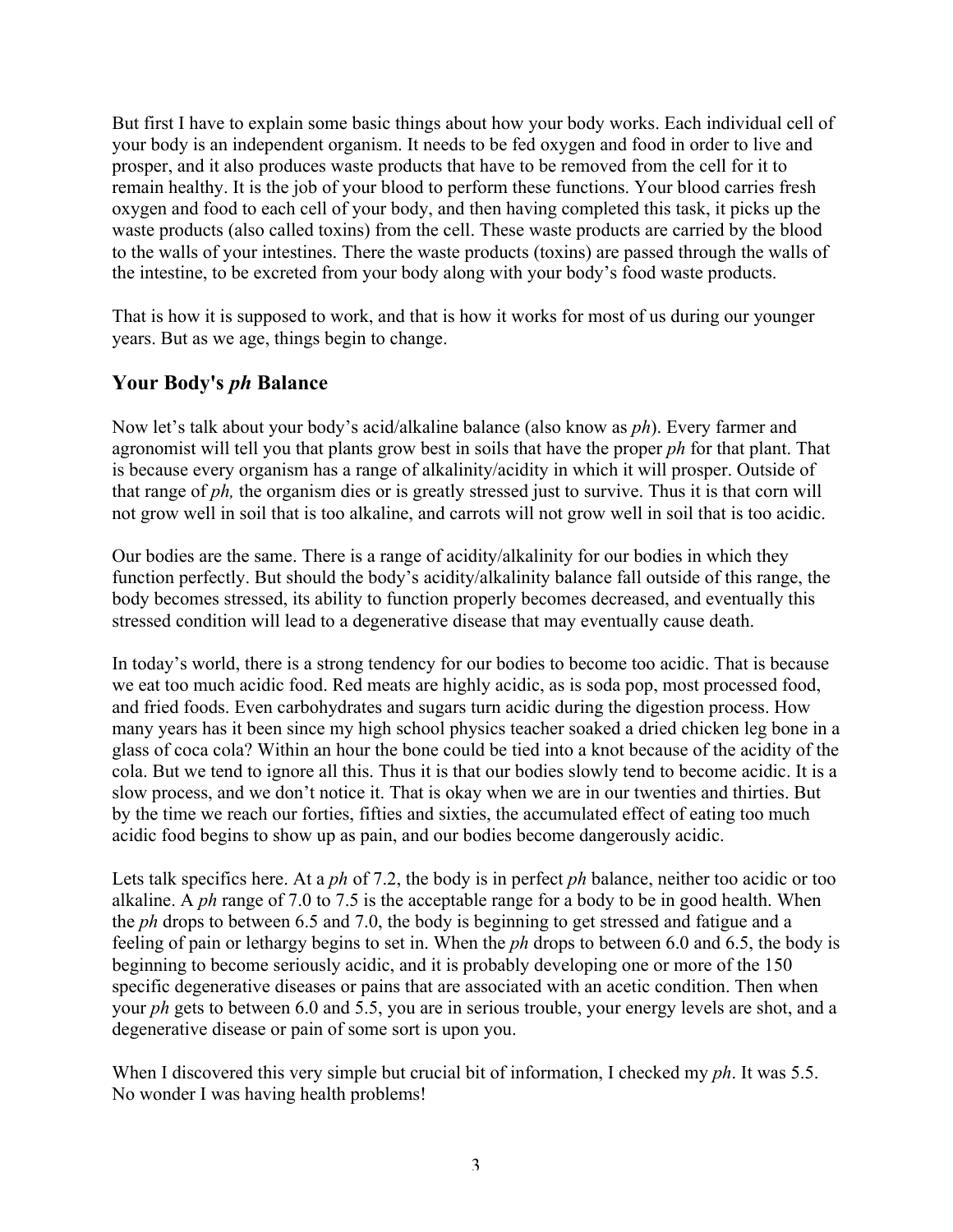But first I have to explain some basic things about how your body works. Each individual cell of your body is an independent organism. It needs to be fed oxygen and food in order to live and prosper, and it also produces waste products that have to be removed from the cell for it to remain healthy. It is the job of your blood to perform these functions. Your blood carries fresh oxygen and food to each cell of your body, and then having completed this task, it picks up the waste products (also called toxins) from the cell. These waste products are carried by the blood to the walls of your intestines. There the waste products (toxins) are passed through the walls of the intestine, to be excreted from your body along with your body's food waste products.

That is how it is supposed to work, and that is how it works for most of us during our younger years. But as we age, things begin to change.

## Your Body's *ph* Balance

Now let's talk about your body's acid/alkaline balance (also know as *ph*). Every farmer and agronomist will tell you that plants grow best in soils that have the proper *ph* for that plant. That is because every organism has a range of alkalinity/acidity in which it will prosper. Outside of that range of *ph,* the organism dies or is greatly stressed just to survive. Thus it is that corn will not grow well in soil that is too alkaline, and carrots will not grow well in soil that is too acidic.

Our bodies are the same. There is a range of acidity/alkalinity for our bodies in which they function perfectly. But should the body's acidity/alkalinity balance fall outside of this range, the body becomes stressed, its ability to function properly becomes decreased, and eventually this stressed condition will lead to a degenerative disease that may eventually cause death.

In today's world, there is a strong tendency for our bodies to become too acidic. That is because we eat too much acidic food. Red meats are highly acidic, as is soda pop, most processed food, and fried foods. Even carbohydrates and sugars turn acidic during the digestion process. How many years has it been since my high school physics teacher soaked a dried chicken leg bone in a glass of coca cola? Within an hour the bone could be tied into a knot because of the acidity of the cola. But we tend to ignore all this. Thus it is that our bodies slowly tend to become acidic. It is a slow process, and we don't notice it. That is okay when we are in our twenties and thirties. But by the time we reach our forties, fifties and sixties, the accumulated effect of eating too much acidic food begins to show up as pain, and our bodies become dangerously acidic.

Lets talk specifics here. At a *ph* of 7.2, the body is in perfect *ph* balance, neither too acidic or too alkaine. A *ph* range of 7.0 to 7.5 is the acceptable range for a body to be in good health. When the *ph* drops to between 6.5 and 7.0, the body is beginning to get stressed and fatigue and a feeling of pain or lethargy begins to set in. When the *ph* drops to between 6.0 and 6.5, the body is beginning to become seriously acidic, and it is probably developing one or more of the 150 specific degenerative diseases or pains that are associated with an acetic condition. Then when your *ph* gets to between 6.0 and 5.5, you are in serious trouble, your energy levels are shot, and a degenerative disease or pain of some sort is upon you.

When I discovered this very simple but crucial bit of information, I checked my *ph*. It was 5.5. No wonder I was having health problems!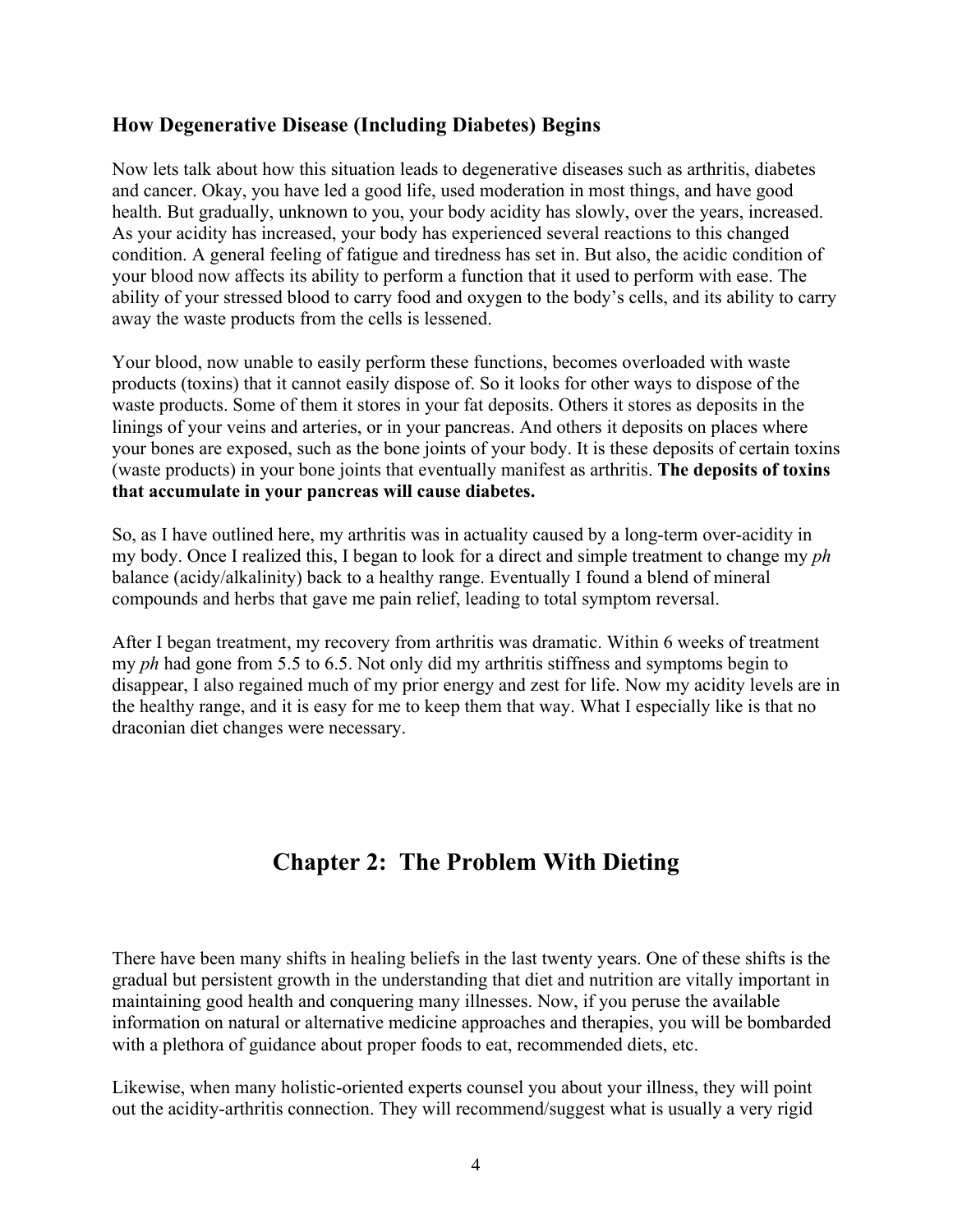### How Degenerative Disease (Including Diabetes) Begins

Now lets talk about how this situation leads to degenerative diseases such as arthritis, diabetes and cancer. Okay, you have led a good life, used moderation in most things, and have good health. But gradually, unknown to you, your body acidity has slowly, over the years, increased. As your acidity has increased, your body has experienced several reactions to this changed condition. A general feeling of fatigue and tiredness has set in. But also, the acidic condition of your blood now affects its ability to perform a function that it used to perform with ease. The ability of your stressed blood to carry food and oxygen to the body's cells, and its ability to carry away the waste products from the cells is lessened.

Your blood, now unable to easily perform these functions, becomes overloaded with waste products (toxins) that it cannot easily dispose of. So it looks for other ways to dispose of the waste products. Some of them it stores in your fat deposits. Others it stores as deposits in the linings of your veins and arteries, or in your pancreas. And others it deposits on places where your bones are exposed, such as the bone joints of your body. It is these deposits of certain toxins (waste products) in your bone joints that eventually manifest as arthritis. **The deposits of toxins that accumulate in your pancreas will cause diabetes.**

So, as I have outlined here, my arthritis was in actuality caused by a long-term over-acidity in my body. Once I realized this, I began to look for a direct and simple treatment to change my *ph* balance (acidy/alkalinity) back to a healthy range. Eventually I found a blend of mineral compounds and herbs that gave me pain relief, leading to total symptom reversal.

After I began treatment, my recovery from arthritis was dramatic. Within 6 weeks of treatment my *ph* had gone from 5.5 to 6.5. Not only did my arthritis stiffness and symptoms begin to disappear, I also regained much of my prior energy and zest for life. Now my acidity levels are in the healthy range, and it is easy for me to keep them that way. What I especially like is that no draconian diet changes were necessary.

## Chapter 2: The Problem With Dieting

There have been many shifts in healing beliefs in the last twenty years. One of these shifts is the gradual but persistent growth in the understanding that diet and nutrition are vitally important in maintaining good health and conquering many illnesses. Now, if you peruse the available information on natural or alternative medicine approaches and therapies, you will be bombarded with a plethora of guidance about proper foods to eat, recommended diets, etc.

Likewise, when many holistic-oriented experts counsel you about your illness, they will point out the acidity-arthritis connection. They will recommend/suggest what is usually a very rigid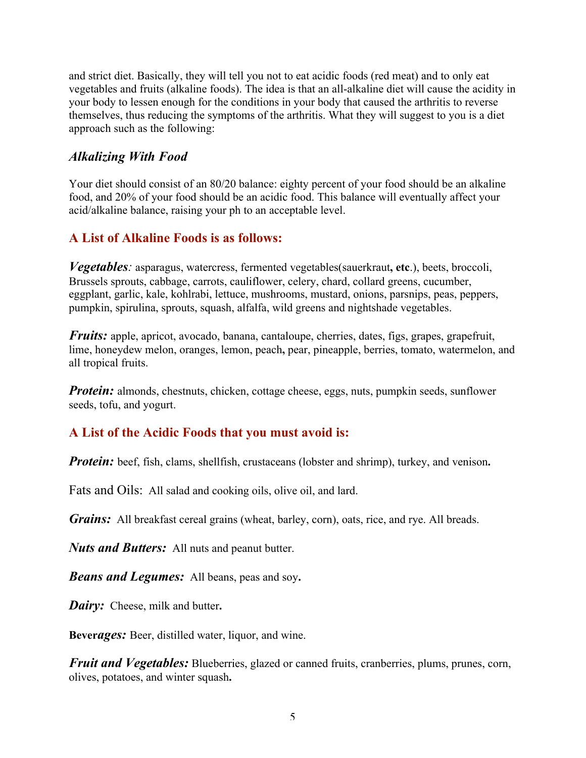and strict diet. Basically, they will tell you not to eat acidic foods (red meat) and to only eat vegetables and fruits (alkaline foods). The idea is that an all-alkaline diet will cause the acidity in your body to lessen enough for the conditions in your body that caused the arthritis to reverse themselves, thus reducing the symptoms of the arthritis. What they will suggest to you is a diet approach such as the following:

### *Alkalizing With Food*

Your diet should consist of an 80/20 balance: eighty percent of your food should be an alkaline food, and 20% of your food should be an acidic food. This balance will eventually affect your acid/alkaline balance, raising your ph to an acceptable level.

### A List of Alkaline Foods is as follows:

***Vegetables**:* asparagus, watercress, fermented vegetables(sauerkraut**, etc**.), beets, broccoli, Brussels sprouts, cabbage, carrots, cauliflower, celery, chard, collard greens, cucumber, eggplant, garlic, kale, kohlrabi, lettuce, mushrooms, mustard, onions, parsnips, peas, peppers, pumpkin, spirulina, sprouts, squash, alfalfa, wild greens and nightshade vegetables.

***Fruits:*** apple, apricot, avocado, banana, cantaloupe, cherries, dates, figs, grapes, grapefruit, lime, honeydew melon, oranges, lemon, peach**,** pear, pineapple, berries, tomato, watermelon, and all tropical fruits.

***Protein:*** almonds, chestnuts, chicken, cottage cheese, eggs, nuts, pumpkin seeds, sunflower seeds, tofu, and yogurt.

### A List of the Acidic Foods that you must avoid is:

***Protein:*** beef, fish, clams, shellfish, crustaceans (lobster and shrimp), turkey, and venison**.**

Fats and Oils: All salad and cooking oils, olive oil, and lard.

***Grains:*** All breakfast cereal grains (wheat, barley, corn), oats, rice, and rye. All breads.

***Nuts and Butters:*** All nuts and peanut butter.

***Beans and Legumes:*** All beans, peas and soy**.**

***Dairy:*** Cheese, milk and butter**.**

**Bever*ages:*** Beer, distilled water, liquor, and wine.

***Fruit and Vegetables:*** Blueberries, glazed or canned fruits, cranberries, plums, prunes, corn, olives, potatoes, and winter squash**.**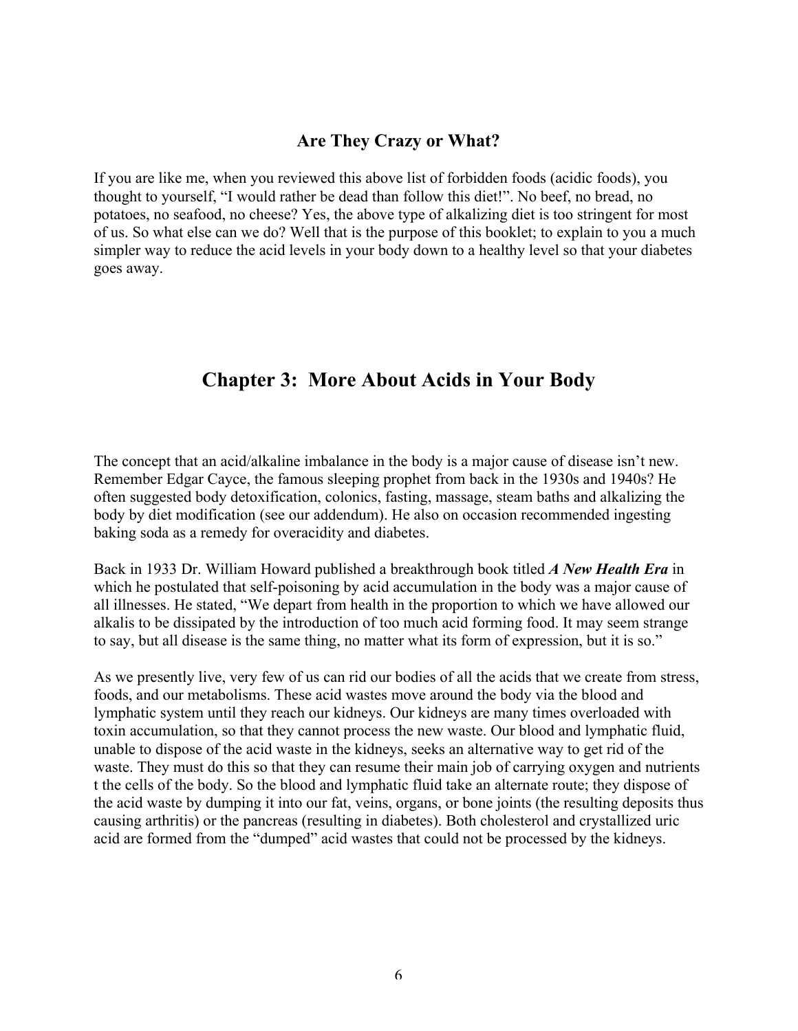### Are They Crazy or What?

If you are like me, when you reviewed this above list of forbidden foods (acidic foods), you thought to yourself, "I would rather be dead than follow this diet!". No beef, no bread, no potatoes, no seafood, no cheese? Yes, the above type of alkalizing diet is too stringent for most of us. So what else can we do? Well that is the purpose of this booklet; to explain to you a much simpler way to reduce the acid levels in your body down to a healthy level so that your diabetes goes away.

## Chapter 3: More About Acids in Your Body

The concept that an acid/alkaline imbalance in the body is a major cause of disease isn't new. Remember Edgar Cayce, the famous sleeping prophet from back in the 1930s and 1940s? He often suggested body detoxification, colonics, fasting, massage, steam baths and alkalizing the body by diet modification (see our addendum). He also on occasion recommended ingesting baking soda as a remedy for overacidity and diabetes.

Back in 1933 Dr. William Howard published a breakthrough book titled ***A New Health Era*** in which he postulated that self-poisoning by acid accumulation in the body was a major cause of all illnesses. He stated, "We depart from health in the proportion to which we have allowed our alkalis to be dissipated by the introduction of too much acid forming food. It may seem strange to say, but all disease is the same thing, no matter what its form of expression, but it is so."

As we presently live, very few of us can rid our bodies of all the acids that we create from stress, foods, and our metabolisms. These acid wastes move around the body via the blood and lymphatic system until they reach our kidneys. Our kidneys are many times overloaded with toxin accumulation, so that they cannot process the new waste. Our blood and lymphatic fluid, unable to dispose of the acid waste in the kidneys, seeks an alternative way to get rid of the waste. They must do this so that they can resume their main job of carrying oxygen and nutrients t the cells of the body. So the blood and lymphatic fluid take an alternate route; they dispose of the acid waste by dumping it into our fat, veins, organs, or bone joints (the resulting deposits thus causing arthritis) or the pancreas (resulting in diabetes). Both cholesterol and crystallized uric acid are formed from the "dumped" acid wastes that could not be processed by the kidneys.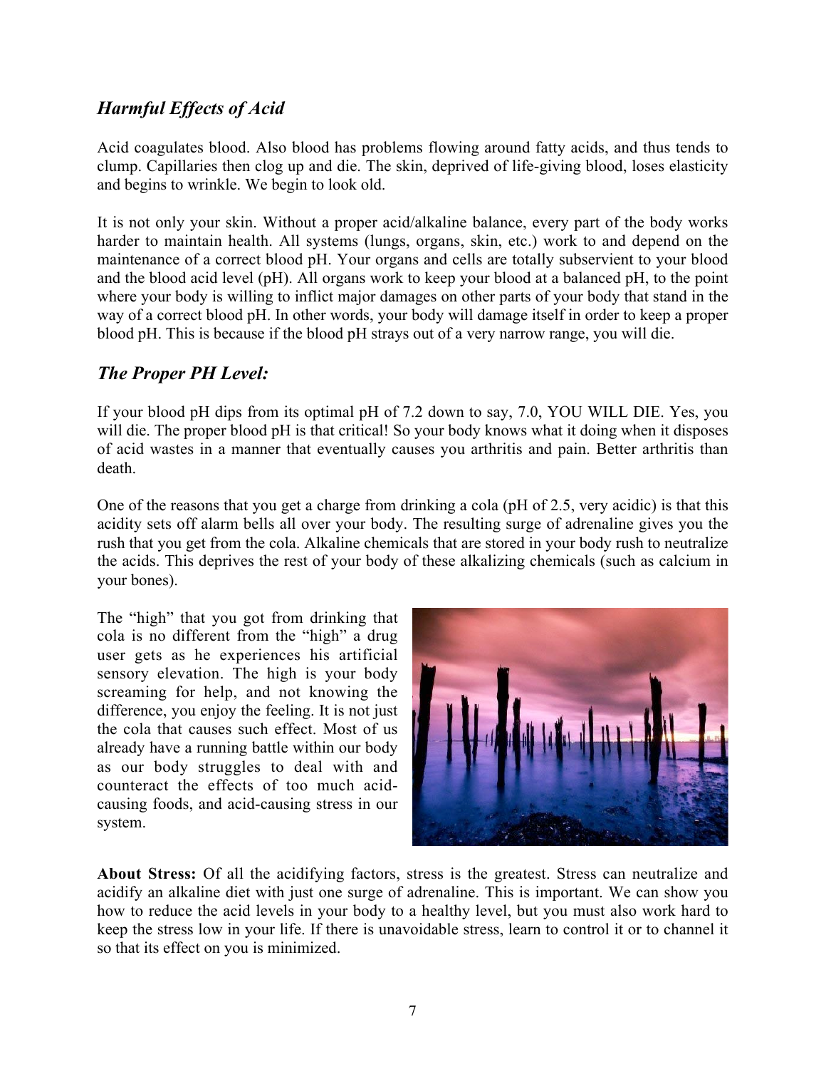## *Harmful Effects of Acid*

Acid coagulates blood. Also blood has problems flowing around fatty acids, and thus tends to clump. Capillaries then clog up and die. The skin, deprived of life-giving blood, loses elasticity and begins to wrinkle. We begin to look old.

It is not only your skin. Without a proper acid/alkaline balance, every part of the body works harder to maintain health. All systems (lungs, organs, skin, etc.) work to and depend on the maintenance of a correct blood pH. Your organs and cells are totally subservient to your blood and the blood acid level (pH). All organs work to keep your blood at a balanced pH, to the point where your body is willing to inflict major damages on other parts of your body that stand in the way of a correct blood pH. In other words, your body will damage itself in order to keep a proper blood pH. This is because if the blood pH strays out of a very narrow range, you will die.

## *The Proper PH Level:*

If your blood pH dips from its optimal pH of 7.2 down to say, 7.0, YOU WILL DIE. Yes, you will die. The proper blood pH is that critical! So your body knows what it doing when it disposes of acid wastes in a manner that eventually causes you arthritis and pain. Better arthritis than death.

One of the reasons that you get a charge from drinking a cola (pH of 2.5, very acidic) is that this acidity sets off alarm bells all over your body. The resulting surge of adrenaline gives you the rush that you get from the cola. Alkaline chemicals that are stored in your body rush to neutralize the acids. This deprives the rest of your body of these alkalizing chemicals (such as calcium in your bones).

The "high" that you got from drinking that cola is no different from the "high" a drug user gets as he experiences his artificial sensory elevation. The high is your body screaming for help, and not knowing the difference, you enjoy the feeling. It is not just the cola that causes such effect. Most of us already have a running battle within our body as our body struggles to deal with and counteract the effects of too much acid-causing foods, and acid-causing stress in our system.

**About Stress:** Of all the acidifying factors, stress is the greatest. Stress can neutralize and acidify an alkaline diet with just one surge of adrenaline. This is important. We can show you how to reduce the acid levels in your body to a healthy level, but you must also work hard to keep the stress low in your life. If there is unavoidable stress, learn to control it or to channel it so that its effect on you is minimized.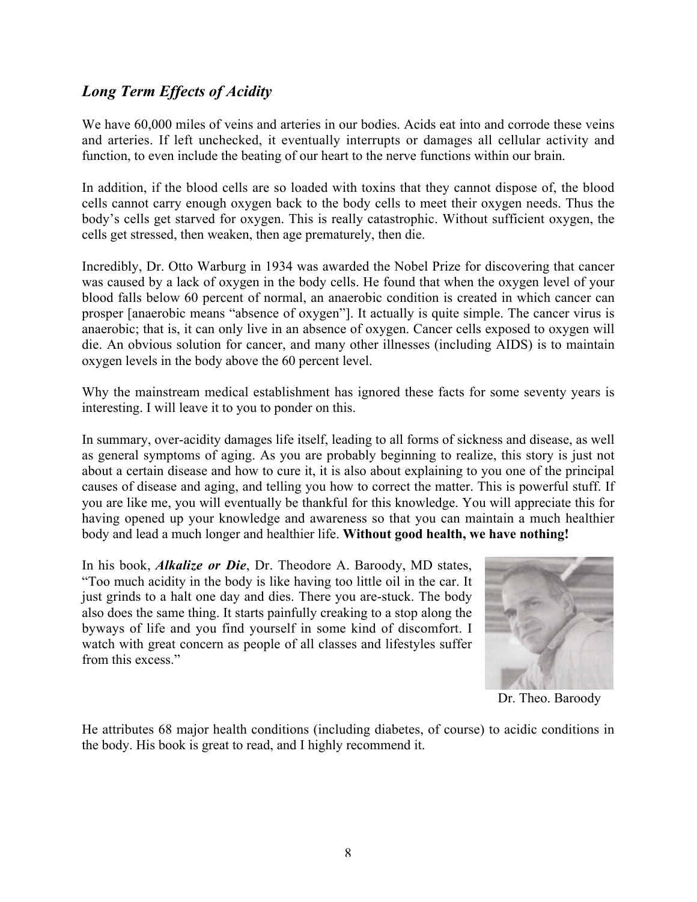## *Long Term Effects of Acidity*

We have 60,000 miles of veins and arteries in our bodies. Acids eat into and corrode these veins and arteries. If left unchecked, it eventually interrupts or damages all cellular activity and function, to even include the beating of our heart to the nerve functions within our brain.

In addition, if the blood cells are so loaded with toxins that they cannot dispose of, the blood cells cannot carry enough oxygen back to the body cells to meet their oxygen needs. Thus the body's cells get starved for oxygen. This is really catastrophic. Without sufficient oxygen, the cells get stressed, then weaken, then age prematurely, then die.

Incredibly, Dr. Otto Warburg in 1934 was awarded the Nobel Prize for discovering that cancer was caused by a lack of oxygen in the body cells. He found that when the oxygen level of your blood falls below 60 percent of normal, an anaerobic condition is created in which cancer can prosper [anaerobic means "absence of oxygen"]. It actually is quite simple. The cancer virus is anaerobic; that is, it can only live in an absence of oxygen. Cancer cells exposed to oxygen will die. An obvious solution for cancer, and many other illnesses (including AIDS) is to maintain oxygen levels in the body above the 60 percent level.

Why the mainstream medical establishment has ignored these facts for some seventy years is interesting. I will leave it to you to ponder on this.

In summary, over-acidity damages life itself, leading to all forms of sickness and disease, as well as general symptoms of aging. As you are probably beginning to realize, this story is just not about a certain disease and how to cure it, it is also about explaining to you one of the principal causes of disease and aging, and telling you how to correct the matter. This is powerful stuff. If you are like me, you will eventually be thankful for this knowledge. You will appreciate this for having opened up your knowledge and awareness so that you can maintain a much healthier body and lead a much longer and healthier life. **Without good health, we have nothing!**

In his book, ***Alkalize or Die***, Dr. Theodore A. Baroody, MD states, "Too much acidity in the body is like having too little oil in the car. It just grinds to a halt one day and dies. There you are-stuck. The body also does the same thing. It starts painfully creaking to a stop along the byways of life and you find yourself in some kind of discomfort. I watch with great concern as people of all classes and lifestyles suffer from this excess."

Dr. Theo. Baroody

He attributes 68 major health conditions (including diabetes, of course) to acidic conditions in the body. His book is great to read, and I highly recommend it.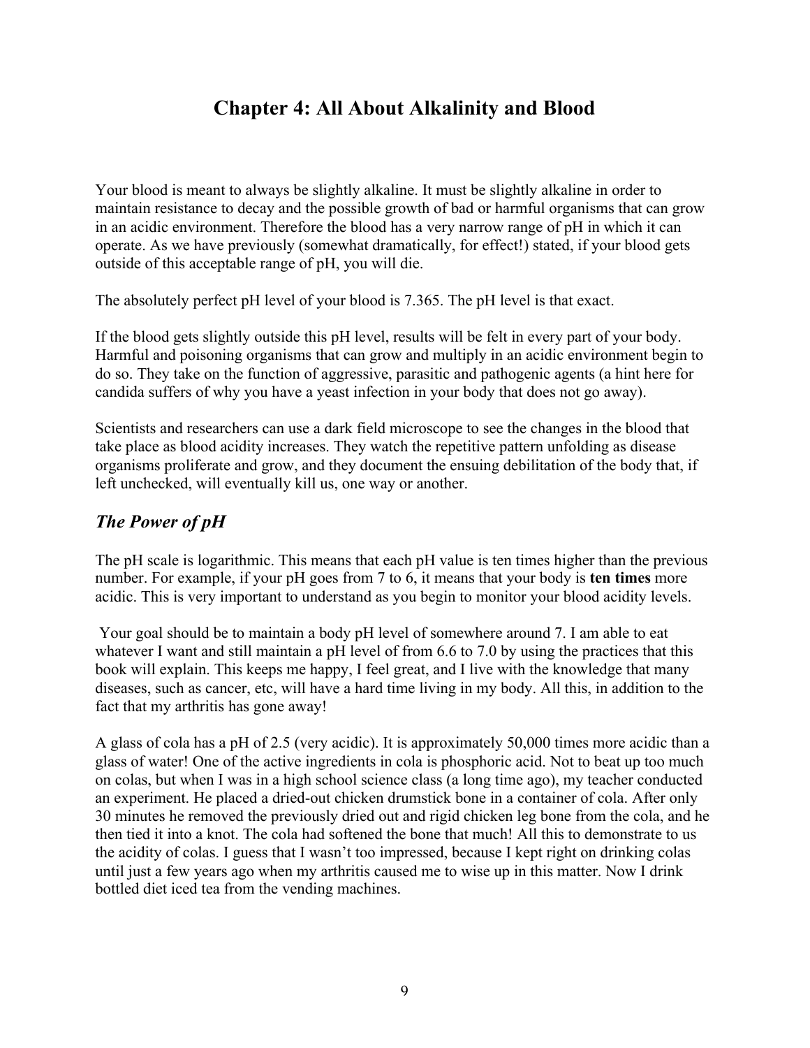# Chapter 4: All About Alkalinity and Blood

Your blood is meant to always be slightly alkaline. It must be slightly alkaline in order to maintain resistance to decay and the possible growth of bad or harmful organisms that can grow in an acidic environment. Therefore the blood has a very narrow range of pH in which it can operate. As we have previously (somewhat dramatically, for effect!) stated, if your blood gets outside of this acceptable range of pH, you will die.

The absolutely perfect pH level of your blood is 7.365. The pH level is that exact.

If the blood gets slightly outside this pH level, results will be felt in every part of your body. Harmful and poisoning organisms that can grow and multiply in an acidic environment begin to do so. They take on the function of aggressive, parasitic and pathogenic agents (a hint here for candida suffers of why you have a yeast infection in your body that does not go away).

Scientists and researchers can use a dark field microscope to see the changes in the blood that take place as blood acidity increases. They watch the repetitive pattern unfolding as disease organisms proliferate and grow, and they document the ensuing debilitation of the body that, if left unchecked, will eventually kill us, one way or another.

## *The Power of pH*

The pH scale is logarithmic. This means that each pH value is ten times higher than the previous number. For example, if your pH goes from 7 to 6, it means that your body is **ten times** more acidic. This is very important to understand as you begin to monitor your blood acidity levels.

Your goal should be to maintain a body pH level of somewhere around 7. I am able to eat whatever I want and still maintain a pH level of from 6.6 to 7.0 by using the practices that this book will explain. This keeps me happy, I feel great, and I live with the knowledge that many diseases, such as cancer, etc, will have a hard time living in my body. All this, in addition to the fact that my arthritis has gone away!

A glass of cola has a pH of 2.5 (very acidic). It is approximately 50,000 times more acidic than a glass of water! One of the active ingredients in cola is phosphoric acid. Not to beat up too much on colas, but when I was in a high school science class (a long time ago), my teacher conducted an experiment. He placed a dried-out chicken drumstick bone in a container of cola. After only 30 minutes he removed the previously dried out and rigid chicken leg bone from the cola, and he then tied it into a knot. The cola had softened the bone that much! All this to demonstrate to us the acidity of colas. I guess that I wasn't too impressed, because I kept right on drinking colas until just a few years ago when my arthritis caused me to wise up in this matter. Now I drink bottled diet iced tea from the vending machines.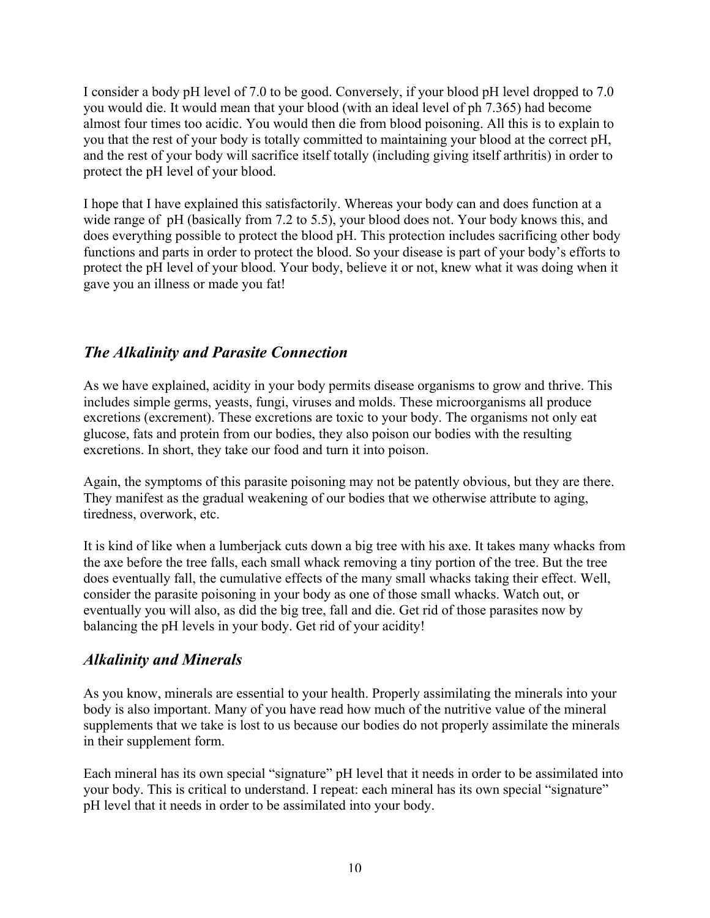I consider a body pH level of 7.0 to be good. Conversely, if your blood pH level dropped to 7.0 you would die. It would mean that your blood (with an ideal level of ph 7.365) had become almost four times too acidic. You would then die from blood poisoning. All this is to explain to you that the rest of your body is totally committed to maintaining your blood at the correct pH, and the rest of your body will sacrifice itself totally (including giving itself arthritis) in order to protect the pH level of your blood.

I hope that I have explained this satisfactorily. Whereas your body can and does function at a wide range of pH (basically from 7.2 to 5.5), your blood does not. Your body knows this, and does everything possible to protect the blood pH. This protection includes sacrificing other body functions and parts in order to protect the blood. So your disease is part of your body's efforts to protect the pH level of your blood. Your body, believe it or not, knew what it was doing when it gave you an illness or made you fat!

## *The Alkalinity and Parasite Connection*

As we have explained, acidity in your body permits disease organisms to grow and thrive. This includes simple germs, yeasts, fungi, viruses and molds. These microorganisms all produce excretions (excrement). These excretions are toxic to your body. The organisms not only eat glucose, fats and protein from our bodies, they also poison our bodies with the resulting excretions. In short, they take our food and turn it into poison.

Again, the symptoms of this parasite poisoning may not be patently obvious, but they are there. They manifest as the gradual weakening of our bodies that we otherwise attribute to aging, tiredness, overwork, etc.

It is kind of like when a lumberjack cuts down a big tree with his axe. It takes many whacks from the axe before the tree falls, each small whack removing a tiny portion of the tree. But the tree does eventually fall, the cumulative effects of the many small whacks taking their effect. Well, consider the parasite poisoning in your body as one of those small whacks. Watch out, or eventually you will also, as did the big tree, fall and die. Get rid of those parasites now by balancing the pH levels in your body. Get rid of your acidity!

## *Alkalinity and Minerals*

As you know, minerals are essential to your health. Properly assimilating the minerals into your body is also important. Many of you have read how much of the nutritive value of the mineral supplements that we take is lost to us because our bodies do not properly assimilate the minerals in their supplement form.

Each mineral has its own special "signature" pH level that it needs in order to be assimilated into your body. This is critical to understand. I repeat: each mineral has its own special "signature" pH level that it needs in order to be assimilated into your body.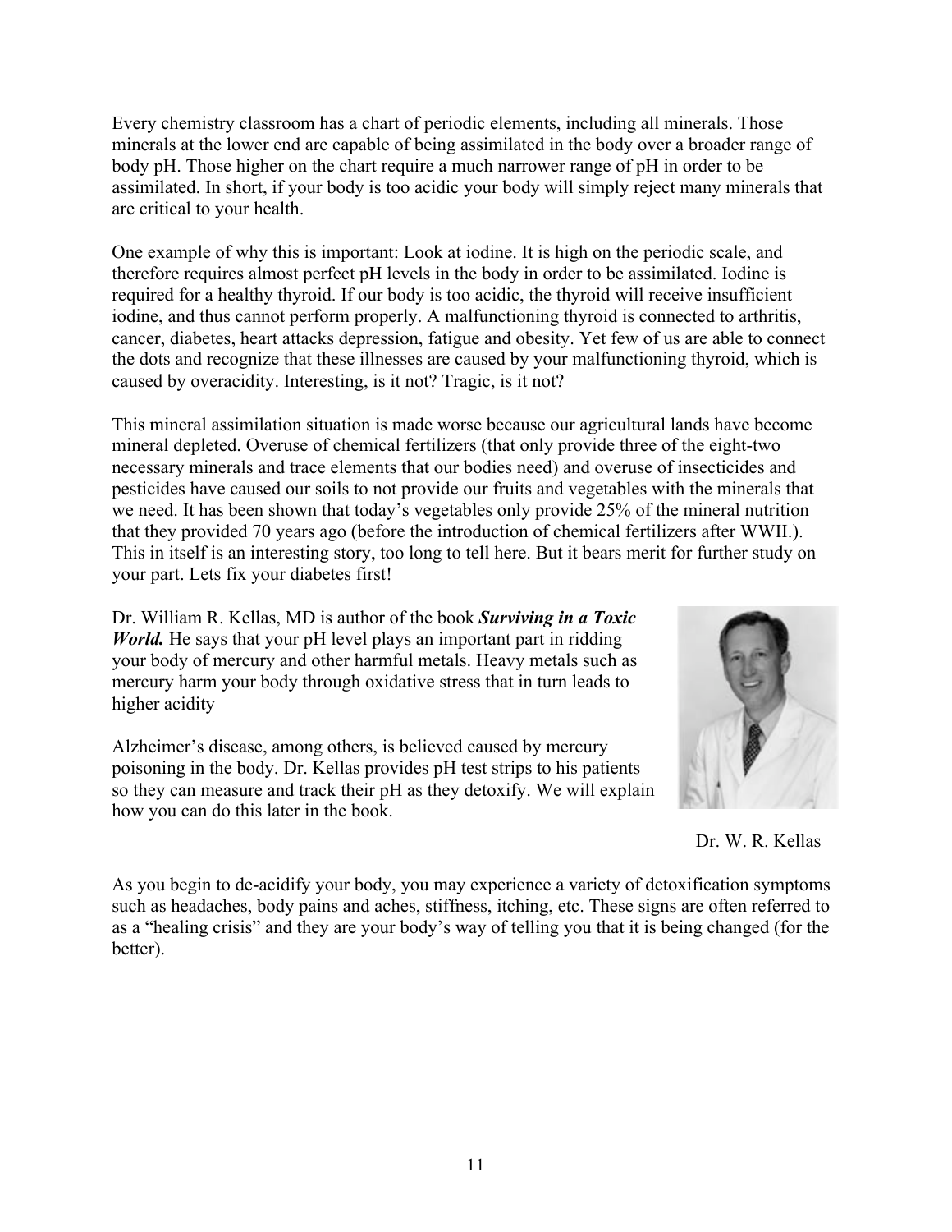Every chemistry classroom has a chart of periodic elements, including all minerals. Those minerals at the lower end are capable of being assimilated in the body over a broader range of body pH. Those higher on the chart require a much narrower range of pH in order to be assimilated. In short, if your body is too acidic your body will simply reject many minerals that are critical to your health.

One example of why this is important: Look at iodine. It is high on the periodic scale, and therefore requires almost perfect pH levels in the body in order to be assimilated. Iodine is required for a healthy thyroid. If our body is too acidic, the thyroid will receive insufficient iodine, and thus cannot perform properly. A malfunctioning thyroid is connected to arthritis, cancer, diabetes, heart attacks depression, fatigue and obesity. Yet few of us are able to connect the dots and recognize that these illnesses are caused by your malfunctioning thyroid, which is caused by overacidity. Interesting, is it not? Tragic, is it not?

This mineral assimilation situation is made worse because our agricultural lands have become mineral depleted. Overuse of chemical fertilizers (that only provide three of the eight-two necessary minerals and trace elements that our bodies need) and overuse of insecticides and pesticides have caused our soils to not provide our fruits and vegetables with the minerals that we need. It has been shown that today's vegetables only provide 25% of the mineral nutrition that they provided 70 years ago (before the introduction of chemical fertilizers after WWII.). This in itself is an interesting story, too long to tell here. But it bears merit for further study on your part. Lets fix your diabetes first!

Dr. William R. Kellas, MD is author of the book ***Surviving in a Toxic World.*** He says that your pH level plays an important part in ridding your body of mercury and other harmful metals. Heavy metals such as mercury harm your body through oxidative stress that in turn leads to higher acidity

Alzheimer's disease, among others, is believed caused by mercury poisoning in the body. Dr. Kellas provides pH test strips to his patients so they can measure and track their pH as they detoxify. We will explain how you can do this later in the book.

Dr. W. R. Kellas

As you begin to de-acidify your body, you may experience a variety of detoxification symptoms such as headaches, body pains and aches, stiffness, itching, etc. These signs are often referred to as a "healing crisis" and they are your body's way of telling you that it is being changed (for the better).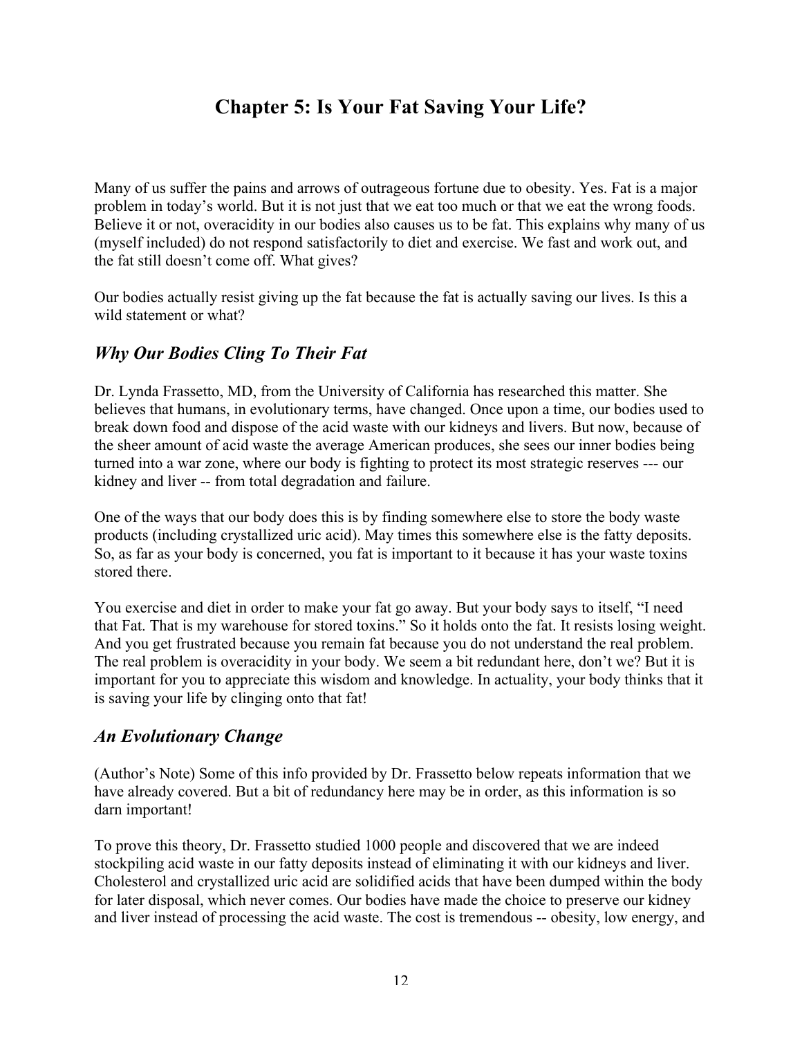# Chapter 5: Is Your Fat Saving Your Life?

Many of us suffer the pains and arrows of outrageous fortune due to obesity. Yes. Fat is a major problem in today's world. But it is not just that we eat too much or that we eat the wrong foods. Believe it or not, overacidity in our bodies also causes us to be fat. This explains why many of us (myself included) do not respond satisfactorily to diet and exercise. We fast and work out, and the fat still doesn't come off. What gives?

Our bodies actually resist giving up the fat because the fat is actually saving our lives. Is this a wild statement or what?

## *Why Our Bodies Cling To Their Fat*

Dr. Lynda Frassetto, MD, from the University of California has researched this matter. She believes that humans, in evolutionary terms, have changed. Once upon a time, our bodies used to break down food and dispose of the acid waste with our kidneys and livers. But now, because of the sheer amount of acid waste the average American produces, she sees our inner bodies being turned into a war zone, where our body is fighting to protect its most strategic reserves --- our kidney and liver -- from total degradation and failure.

One of the ways that our body does this is by finding somewhere else to store the body waste products (including crystallized uric acid). May times this somewhere else is the fatty deposits. So, as far as your body is concerned, you fat is important to it because it has your waste toxins stored there.

You exercise and diet in order to make your fat go away. But your body says to itself, "I need that Fat. That is my warehouse for stored toxins." So it holds onto the fat. It resists losing weight. And you get frustrated because you remain fat because you do not understand the real problem. The real problem is overacidity in your body. We seem a bit redundant here, don't we? But it is important for you to appreciate this wisdom and knowledge. In actuality, your body thinks that it is saving your life by clinging onto that fat!

## *An Evolutionary Change*

(Author's Note) Some of this info provided by Dr. Frassetto below repeats information that we have already covered. But a bit of redundancy here may be in order, as this information is so darn important!

To prove this theory, Dr. Frassetto studied 1000 people and discovered that we are indeed stockpiling acid waste in our fatty deposits instead of eliminating it with our kidneys and liver. Cholesterol and crystallized uric acid are solidified acids that have been dumped within the body for later disposal, which never comes. Our bodies have made the choice to preserve our kidney and liver instead of processing the acid waste. The cost is tremendous -- obesity, low energy, and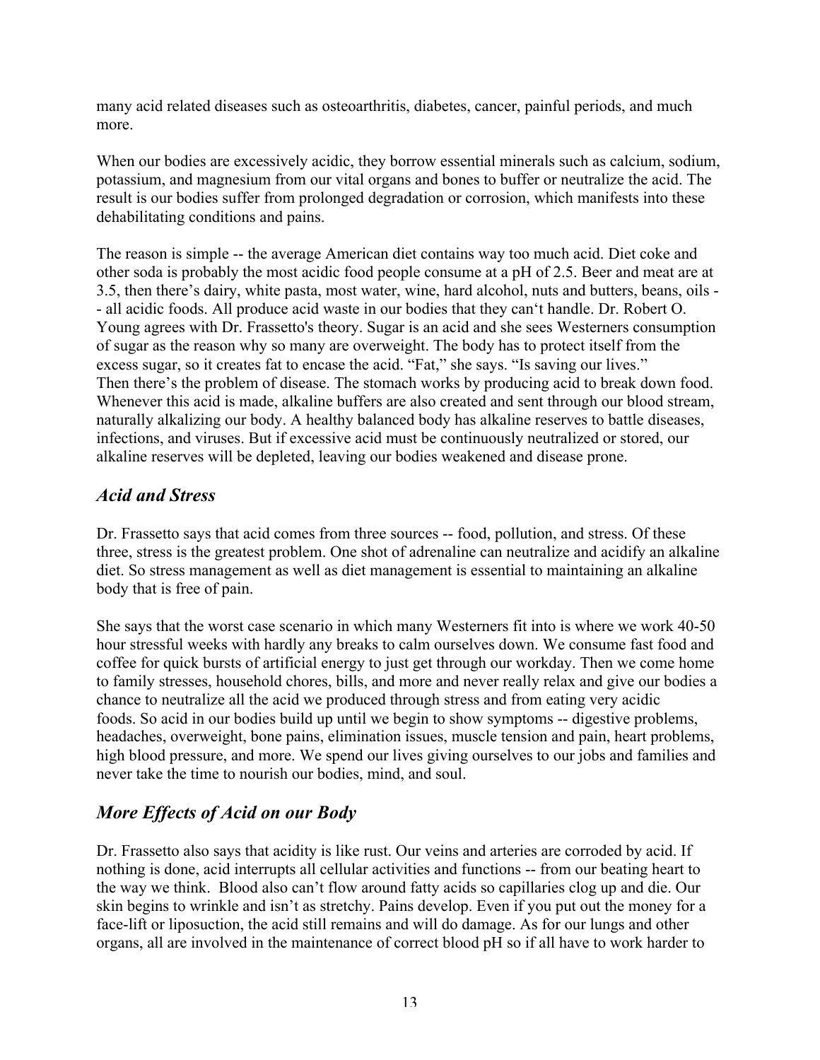many acid related diseases such as osteoarthritis, diabetes, cancer, painful periods, and much more.

When our bodies are excessively acidic, they borrow essential minerals such as calcium, sodium, potassium, and magnesium from our vital organs and bones to buffer or neutralize the acid. The result is our bodies suffer from prolonged degradation or corrosion, which manifests into these dehabilitating conditions and pains.

The reason is simple -- the average American diet contains way too much acid. Diet coke and other soda is probably the most acidic food people consume at a pH of 2.5. Beer and meat are at 3.5, then there's dairy, white pasta, most water, wine, hard alcohol, nuts and butters, beans, oils -- all acidic foods. All produce acid waste in our bodies that they can't handle. Dr. Robert O. Young agrees with Dr. Frassetto's theory. Sugar is an acid and she sees Westerners consumption of sugar as the reason why so many are overweight. The body has to protect itself from the excess sugar, so it creates fat to encase the acid. "Fat," she says. "Is saving our lives."
Then there's the problem of disease. The stomach works by producing acid to break down food. Whenever this acid is made, alkaline buffers are also created and sent through our blood stream, naturally alkalizing our body. A healthy balanced body has alkaline reserves to battle diseases, infections, and viruses. But if excessive acid must be continuously neutralized or stored, our alkaline reserves will be depleted, leaving our bodies weakened and disease prone.

## *Acid and Stress*

Dr. Frassetto says that acid comes from three sources -- food, pollution, and stress. Of these three, stress is the greatest problem. One shot of adrenaline can neutralize and acidify an alkaline diet. So stress management as well as diet management is essential to maintaining an alkaline body that is free of pain.

She says that the worst case scenario in which many Westerners fit into is where we work 40-50 hour stressful weeks with hardly any breaks to calm ourselves down. We consume fast food and coffee for quick bursts of artificial energy to just get through our workday. Then we come home to family stresses, household chores, bills, and more and never really relax and give our bodies a chance to neutralize all the acid we produced through stress and from eating very acidic foods. So acid in our bodies build up until we begin to show symptoms -- digestive problems, headaches, overweight, bone pains, elimination issues, muscle tension and pain, heart problems, high blood pressure, and more. We spend our lives giving ourselves to our jobs and families and never take the time to nourish our bodies, mind, and soul.

## *More Effects of Acid on our Body*

Dr. Frassetto also says that acidity is like rust. Our veins and arteries are corroded by acid. If nothing is done, acid interrupts all cellular activities and functions -- from our beating heart to the way we think. Blood also can't flow around fatty acids so capillaries clog up and die. Our skin begins to wrinkle and isn't as stretchy. Pains develop. Even if you put out the money for a face-lift or liposuction, the acid still remains and will do damage. As for our lungs and other organs, all are involved in the maintenance of correct blood pH so if all have to work harder to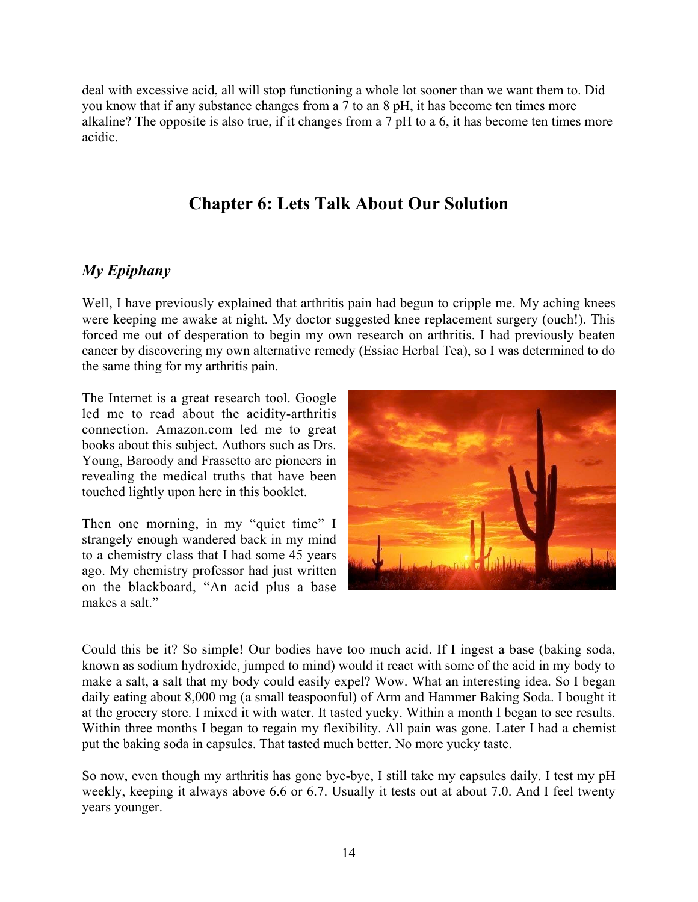deal with excessive acid, all will stop functioning a whole lot sooner than we want them to. Did you know that if any substance changes from a 7 to an 8 pH, it has become ten times more alkaline? The opposite is also true, if it changes from a 7 pH to a 6, it has become ten times more acidic.

## Chapter 6: Lets Talk About Our Solution

### *My Epiphany*

Well, I have previously explained that arthritis pain had begun to cripple me. My aching knees were keeping me awake at night. My doctor suggested knee replacement surgery (ouch!). This forced me out of desperation to begin my own research on arthritis. I had previously beaten cancer by discovering my own alternative remedy (Essiac Herbal Tea), so I was determined to do the same thing for my arthritis pain.

The Internet is a great research tool. Google led me to read about the acidity-arthritis connection. Amazon.com led me to great books about this subject. Authors such as Drs. Young, Baroody and Frassetto are pioneers in revealing the medical truths that have been touched lightly upon here in this booklet.

Then one morning, in my "quiet time" I strangely enough wandered back in my mind to a chemistry class that I had some 45 years ago. My chemistry professor had just written on the blackboard, "An acid plus a base makes a salt."

Could this be it? So simple! Our bodies have too much acid. If I ingest a base (baking soda, known as sodium hydroxide, jumped to mind) would it react with some of the acid in my body to make a salt, a salt that my body could easily expel? Wow. What an interesting idea. So I began daily eating about 8,000 mg (a small teaspoonful) of Arm and Hammer Baking Soda. I bought it at the grocery store. I mixed it with water. It tasted yucky. Within a month I began to see results. Within three months I began to regain my flexibility. All pain was gone. Later I had a chemist put the baking soda in capsules. That tasted much better. No more yucky taste.

So now, even though my arthritis has gone bye-bye, I still take my capsules daily. I test my pH weekly, keeping it always above 6.6 or 6.7. Usually it tests out at about 7.0. And I feel twenty years younger.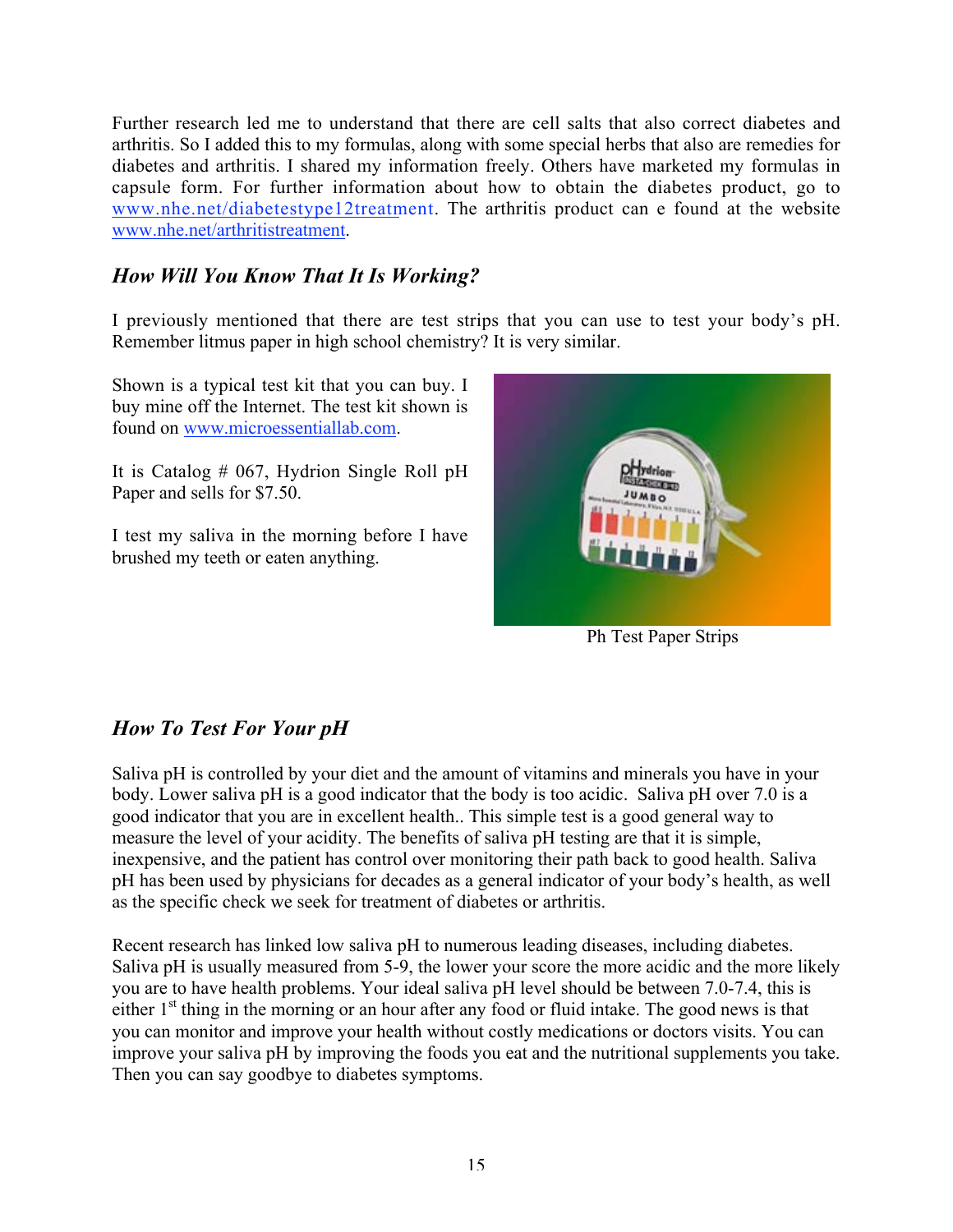Further research led me to understand that there are cell salts that also correct diabetes and arthritis. So I added this to my formulas, along with some special herbs that also are remedies for diabetes and arthritis. I shared my information freely. Others have marketed my formulas in capsule form. For further information about how to obtain the diabetes product, go to www.nhe.net/diabetestype12treatment. The arthritis product can e found at the website www.nhe.net/arthritistreatment.

## *How Will You Know That It Is Working?*

I previously mentioned that there are test strips that you can use to test your body's pH. Remember litmus paper in high school chemistry? It is very similar.

Shown is a typical test kit that you can buy. I buy mine off the Internet. The test kit shown is found on www.microessentiallab.com.

It is Catalog # 067, Hydrion Single Roll pH Paper and sells for $7.50.

I test my saliva in the morning before I have brushed my teeth or eaten anything.

Ph Test Paper Strips

## *How To Test For Your pH*

Saliva pH is controlled by your diet and the amount of vitamins and minerals you have in your body. Lower saliva pH is a good indicator that the body is too acidic. Saliva pH over 7.0 is a good indicator that you are in excellent health.. This simple test is a good general way to measure the level of your acidity. The benefits of saliva pH testing are that it is simple, inexpensive, and the patient has control over monitoring their path back to good health. Saliva pH has been used by physicians for decades as a general indicator of your body's health, as well as the specific check we seek for treatment of diabetes or arthritis.

Recent research has linked low saliva pH to numerous leading diseases, including diabetes. Saliva pH is usually measured from 5-9, the lower your score the more acidic and the more likely you are to have health problems. Your ideal saliva pH level should be between 7.0-7.4, this is either 1st thing in the morning or an hour after any food or fluid intake. The good news is that you can monitor and improve your health without costly medications or doctors visits. You can improve your saliva pH by improving the foods you eat and the nutritional supplements you take. Then you can say goodbye to diabetes symptoms.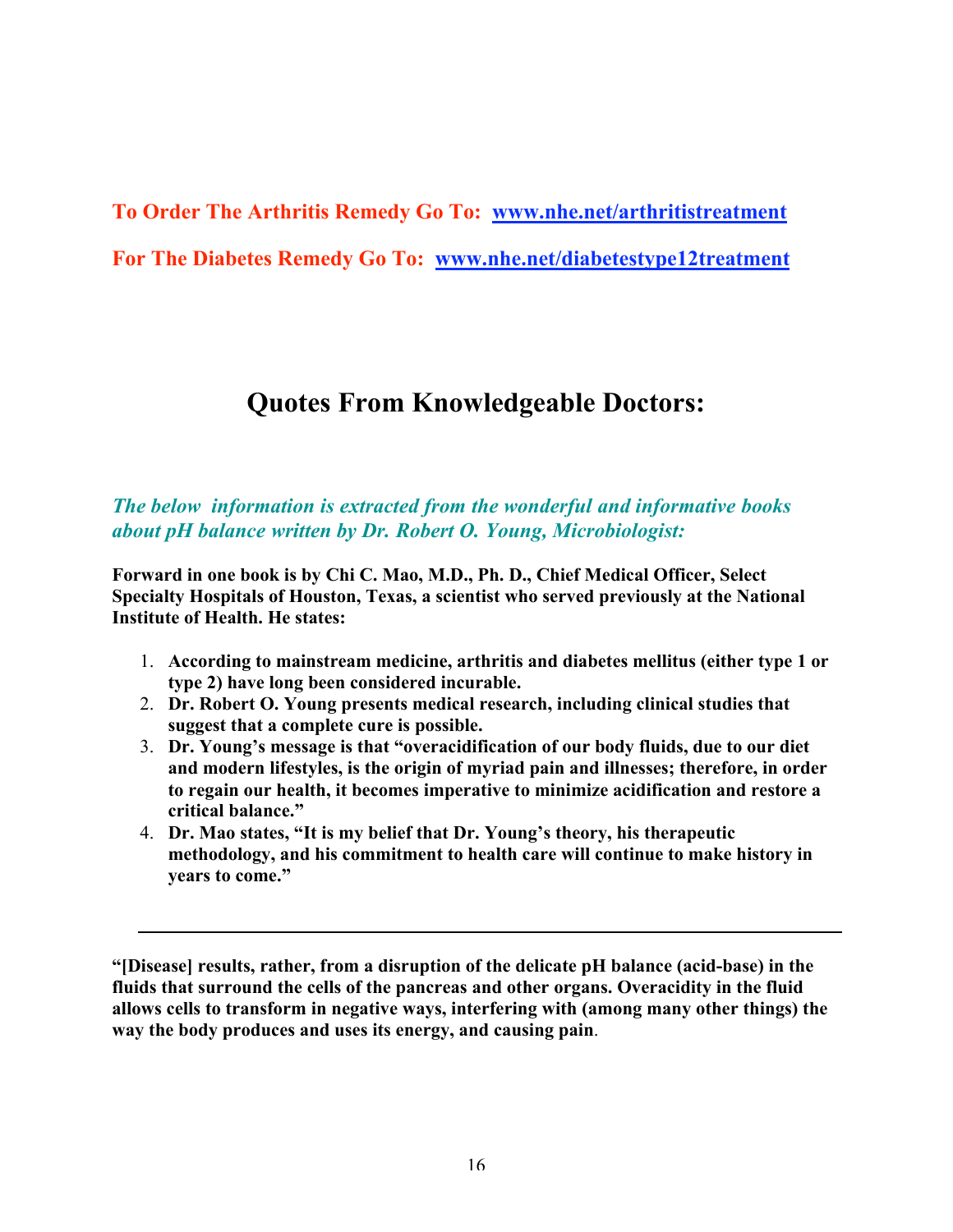**To Order The Arthritis Remedy Go To: [www.nhe.net/arthritistreatment](http://www.nhe.net/arthritistreatment)**

**For The Diabetes Remedy Go To: [www.nhe.net/diabetestype12treatment](http://www.nhe.net/diabetestype12treatment)**

## Quotes From Knowledgeable Doctors:

***The below information is extracted from the wonderful and informative books about pH balance written by Dr. Robert O. Young, Microbiologist:***

**Forward in one book is by Chi C. Mao, M.D., Ph. D., Chief Medical Officer, Select Specialty Hospitals of Houston, Texas, a scientist who served previously at the National Institute of Health. He states:**

1. **According to mainstream medicine, arthritis and diabetes mellitus (either type 1 or type 2) have long been considered incurable.**
2. **Dr. Robert O. Young presents medical research, including clinical studies that suggest that a complete cure is possible.**
3. **Dr. Young's message is that "overacidification of our body fluids, due to our diet and modern lifestyles, is the origin of myriad pain and illnesses; therefore, in order to regain our health, it becomes imperative to minimize acidification and restore a critical balance."**
4. **Dr. Mao states, "It is my belief that Dr. Young's theory, his therapeutic methodology, and his commitment to health care will continue to make history in years to come."**

---

**"[Disease] results, rather, from a disruption of the delicate pH balance (acid-base) in the fluids that surround the cells of the pancreas and other organs. Overacidity in the fluid allows cells to transform in negative ways, interfering with (among many other things) the way the body produces and uses its energy, and causing pain**.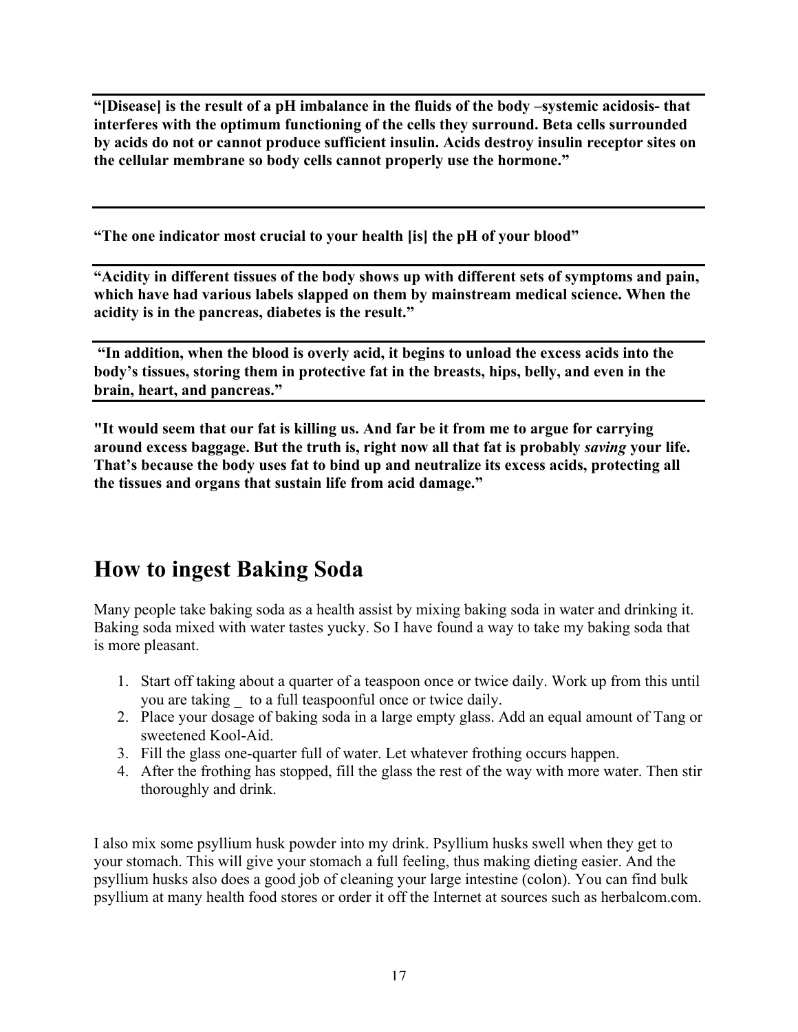**“[Disease] is the result of a pH imbalance in the fluids of the body –systemic acidosis- that interferes with the optimum functioning of the cells they surround. Beta cells surrounded by acids do not or cannot produce sufficient insulin. Acids destroy insulin receptor sites on the cellular membrane so body cells cannot properly use the hormone.”**

---

**“The one indicator most crucial to your health [is] the pH of your blood”**

---

**“Acidity in different tissues of the body shows up with different sets of symptoms and pain, which have had various labels slapped on them by mainstream medical science. When the acidity is in the pancreas, diabetes is the result.”**

---

**“In addition, when the blood is overly acid, it begins to unload the excess acids into the body’s tissues, storing them in protective fat in the breasts, hips, belly, and even in the brain, heart, and pancreas.”**

---

**"It would seem that our fat is killing us. And far be it from me to argue for carrying around excess baggage. But the truth is, right now all that fat is probably *saving* your life. That’s because the body uses fat to bind up and neutralize its excess acids, protecting all the tissues and organs that sustain life from acid damage.”**

## How to ingest Baking Soda

Many people take baking soda as a health assist by mixing baking soda in water and drinking it. Baking soda mixed with water tastes yucky. So I have found a way to take my baking soda that is more pleasant.

1. Start off taking about a quarter of a teaspoon once or twice daily. Work up from this until you are taking _ to a full teaspoonful once or twice daily.
2. Place your dosage of baking soda in a large empty glass. Add an equal amount of Tang or sweetened Kool-Aid.
3. Fill the glass one-quarter full of water. Let whatever frothing occurs happen.
4. After the frothing has stopped, fill the glass the rest of the way with more water. Then stir thoroughly and drink.

I also mix some psyllium husk powder into my drink. Psyllium husks swell when they get to your stomach. This will give your stomach a full feeling, thus making dieting easier. And the psyllium husks also does a good job of cleaning your large intestine (colon). You can find bulk psyllium at many health food stores or order it off the Internet at sources such as herbalcom.com.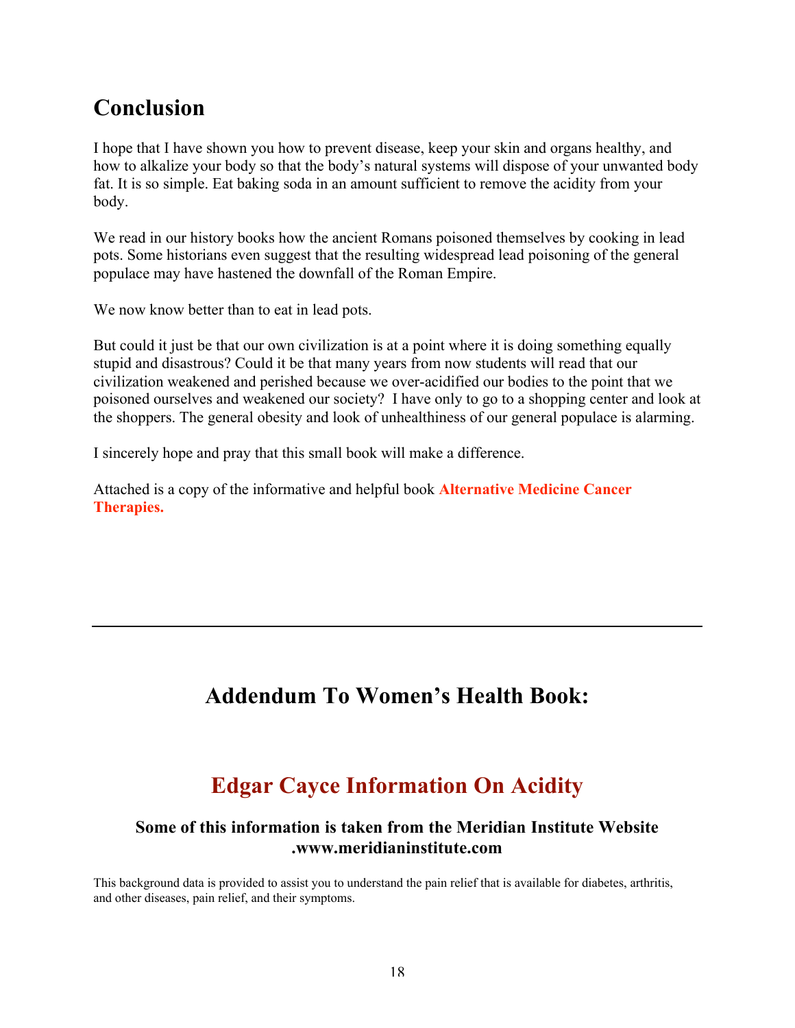## Conclusion

I hope that I have shown you how to prevent disease, keep your skin and organs healthy, and how to alkalize your body so that the body's natural systems will dispose of your unwanted body fat. It is so simple. Eat baking soda in an amount sufficient to remove the acidity from your body.

We read in our history books how the ancient Romans poisoned themselves by cooking in lead pots. Some historians even suggest that the resulting widespread lead poisoning of the general populace may have hastened the downfall of the Roman Empire.

We now know better than to eat in lead pots.

But could it just be that our own civilization is at a point where it is doing something equally stupid and disastrous? Could it be that many years from now students will read that our civilization weakened and perished because we over-acidified our bodies to the point that we poisoned ourselves and weakened our society? I have only to go to a shopping center and look at the shoppers. The general obesity and look of unhealthiness of our general populace is alarming.

I sincerely hope and pray that this small book will make a difference.

Attached is a copy of the informative and helpful book **Alternative Medicine Cancer Therapies.**

---

# Addendum To Women's Health Book:

# Edgar Cayce Information On Acidity

### Some of this information is taken from the Meridian Institute Website .www.meridianinstitute.com

This background data is provided to assist you to understand the pain relief that is available for diabetes, arthritis, and other diseases, pain relief, and their symptoms.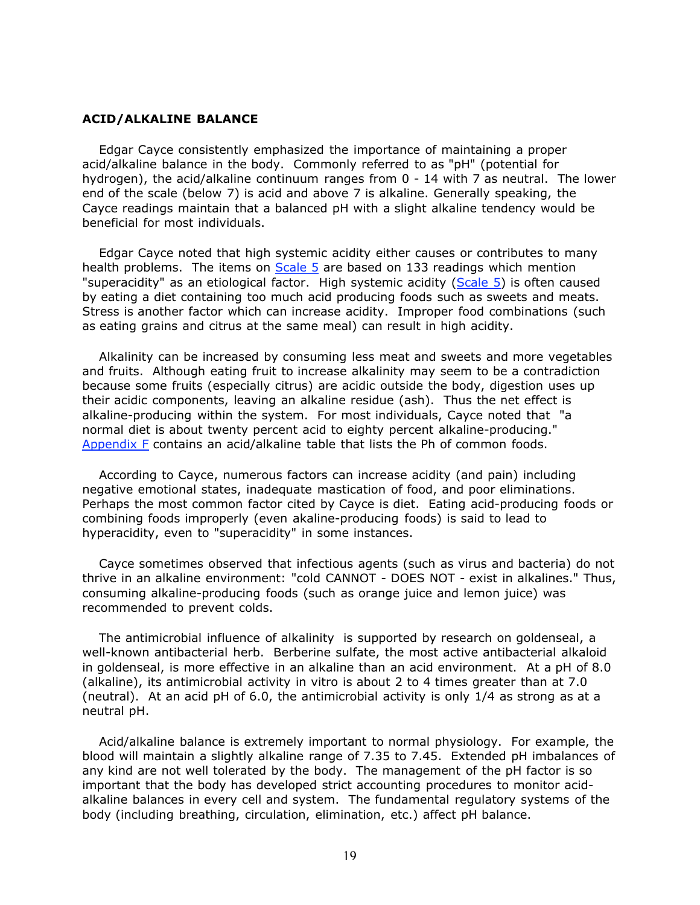## ACID/ALKALINE BALANCE

Edgar Cayce consistently emphasized the importance of maintaining a proper acid/alkaline balance in the body. Commonly referred to as "pH" (potential for hydrogen), the acid/alkaline continuum ranges from 0 - 14 with 7 as neutral. The lower end of the scale (below 7) is acid and above 7 is alkaline. Generally speaking, the Cayce readings maintain that a balanced pH with a slight alkaline tendency would be beneficial for most individuals.

Edgar Cayce noted that high systemic acidity either causes or contributes to many health problems. The items on Scale 5 are based on 133 readings which mention "superacidity" as an etiological factor. High systemic acidity (Scale 5) is often caused by eating a diet containing too much acid producing foods such as sweets and meats. Stress is another factor which can increase acidity. Improper food combinations (such as eating grains and citrus at the same meal) can result in high acidity.

Alkalinity can be increased by consuming less meat and sweets and more vegetables and fruits. Although eating fruit to increase alkalinity may seem to be a contradiction because some fruits (especially citrus) are acidic outside the body, digestion uses up their acidic components, leaving an alkaline residue (ash). Thus the net effect is alkaline-producing within the system. For most individuals, Cayce noted that "a normal diet is about twenty percent acid to eighty percent alkaline-producing." Appendix F contains an acid/alkaline table that lists the Ph of common foods.

According to Cayce, numerous factors can increase acidity (and pain) including negative emotional states, inadequate mastication of food, and poor eliminations. Perhaps the most common factor cited by Cayce is diet. Eating acid-producing foods or combining foods improperly (even akaline-producing foods) is said to lead to hyperacidity, even to "superacidity" in some instances.

Cayce sometimes observed that infectious agents (such as virus and bacteria) do not thrive in an alkaline environment: "cold CANNOT - DOES NOT - exist in alkalines." Thus, consuming alkaline-producing foods (such as orange juice and lemon juice) was recommended to prevent colds.

The antimicrobial influence of alkalinity is supported by research on goldenseal, a well-known antibacterial herb. Berberine sulfate, the most active antibacterial alkaloid in goldenseal, is more effective in an alkaline than an acid environment. At a pH of 8.0 (alkaline), its antimicrobial activity in vitro is about 2 to 4 times greater than at 7.0 (neutral). At an acid pH of 6.0, the antimicrobial activity is only 1/4 as strong as at a neutral pH.

Acid/alkaline balance is extremely important to normal physiology. For example, the blood will maintain a slightly alkaline range of 7.35 to 7.45. Extended pH imbalances of any kind are not well tolerated by the body. The management of the pH factor is so important that the body has developed strict accounting procedures to monitor acid-alkaline balances in every cell and system. The fundamental regulatory systems of the body (including breathing, circulation, elimination, etc.) affect pH balance.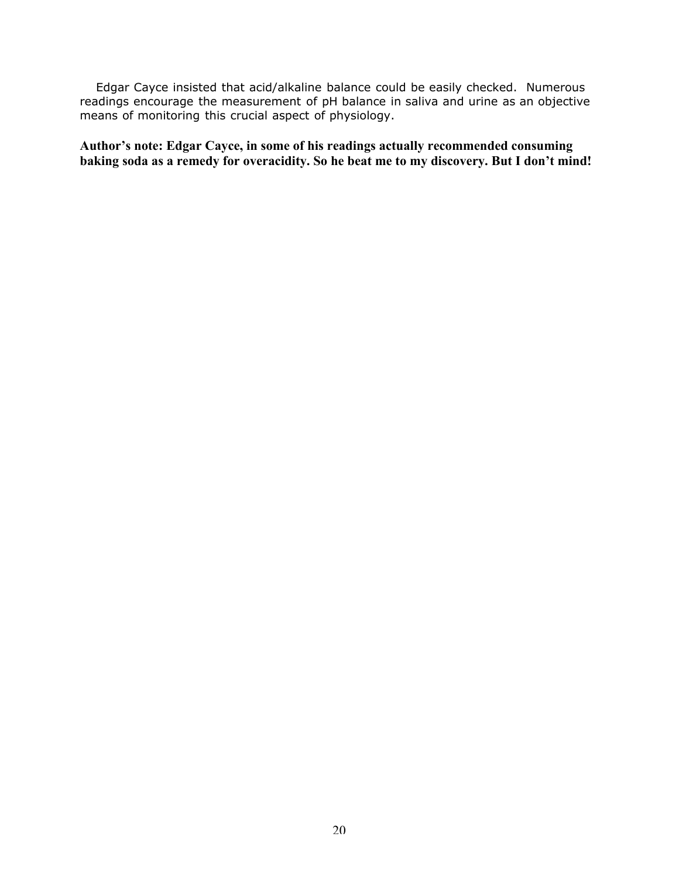Edgar Cayce insisted that acid/alkaline balance could be easily checked. Numerous readings encourage the measurement of pH balance in saliva and urine as an objective means of monitoring this crucial aspect of physiology.

**Author's note: Edgar Cayce, in some of his readings actually recommended consuming baking soda as a remedy for overacidity. So he beat me to my discovery. But I don't mind!**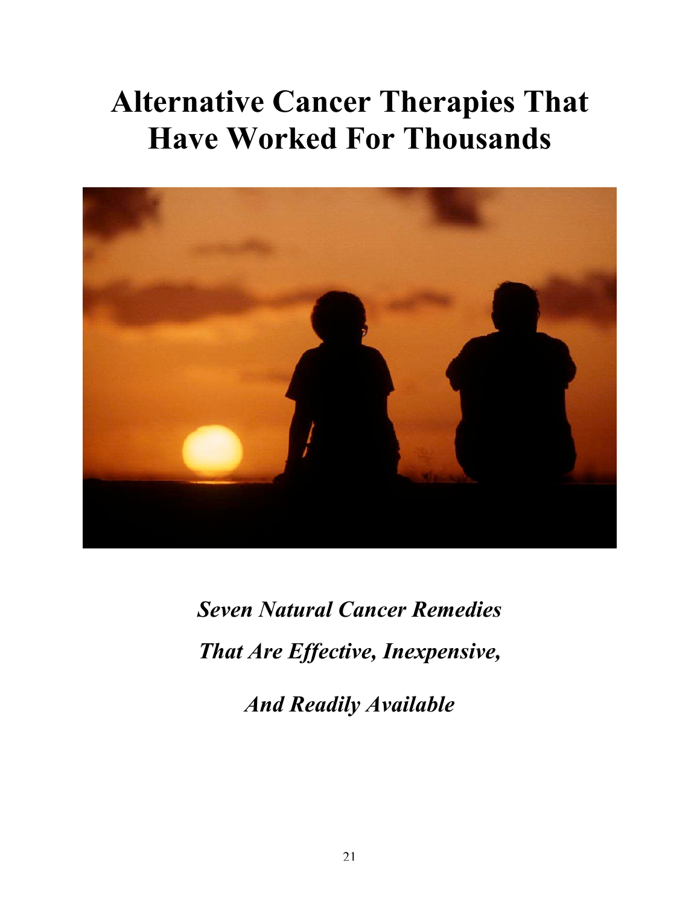# Alternative Cancer Therapies That Have Worked For Thousands

***Seven Natural Cancer Remedies***

***That Are Effective, Inexpensive,***

***And Readily Available***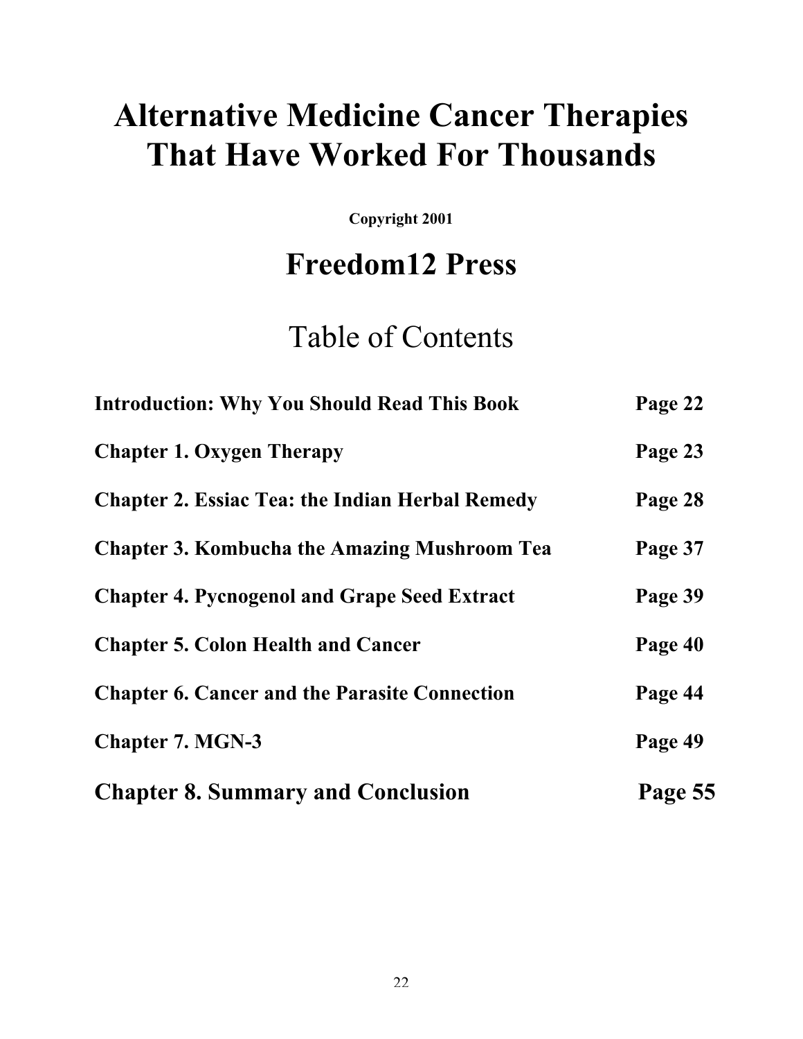# Alternative Medicine Cancer Therapies That Have Worked For Thousands

**Copyright 2001**

## Freedom12 Press

## Table of Contents

| | |
|---|---|
| **Introduction: Why You Should Read This Book** | **Page 22** |
| **Chapter 1. Oxygen Therapy** | **Page 23** |
| **Chapter 2. Essiac Tea: the Indian Herbal Remedy** | **Page 28** |
| **Chapter 3. Kombucha the Amazing Mushroom Tea** | **Page 37** |
| **Chapter 4. Pycnogenol and Grape Seed Extract** | **Page 39** |
| **Chapter 5. Colon Health and Cancer** | **Page 40** |
| **Chapter 6. Cancer and the Parasite Connection** | **Page 44** |
| **Chapter 7. MGN-3** | **Page 49** |
| **Chapter 8. Summary and Conclusion** | **Page 55** |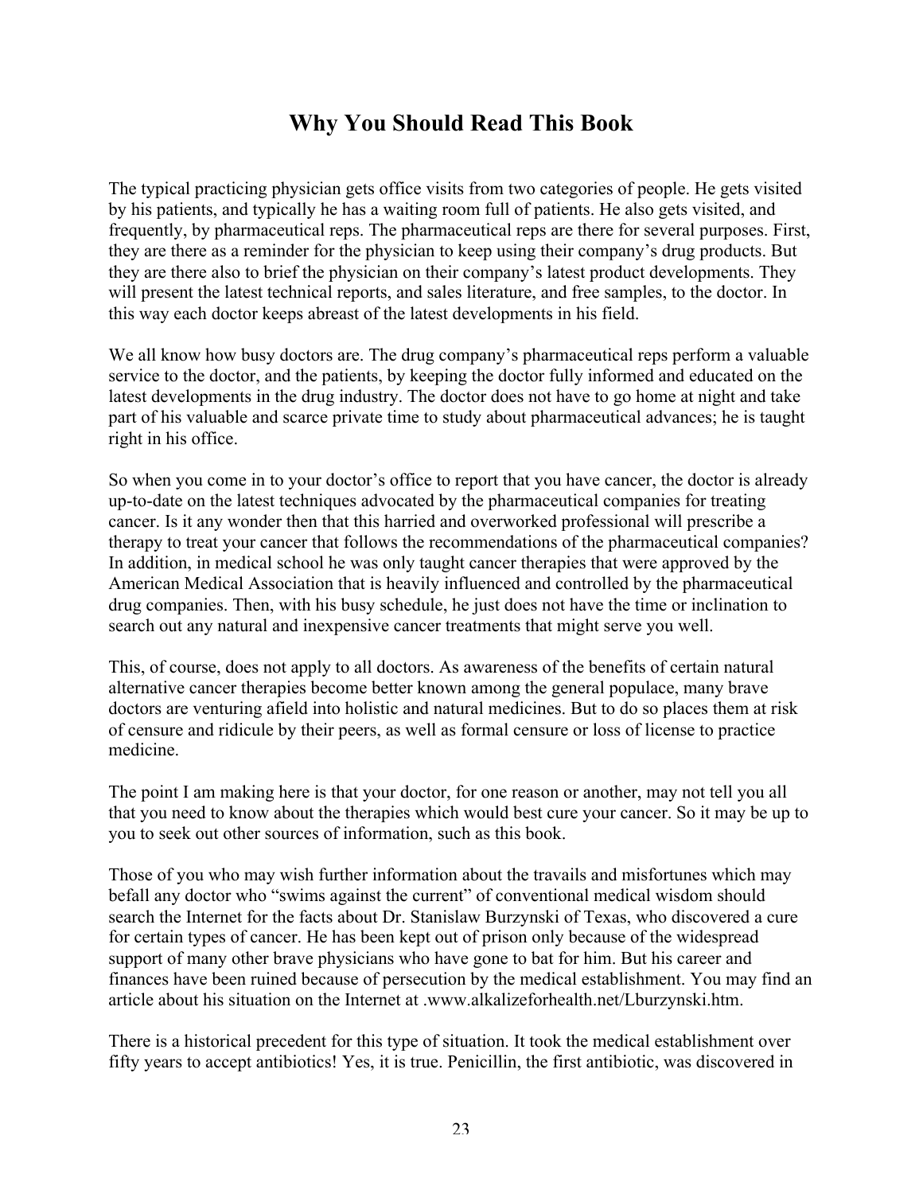## Why You Should Read This Book

The typical practicing physician gets office visits from two categories of people. He gets visited by his patients, and typically he has a waiting room full of patients. He also gets visited, and frequently, by pharmaceutical reps. The pharmaceutical reps are there for several purposes. First, they are there as a reminder for the physician to keep using their company's drug products. But they are there also to brief the physician on their company's latest product developments. They will present the latest technical reports, and sales literature, and free samples, to the doctor. In this way each doctor keeps abreast of the latest developments in his field.

We all know how busy doctors are. The drug company's pharmaceutical reps perform a valuable service to the doctor, and the patients, by keeping the doctor fully informed and educated on the latest developments in the drug industry. The doctor does not have to go home at night and take part of his valuable and scarce private time to study about pharmaceutical advances; he is taught right in his office.

So when you come in to your doctor's office to report that you have cancer, the doctor is already up-to-date on the latest techniques advocated by the pharmaceutical companies for treating cancer. Is it any wonder then that this harried and overworked professional will prescribe a therapy to treat your cancer that follows the recommendations of the pharmaceutical companies? In addition, in medical school he was only taught cancer therapies that were approved by the American Medical Association that is heavily influenced and controlled by the pharmaceutical drug companies. Then, with his busy schedule, he just does not have the time or inclination to search out any natural and inexpensive cancer treatments that might serve you well.

This, of course, does not apply to all doctors. As awareness of the benefits of certain natural alternative cancer therapies become better known among the general populace, many brave doctors are venturing afield into holistic and natural medicines. But to do so places them at risk of censure and ridicule by their peers, as well as formal censure or loss of license to practice medicine.

The point I am making here is that your doctor, for one reason or another, may not tell you all that you need to know about the therapies which would best cure your cancer. So it may be up to you to seek out other sources of information, such as this book.

Those of you who may wish further information about the travails and misfortunes which may befall any doctor who "swims against the current" of conventional medical wisdom should search the Internet for the facts about Dr. Stanislaw Burzynski of Texas, who discovered a cure for certain types of cancer. He has been kept out of prison only because of the widespread support of many other brave physicians who have gone to bat for him. But his career and finances have been ruined because of persecution by the medical establishment. You may find an article about his situation on the Internet at .www.alkalizeforhealth.net/Lburzynski.htm.

There is a historical precedent for this type of situation. It took the medical establishment over fifty years to accept antibiotics! Yes, it is true. Penicillin, the first antibiotic, was discovered in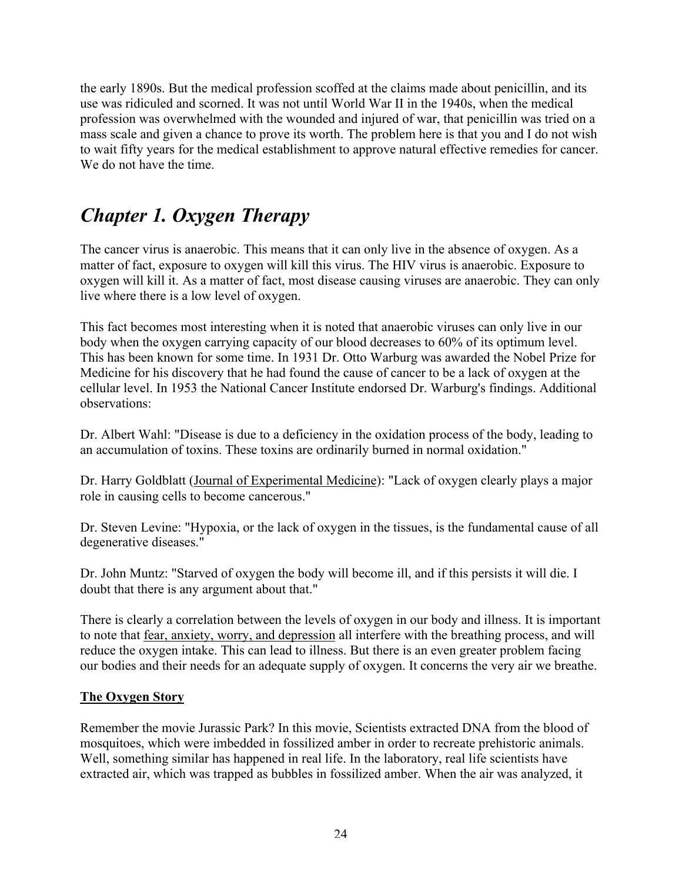the early 1890s. But the medical profession scoffed at the claims made about penicillin, and its use was ridiculed and scorned. It was not until World War II in the 1940s, when the medical profession was overwhelmed with the wounded and injured of war, that penicillin was tried on a mass scale and given a chance to prove its worth. The problem here is that you and I do not wish to wait fifty years for the medical establishment to approve natural effective remedies for cancer. We do not have the time.

# *Chapter 1. Oxygen Therapy*

The cancer virus is anaerobic. This means that it can only live in the absence of oxygen. As a matter of fact, exposure to oxygen will kill this virus. The HIV virus is anaerobic. Exposure to oxygen will kill it. As a matter of fact, most disease causing viruses are anaerobic. They can only live where there is a low level of oxygen.

This fact becomes most interesting when it is noted that anaerobic viruses can only live in our body when the oxygen carrying capacity of our blood decreases to 60% of its optimum level. This has been known for some time. In 1931 Dr. Otto Warburg was awarded the Nobel Prize for Medicine for his discovery that he had found the cause of cancer to be a lack of oxygen at the cellular level. In 1953 the National Cancer Institute endorsed Dr. Warburg's findings. Additional observations:

Dr. Albert Wahl: "Disease is due to a deficiency in the oxidation process of the body, leading to an accumulation of toxins. These toxins are ordinarily burned in normal oxidation."

Dr. Harry Goldblatt (Journal of Experimental Medicine): "Lack of oxygen clearly plays a major role in causing cells to become cancerous."

Dr. Steven Levine: "Hypoxia, or the lack of oxygen in the tissues, is the fundamental cause of all degenerative diseases."

Dr. John Muntz: "Starved of oxygen the body will become ill, and if this persists it will die. I doubt that there is any argument about that."

There is clearly a correlation between the levels of oxygen in our body and illness. It is important to note that fear, anxiety, worry, and depression all interfere with the breathing process, and will reduce the oxygen intake. This can lead to illness. But there is an even greater problem facing our bodies and their needs for an adequate supply of oxygen. It concerns the very air we breathe.

## The Oxygen Story

Remember the movie Jurassic Park? In this movie, Scientists extracted DNA from the blood of mosquitoes, which were imbedded in fossilized amber in order to recreate prehistoric animals. Well, something similar has happened in real life. In the laboratory, real life scientists have extracted air, which was trapped as bubbles in fossilized amber. When the air was analyzed, it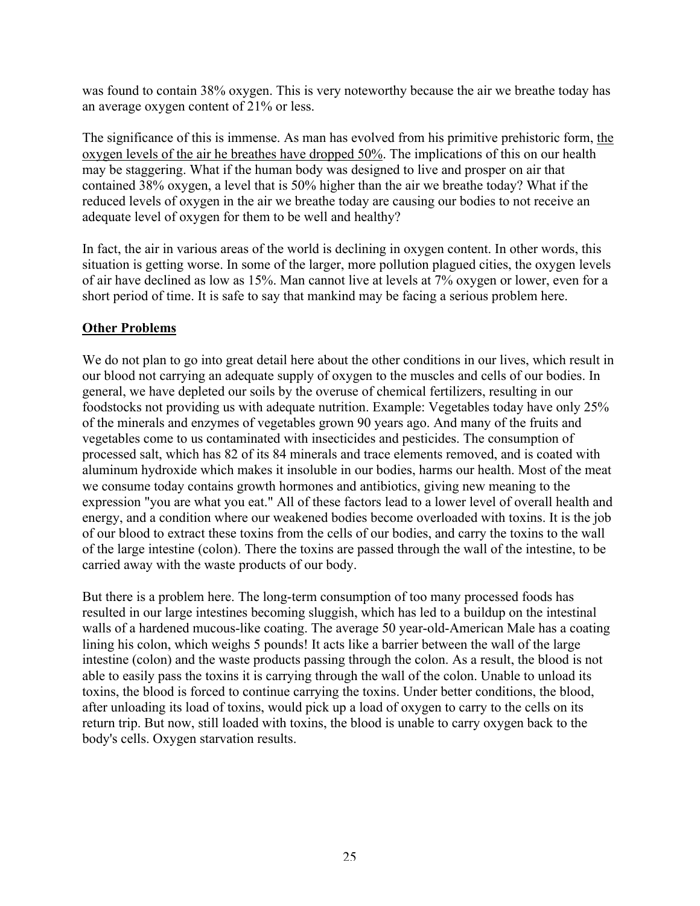was found to contain 38% oxygen. This is very noteworthy because the air we breathe today has an average oxygen content of 21% or less.

The significance of this is immense. As man has evolved from his primitive prehistoric form, <u>the oxygen levels of the air he breathes have dropped 50%</u>. The implications of this on our health may be staggering. What if the human body was designed to live and prosper on air that contained 38% oxygen, a level that is 50% higher than the air we breathe today? What if the reduced levels of oxygen in the air we breathe today are causing our bodies to not receive an adequate level of oxygen for them to be well and healthy?

In fact, the air in various areas of the world is declining in oxygen content. In other words, this situation is getting worse. In some of the larger, more pollution plagued cities, the oxygen levels of air have declined as low as 15%. Man cannot live at levels at 7% oxygen or lower, even for a short period of time. It is safe to say that mankind may be facing a serious problem here.

## **<u>Other Problems</u>**

We do not plan to go into great detail here about the other conditions in our lives, which result in our blood not carrying an adequate supply of oxygen to the muscles and cells of our bodies. In general, we have depleted our soils by the overuse of chemical fertilizers, resulting in our foodstocks not providing us with adequate nutrition. Example: Vegetables today have only 25% of the minerals and enzymes of vegetables grown 90 years ago. And many of the fruits and vegetables come to us contaminated with insecticides and pesticides. The consumption of processed salt, which has 82 of its 84 minerals and trace elements removed, and is coated with aluminum hydroxide which makes it insoluble in our bodies, harms our health. Most of the meat we consume today contains growth hormones and antibiotics, giving new meaning to the expression "you are what you eat." All of these factors lead to a lower level of overall health and energy, and a condition where our weakened bodies become overloaded with toxins. It is the job of our blood to extract these toxins from the cells of our bodies, and carry the toxins to the wall of the large intestine (colon). There the toxins are passed through the wall of the intestine, to be carried away with the waste products of our body.

But there is a problem here. The long-term consumption of too many processed foods has resulted in our large intestines becoming sluggish, which has led to a buildup on the intestinal walls of a hardened mucous-like coating. The average 50 year-old-American Male has a coating lining his colon, which weighs 5 pounds! It acts like a barrier between the wall of the large intestine (colon) and the waste products passing through the colon. As a result, the blood is not able to easily pass the toxins it is carrying through the wall of the colon. Unable to unload its toxins, the blood is forced to continue carrying the toxins. Under better conditions, the blood, after unloading its load of toxins, would pick up a load of oxygen to carry to the cells on its return trip. But now, still loaded with toxins, the blood is unable to carry oxygen back to the body's cells. Oxygen starvation results.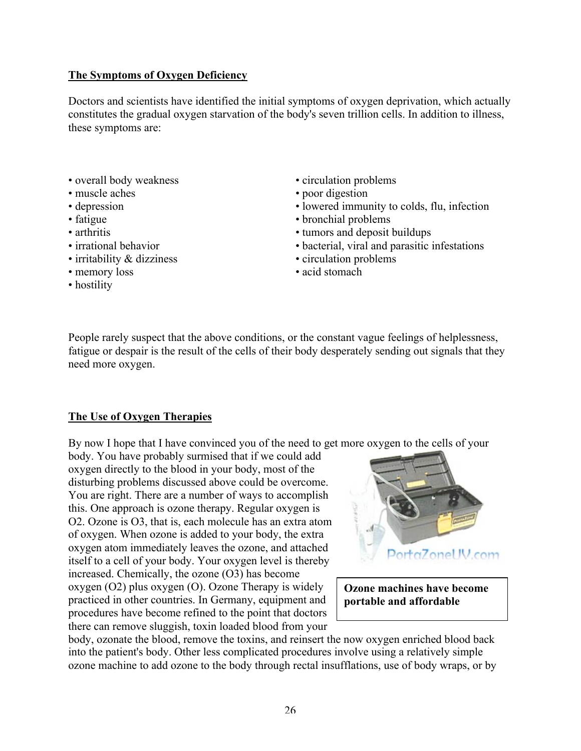## The Symptoms of Oxygen Deficiency

Doctors and scientists have identified the initial symptoms of oxygen deprivation, which actually constitutes the gradual oxygen starvation of the body's seven trillion cells. In addition to illness, these symptoms are:

- overall body weakness
- muscle aches
- depression
- fatigue
- arthritis
- irrational behavior
- irritability & dizziness
- memory loss
- hostility
- circulation problems
- poor digestion
- lowered immunity to colds, flu, infection
- bronchial problems
- tumors and deposit buildups
- bacterial, viral and parasitic infestations
- circulation problems
- acid stomach

People rarely suspect that the above conditions, or the constant vague feelings of helplessness, fatigue or despair is the result of the cells of their body desperately sending out signals that they need more oxygen.

## The Use of Oxygen Therapies

By now I hope that I have convinced you of the need to get more oxygen to the cells of your body. You have probably surmised that if we could add oxygen directly to the blood in your body, most of the disturbing problems discussed above could be overcome. You are right. There are a number of ways to accomplish this. One approach is ozone therapy. Regular oxygen is $O_2$. Ozone is $O_3$, that is, each molecule has an extra atom of oxygen. When ozone is added to your body, the extra oxygen atom immediately leaves the ozone, and attached itself to a cell of your body. Your oxygen level is thereby increased. Chemically, the ozone ($O_3$) has become oxygen ($O_2$) plus oxygen (O). Ozone Therapy is widely practiced in other countries. In Germany, equipment and procedures have become refined to the point that doctors there can remove sluggish, toxin loaded blood from your body, ozonate the blood, remove the toxins, and reinsert the now oxygen enriched blood back into the patient's body. Other less complicated procedures involve using a relatively simple ozone machine to add ozone to the body through rectal insufflations, use of body wraps, or by

**Ozone machines have become portable and affordable**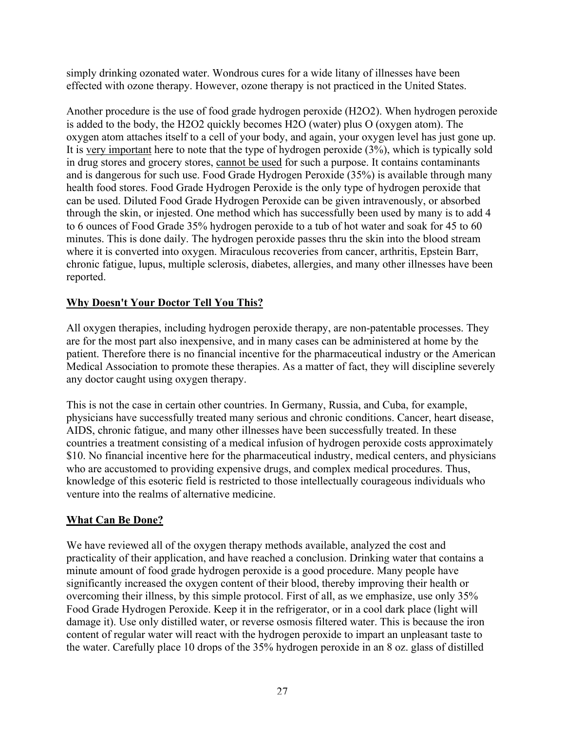simply drinking ozonated water. Wondrous cures for a wide litany of illnesses have been effected with ozone therapy. However, ozone therapy is not practiced in the United States.

Another procedure is the use of food grade hydrogen peroxide ($H_2O_2$). When hydrogen peroxide is added to the body, the $H_2O_2$ quickly becomes $H_2O$ (water) plus O (oxygen atom). The oxygen atom attaches itself to a cell of your body, and again, your oxygen level has just gone up. It is very important here to note that the type of hydrogen peroxide (3%), which is typically sold in drug stores and grocery stores, cannot be used for such a purpose. It contains contaminants and is dangerous for such use. Food Grade Hydrogen Peroxide (35%) is available through many health food stores. Food Grade Hydrogen Peroxide is the only type of hydrogen peroxide that can be used. Diluted Food Grade Hydrogen Peroxide can be given intravenously, or absorbed through the skin, or injested. One method which has successfully been used by many is to add 4 to 6 ounces of Food Grade 35% hydrogen peroxide to a tub of hot water and soak for 45 to 60 minutes. This is done daily. The hydrogen peroxide passes thru the skin into the blood stream where it is converted into oxygen. Miraculous recoveries from cancer, arthritis, Epstein Barr, chronic fatigue, lupus, multiple sclerosis, diabetes, allergies, and many other illnesses have been reported.

## Why Doesn't Your Doctor Tell You This?

All oxygen therapies, including hydrogen peroxide therapy, are non-patentable processes. They are for the most part also inexpensive, and in many cases can be administered at home by the patient. Therefore there is no financial incentive for the pharmaceutical industry or the American Medical Association to promote these therapies. As a matter of fact, they will discipline severely any doctor caught using oxygen therapy.

This is not the case in certain other countries. In Germany, Russia, and Cuba, for example, physicians have successfully treated many serious and chronic conditions. Cancer, heart disease, AIDS, chronic fatigue, and many other illnesses have been successfully treated. In these countries a treatment consisting of a medical infusion of hydrogen peroxide costs approximately $10. No financial incentive here for the pharmaceutical industry, medical centers, and physicians who are accustomed to providing expensive drugs, and complex medical procedures. Thus, knowledge of this esoteric field is restricted to those intellectually courageous individuals who venture into the realms of alternative medicine.

## What Can Be Done?

We have reviewed all of the oxygen therapy methods available, analyzed the cost and practicality of their application, and have reached a conclusion. Drinking water that contains a minute amount of food grade hydrogen peroxide is a good procedure. Many people have significantly increased the oxygen content of their blood, thereby improving their health or overcoming their illness, by this simple protocol. First of all, as we emphasize, use only 35% Food Grade Hydrogen Peroxide. Keep it in the refrigerator, or in a cool dark place (light will damage it). Use only distilled water, or reverse osmosis filtered water. This is because the iron content of regular water will react with the hydrogen peroxide to impart an unpleasant taste to the water. Carefully place 10 drops of the 35% hydrogen peroxide in an 8 oz. glass of distilled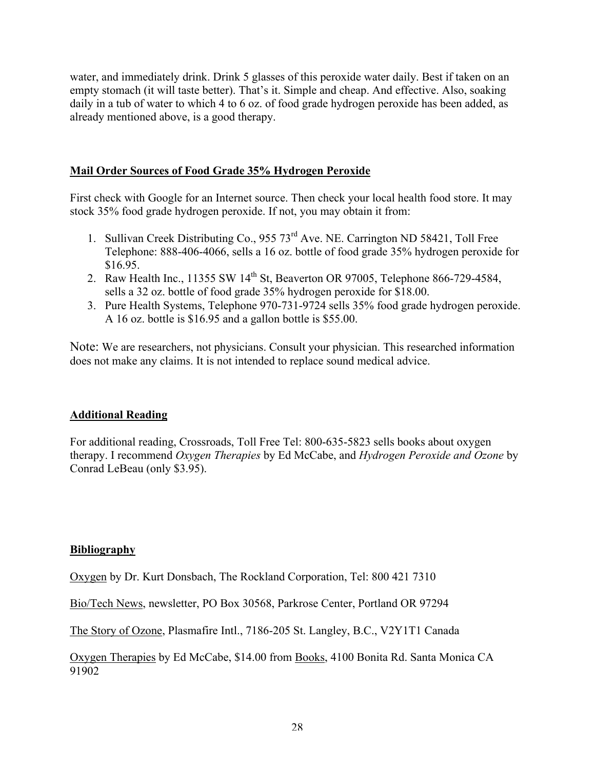water, and immediately drink. Drink 5 glasses of this peroxide water daily. Best if taken on an empty stomach (it will taste better). That's it. Simple and cheap. And effective. Also, soaking daily in a tub of water to which 4 to 6 oz. of food grade hydrogen peroxide has been added, as already mentioned above, is a good therapy.

## Mail Order Sources of Food Grade 35% Hydrogen Peroxide

First check with Google for an Internet source. Then check your local health food store. It may stock 35% food grade hydrogen peroxide. If not, you may obtain it from:

1. Sullivan Creek Distributing Co., 955 73rd Ave. NE. Carrington ND 58421, Toll Free Telephone: 888-406-4066, sells a 16 oz. bottle of food grade 35% hydrogen peroxide for $16.95.
2. Raw Health Inc., 11355 SW 14th St, Beaverton OR 97005, Telephone 866-729-4584, sells a 32 oz. bottle of food grade 35% hydrogen peroxide for $18.00.
3. Pure Health Systems, Telephone 970-731-9724 sells 35% food grade hydrogen peroxide. A 16 oz. bottle is $16.95 and a gallon bottle is $55.00.

Note: We are researchers, not physicians. Consult your physician. This researched information does not make any claims. It is not intended to replace sound medical advice.

## Additional Reading

For additional reading, Crossroads, Toll Free Tel: 800-635-5823 sells books about oxygen therapy. I recommend *Oxygen Therapies* by Ed McCabe, and *Hydrogen Peroxide and Ozone* by Conrad LeBeau (only $3.95).

## Bibliography

Oxygen by Dr. Kurt Donsbach, The Rockland Corporation, Tel: 800 421 7310

Bio/Tech News, newsletter, PO Box 30568, Parkrose Center, Portland OR 97294

The Story of Ozone, Plasmafire Intl., 7186-205 St. Langley, B.C., V2Y1T1 Canada

Oxygen Therapies by Ed McCabe, $14.00 from Books, 4100 Bonita Rd. Santa Monica CA 91902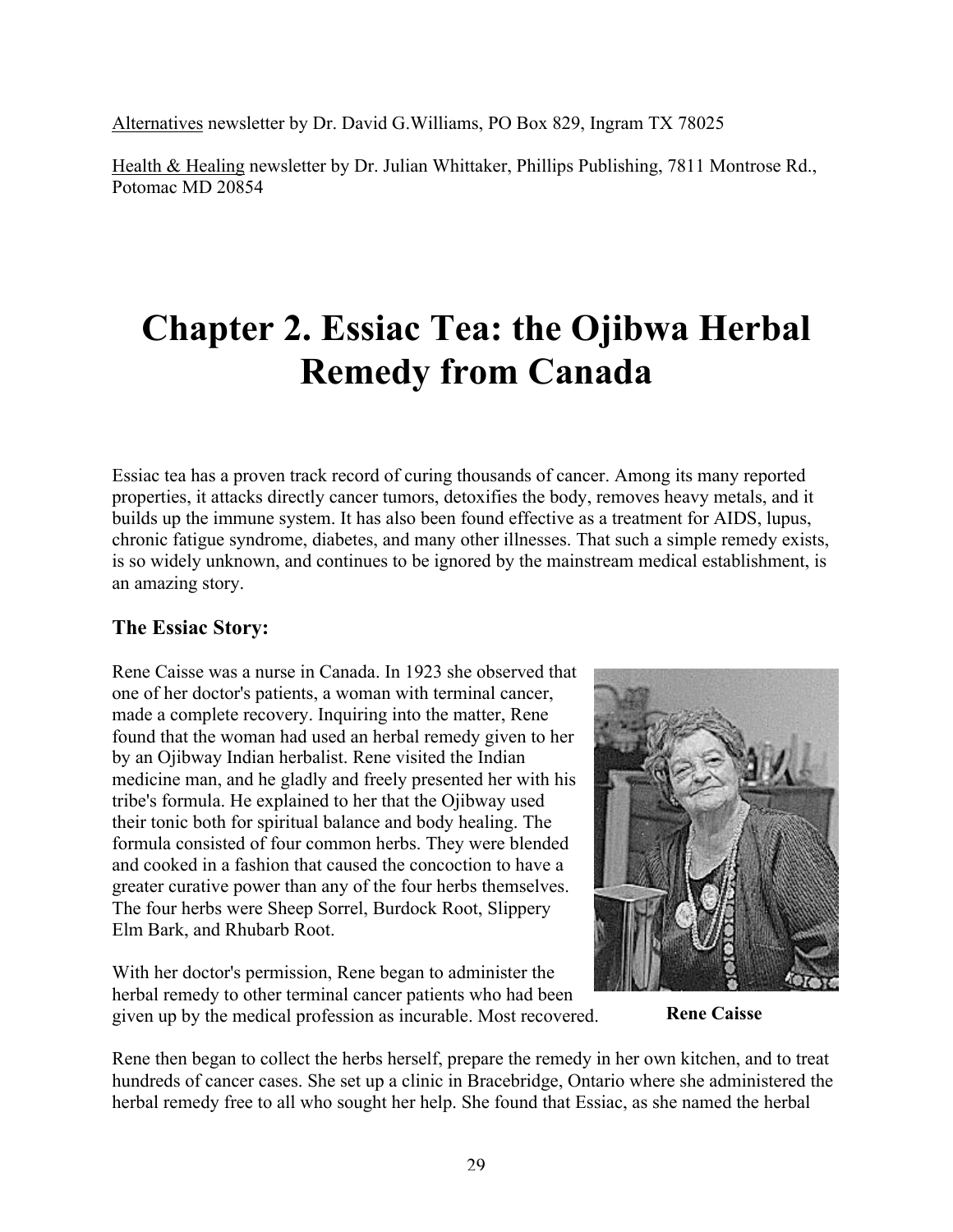Alternatives newsletter by Dr. David G.Williams, PO Box 829, Ingram TX 78025

Health & Healing newsletter by Dr. Julian Whittaker, Phillips Publishing, 7811 Montrose Rd., Potomac MD 20854

# Chapter 2. Essiac Tea: the Ojibwa Herbal Remedy from Canada

Essiac tea has a proven track record of curing thousands of cancer. Among its many reported properties, it attacks directly cancer tumors, detoxifies the body, removes heavy metals, and it builds up the immune system. It has also been found effective as a treatment for AIDS, lupus, chronic fatigue syndrome, diabetes, and many other illnesses. That such a simple remedy exists, is so widely unknown, and continues to be ignored by the mainstream medical establishment, is an amazing story.

### The Essiac Story:

Rene Caisse was a nurse in Canada. In 1923 she observed that one of her doctor's patients, a woman with terminal cancer, made a complete recovery. Inquiring into the matter, Rene found that the woman had used an herbal remedy given to her by an Ojibway Indian herbalist. Rene visited the Indian medicine man, and he gladly and freely presented her with his tribe's formula. He explained to her that the Ojibway used their tonic both for spiritual balance and body healing. The formula consisted of four common herbs. They were blended and cooked in a fashion that caused the concoction to have a greater curative power than any of the four herbs themselves. The four herbs were Sheep Sorrel, Burdock Root, Slippery Elm Bark, and Rhubarb Root.

With her doctor's permission, Rene began to administer the herbal remedy to other terminal cancer patients who had been given up by the medical profession as incurable. Most recovered.

**Rene Caisse**

Rene then began to collect the herbs herself, prepare the remedy in her own kitchen, and to treat hundreds of cancer cases. She set up a clinic in Bracebridge, Ontario where she administered the herbal remedy free to all who sought her help. She found that Essiac, as she named the herbal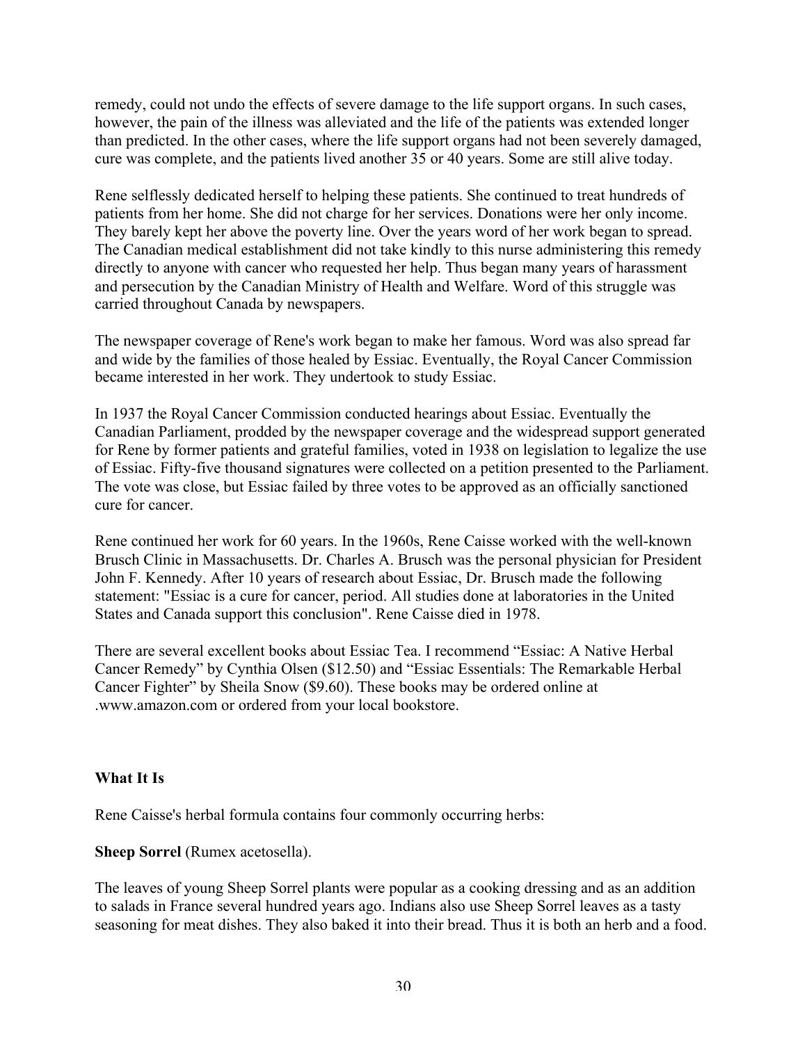remedy, could not undo the effects of severe damage to the life support organs. In such cases, however, the pain of the illness was alleviated and the life of the patients was extended longer than predicted. In the other cases, where the life support organs had not been severely damaged, cure was complete, and the patients lived another 35 or 40 years. Some are still alive today.

Rene selflessly dedicated herself to helping these patients. She continued to treat hundreds of patients from her home. She did not charge for her services. Donations were her only income. They barely kept her above the poverty line. Over the years word of her work began to spread. The Canadian medical establishment did not take kindly to this nurse administering this remedy directly to anyone with cancer who requested her help. Thus began many years of harassment and persecution by the Canadian Ministry of Health and Welfare. Word of this struggle was carried throughout Canada by newspapers.

The newspaper coverage of Rene's work began to make her famous. Word was also spread far and wide by the families of those healed by Essiac. Eventually, the Royal Cancer Commission became interested in her work. They undertook to study Essiac.

In 1937 the Royal Cancer Commission conducted hearings about Essiac. Eventually the Canadian Parliament, prodded by the newspaper coverage and the widespread support generated for Rene by former patients and grateful families, voted in 1938 on legislation to legalize the use of Essiac. Fifty-five thousand signatures were collected on a petition presented to the Parliament. The vote was close, but Essiac failed by three votes to be approved as an officially sanctioned cure for cancer.

Rene continued her work for 60 years. In the 1960s, Rene Caisse worked with the well-known Brusch Clinic in Massachusetts. Dr. Charles A. Brusch was the personal physician for President John F. Kennedy. After 10 years of research about Essiac, Dr. Brusch made the following statement: "Essiac is a cure for cancer, period. All studies done at laboratories in the United States and Canada support this conclusion". Rene Caisse died in 1978.

There are several excellent books about Essiac Tea. I recommend "Essiac: A Native Herbal Cancer Remedy" by Cynthia Olsen ($12.50) and "Essiac Essentials: The Remarkable Herbal Cancer Fighter" by Sheila Snow ($9.60). These books may be ordered online at .www.amazon.com or ordered from your local bookstore.

**What It Is**

Rene Caisse's herbal formula contains four commonly occurring herbs:

**Sheep Sorrel** (Rumex acetosella).

The leaves of young Sheep Sorrel plants were popular as a cooking dressing and as an addition to salads in France several hundred years ago. Indians also use Sheep Sorrel leaves as a tasty seasoning for meat dishes. They also baked it into their bread. Thus it is both an herb and a food.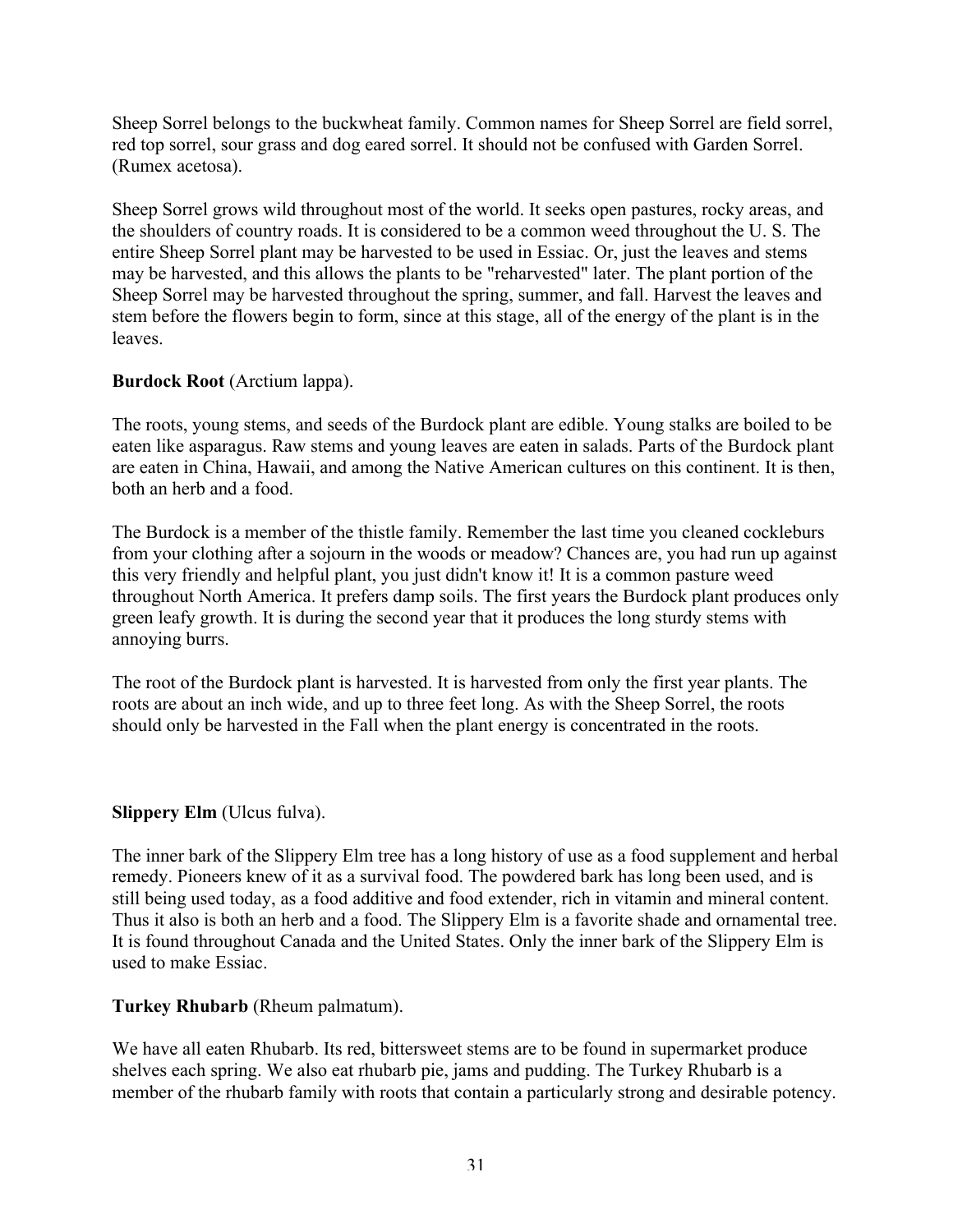Sheep Sorrel belongs to the buckwheat family. Common names for Sheep Sorrel are field sorrel, red top sorrel, sour grass and dog eared sorrel. It should not be confused with Garden Sorrel. (Rumex acetosa).

Sheep Sorrel grows wild throughout most of the world. It seeks open pastures, rocky areas, and the shoulders of country roads. It is considered to be a common weed throughout the U. S. The entire Sheep Sorrel plant may be harvested to be used in Essiac. Or, just the leaves and stems may be harvested, and this allows the plants to be "reharvested" later. The plant portion of the Sheep Sorrel may be harvested throughout the spring, summer, and fall. Harvest the leaves and stem before the flowers begin to form, since at this stage, all of the energy of the plant is in the leaves.

**Burdock Root** (Arctium lappa).

The roots, young stems, and seeds of the Burdock plant are edible. Young stalks are boiled to be eaten like asparagus. Raw stems and young leaves are eaten in salads. Parts of the Burdock plant are eaten in China, Hawaii, and among the Native American cultures on this continent. It is then, both an herb and a food.

The Burdock is a member of the thistle family. Remember the last time you cleaned cockleburs from your clothing after a sojourn in the woods or meadow? Chances are, you had run up against this very friendly and helpful plant, you just didn't know it! It is a common pasture weed throughout North America. It prefers damp soils. The first years the Burdock plant produces only green leafy growth. It is during the second year that it produces the long sturdy stems with annoying burrs.

The root of the Burdock plant is harvested. It is harvested from only the first year plants. The roots are about an inch wide, and up to three feet long. As with the Sheep Sorrel, the roots should only be harvested in the Fall when the plant energy is concentrated in the roots.

**Slippery Elm** (Ulcus fulva).

The inner bark of the Slippery Elm tree has a long history of use as a food supplement and herbal remedy. Pioneers knew of it as a survival food. The powdered bark has long been used, and is still being used today, as a food additive and food extender, rich in vitamin and mineral content. Thus it also is both an herb and a food. The Slippery Elm is a favorite shade and ornamental tree. It is found throughout Canada and the United States. Only the inner bark of the Slippery Elm is used to make Essiac.

**Turkey Rhubarb** (Rheum palmatum).

We have all eaten Rhubarb. Its red, bittersweet stems are to be found in supermarket produce shelves each spring. We also eat rhubarb pie, jams and pudding. The Turkey Rhubarb is a member of the rhubarb family with roots that contain a particularly strong and desirable potency.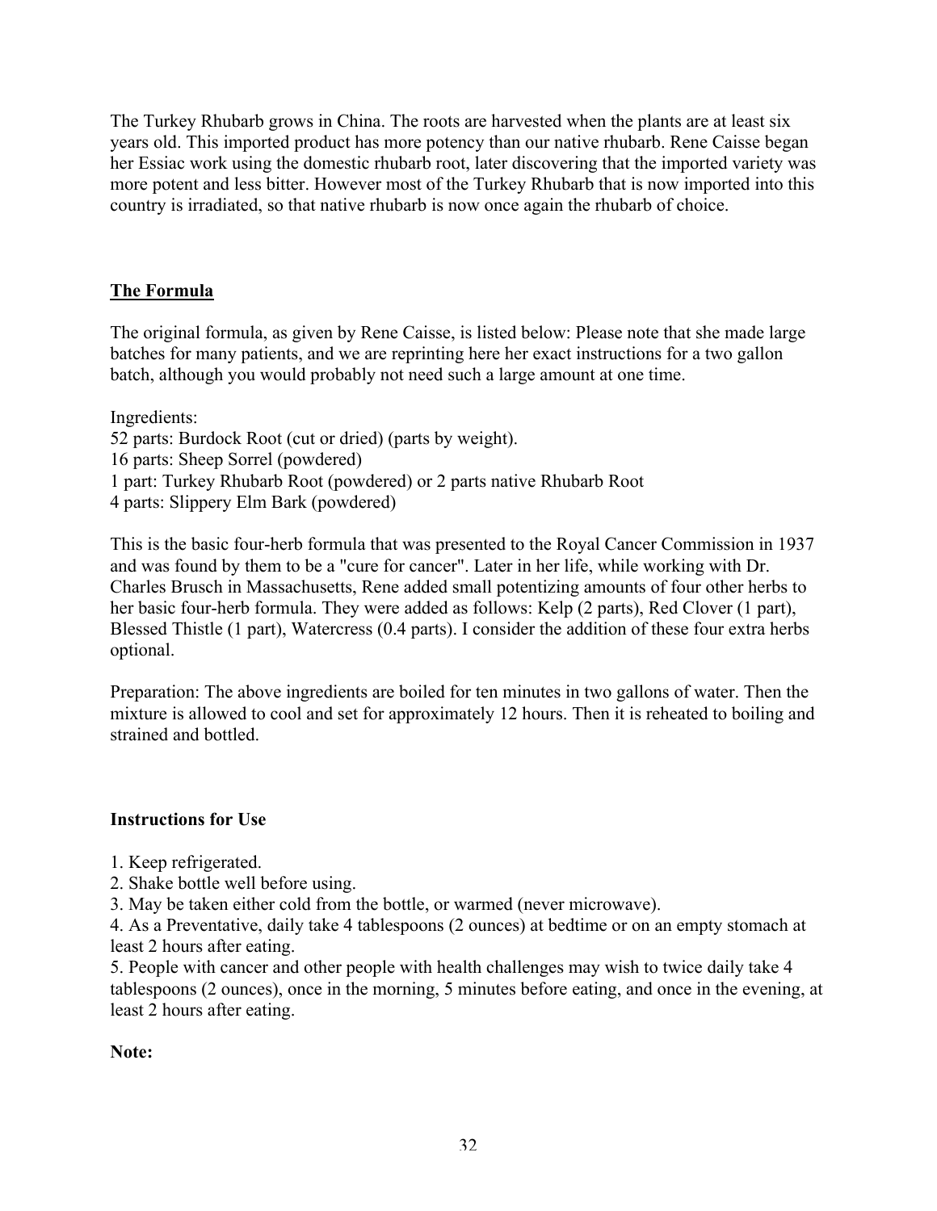The Turkey Rhubarb grows in China. The roots are harvested when the plants are at least six years old. This imported product has more potency than our native rhubarb. Rene Caisse began her Essiac work using the domestic rhubarb root, later discovering that the imported variety was more potent and less bitter. However most of the Turkey Rhubarb that is now imported into this country is irradiated, so that native rhubarb is now once again the rhubarb of choice.

## The Formula

The original formula, as given by Rene Caisse, is listed below: Please note that she made large batches for many patients, and we are reprinting here her exact instructions for a two gallon batch, although you would probably not need such a large amount at one time.

Ingredients:
52 parts: Burdock Root (cut or dried) (parts by weight).
16 parts: Sheep Sorrel (powdered)
1 part: Turkey Rhubarb Root (powdered) or 2 parts native Rhubarb Root
4 parts: Slippery Elm Bark (powdered)

This is the basic four-herb formula that was presented to the Royal Cancer Commission in 1937 and was found by them to be a "cure for cancer". Later in her life, while working with Dr. Charles Brusch in Massachusetts, Rene added small potentizing amounts of four other herbs to her basic four-herb formula. They were added as follows: Kelp (2 parts), Red Clover (1 part), Blessed Thistle (1 part), Watercress (0.4 parts). I consider the addition of these four extra herbs optional.

Preparation: The above ingredients are boiled for ten minutes in two gallons of water. Then the mixture is allowed to cool and set for approximately 12 hours. Then it is reheated to boiling and strained and bottled.

**Instructions for Use**

1. Keep refrigerated.
2. Shake bottle well before using.
3. May be taken either cold from the bottle, or warmed (never microwave).
4. As a Preventative, daily take 4 tablespoons (2 ounces) at bedtime or on an empty stomach at least 2 hours after eating.
5. People with cancer and other people with health challenges may wish to twice daily take 4 tablespoons (2 ounces), once in the morning, 5 minutes before eating, and once in the evening, at least 2 hours after eating.

**Note:**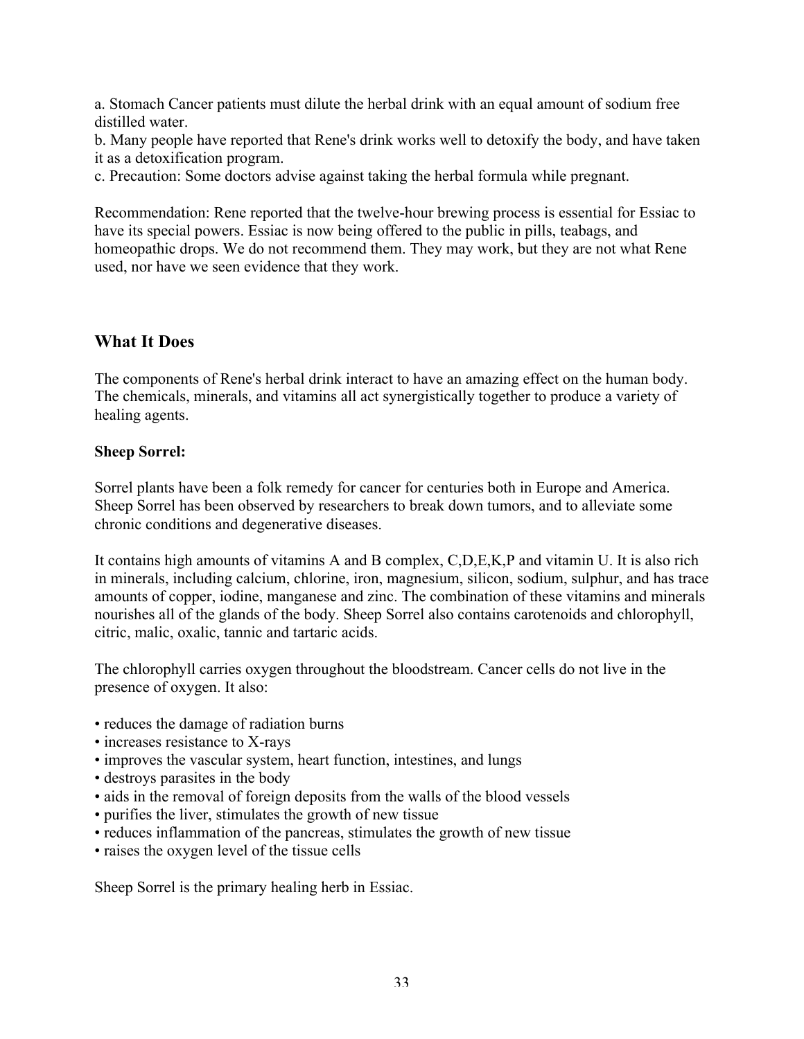a. Stomach Cancer patients must dilute the herbal drink with an equal amount of sodium free distilled water.
b. Many people have reported that Rene's drink works well to detoxify the body, and have taken it as a detoxification program.
c. Precaution: Some doctors advise against taking the herbal formula while pregnant.

Recommendation: Rene reported that the twelve-hour brewing process is essential for Essiac to have its special powers. Essiac is now being offered to the public in pills, teabags, and homeopathic drops. We do not recommend them. They may work, but they are not what Rene used, nor have we seen evidence that they work.

## What It Does

The components of Rene's herbal drink interact to have an amazing effect on the human body. The chemicals, minerals, and vitamins all act synergistically together to produce a variety of healing agents.

**Sheep Sorrel:**

Sorrel plants have been a folk remedy for cancer for centuries both in Europe and America. Sheep Sorrel has been observed by researchers to break down tumors, and to alleviate some chronic conditions and degenerative diseases.

It contains high amounts of vitamins A and B complex, C,D,E,K,P and vitamin U. It is also rich in minerals, including calcium, chlorine, iron, magnesium, silicon, sodium, sulphur, and has trace amounts of copper, iodine, manganese and zinc. The combination of these vitamins and minerals nourishes all of the glands of the body. Sheep Sorrel also contains carotenoids and chlorophyll, citric, malic, oxalic, tannic and tartaric acids.

The chlorophyll carries oxygen throughout the bloodstream. Cancer cells do not live in the presence of oxygen. It also:

- reduces the damage of radiation burns
- increases resistance to X-rays
- improves the vascular system, heart function, intestines, and lungs
- destroys parasites in the body
- aids in the removal of foreign deposits from the walls of the blood vessels
- purifies the liver, stimulates the growth of new tissue
- reduces inflammation of the pancreas, stimulates the growth of new tissue
- raises the oxygen level of the tissue cells

Sheep Sorrel is the primary healing herb in Essiac.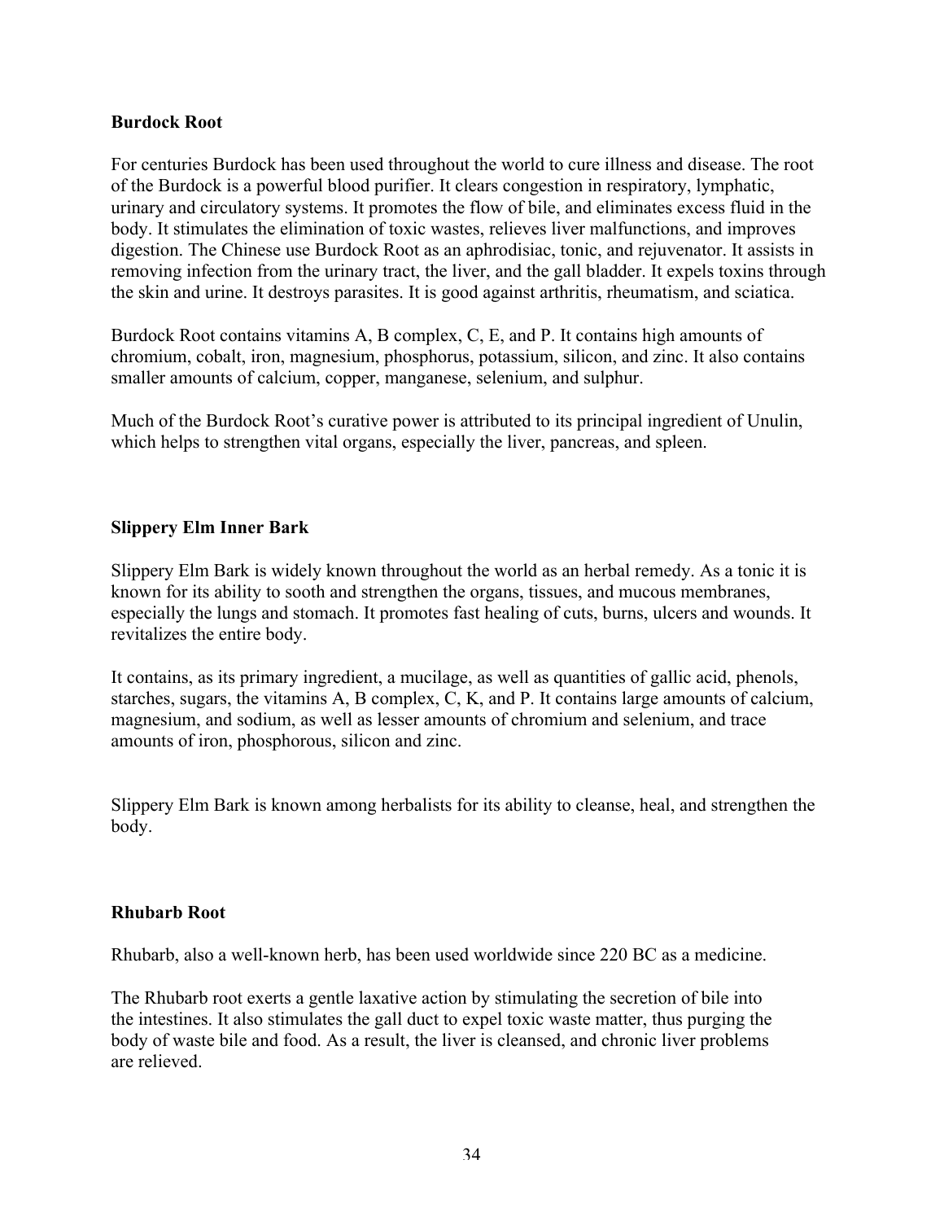**Burdock Root**

For centuries Burdock has been used throughout the world to cure illness and disease. The root of the Burdock is a powerful blood purifier. It clears congestion in respiratory, lymphatic, urinary and circulatory systems. It promotes the flow of bile, and eliminates excess fluid in the body. It stimulates the elimination of toxic wastes, relieves liver malfunctions, and improves digestion. The Chinese use Burdock Root as an aphrodisiac, tonic, and rejuvenator. It assists in removing infection from the urinary tract, the liver, and the gall bladder. It expels toxins through the skin and urine. It destroys parasites. It is good against arthritis, rheumatism, and sciatica.

Burdock Root contains vitamins A, B complex, C, E, and P. It contains high amounts of chromium, cobalt, iron, magnesium, phosphorus, potassium, silicon, and zinc. It also contains smaller amounts of calcium, copper, manganese, selenium, and sulphur.

Much of the Burdock Root's curative power is attributed to its principal ingredient of Unulin, which helps to strengthen vital organs, especially the liver, pancreas, and spleen.

**Slippery Elm Inner Bark**

Slippery Elm Bark is widely known throughout the world as an herbal remedy. As a tonic it is known for its ability to sooth and strengthen the organs, tissues, and mucous membranes, especially the lungs and stomach. It promotes fast healing of cuts, burns, ulcers and wounds. It revitalizes the entire body.

It contains, as its primary ingredient, a mucilage, as well as quantities of gallic acid, phenols, starches, sugars, the vitamins A, B complex, C, K, and P. It contains large amounts of calcium, magnesium, and sodium, as well as lesser amounts of chromium and selenium, and trace amounts of iron, phosphorous, silicon and zinc.

Slippery Elm Bark is known among herbalists for its ability to cleanse, heal, and strengthen the body.

**Rhubarb Root**

Rhubarb, also a well-known herb, has been used worldwide since 220 BC as a medicine.

The Rhubarb root exerts a gentle laxative action by stimulating the secretion of bile into the intestines. It also stimulates the gall duct to expel toxic waste matter, thus purging the body of waste bile and food. As a result, the liver is cleansed, and chronic liver problems are relieved.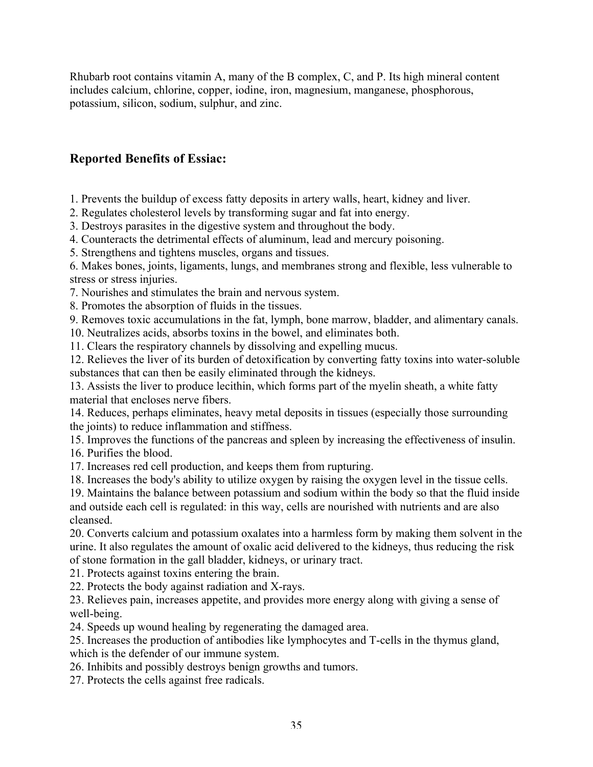Rhubarb root contains vitamin A, many of the B complex, C, and P. Its high mineral content includes calcium, chlorine, copper, iodine, iron, magnesium, manganese, phosphorous, potassium, silicon, sodium, sulphur, and zinc.

## Reported Benefits of Essiac:

1. Prevents the buildup of excess fatty deposits in artery walls, heart, kidney and liver.
2. Regulates cholesterol levels by transforming sugar and fat into energy.
3. Destroys parasites in the digestive system and throughout the body.
4. Counteracts the detrimental effects of aluminum, lead and mercury poisoning.
5. Strengthens and tightens muscles, organs and tissues.
6. Makes bones, joints, ligaments, lungs, and membranes strong and flexible, less vulnerable to stress or stress injuries.
7. Nourishes and stimulates the brain and nervous system.
8. Promotes the absorption of fluids in the tissues.
9. Removes toxic accumulations in the fat, lymph, bone marrow, bladder, and alimentary canals.
10. Neutralizes acids, absorbs toxins in the bowel, and eliminates both.
11. Clears the respiratory channels by dissolving and expelling mucus.
12. Relieves the liver of its burden of detoxification by converting fatty toxins into water-soluble substances that can then be easily eliminated through the kidneys.
13. Assists the liver to produce lecithin, which forms part of the myelin sheath, a white fatty material that encloses nerve fibers.
14. Reduces, perhaps eliminates, heavy metal deposits in tissues (especially those surrounding the joints) to reduce inflammation and stiffness.
15. Improves the functions of the pancreas and spleen by increasing the effectiveness of insulin.
16. Purifies the blood.
17. Increases red cell production, and keeps them from rupturing.
18. Increases the body's ability to utilize oxygen by raising the oxygen level in the tissue cells.
19. Maintains the balance between potassium and sodium within the body so that the fluid inside and outside each cell is regulated: in this way, cells are nourished with nutrients and are also cleansed.
20. Converts calcium and potassium oxalates into a harmless form by making them solvent in the urine. It also regulates the amount of oxalic acid delivered to the kidneys, thus reducing the risk of stone formation in the gall bladder, kidneys, or urinary tract.
21. Protects against toxins entering the brain.
22. Protects the body against radiation and X-rays.
23. Relieves pain, increases appetite, and provides more energy along with giving a sense of well-being.
24. Speeds up wound healing by regenerating the damaged area.
25. Increases the production of antibodies like lymphocytes and T-cells in the thymus gland, which is the defender of our immune system.
26. Inhibits and possibly destroys benign growths and tumors.
27. Protects the cells against free radicals.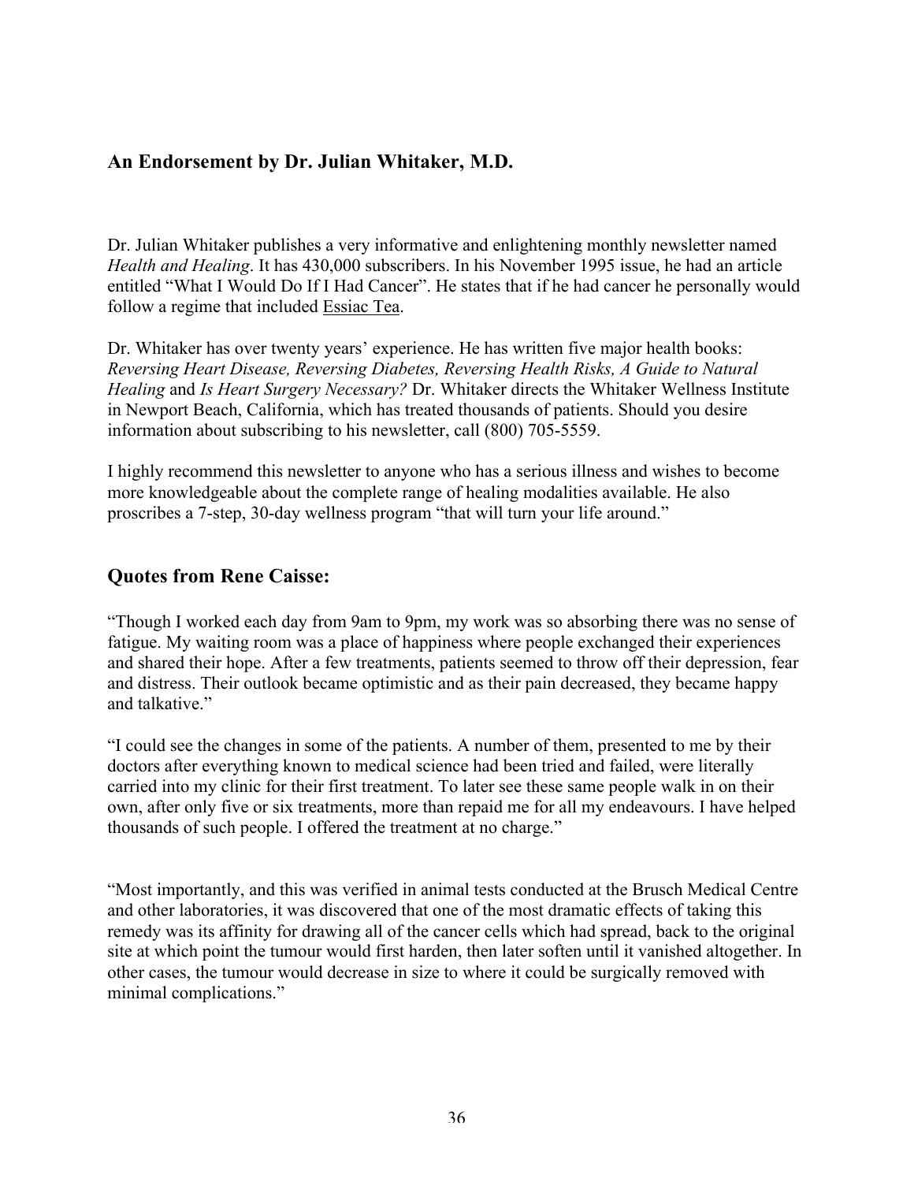## An Endorsement by Dr. Julian Whitaker, M.D.

Dr. Julian Whitaker publishes a very informative and enlightening monthly newsletter named *Health and Healing*. It has 430,000 subscribers. In his November 1995 issue, he had an article entitled "What I Would Do If I Had Cancer". He states that if he had cancer he personally would follow a regime that included Essiac Tea.

Dr. Whitaker has over twenty years' experience. He has written five major health books: *Reversing Heart Disease, Reversing Diabetes, Reversing Health Risks, A Guide to Natural Healing* and *Is Heart Surgery Necessary?* Dr. Whitaker directs the Whitaker Wellness Institute in Newport Beach, California, which has treated thousands of patients. Should you desire information about subscribing to his newsletter, call (800) 705-5559.

I highly recommend this newsletter to anyone who has a serious illness and wishes to become more knowledgeable about the complete range of healing modalities available. He also proscribes a 7-step, 30-day wellness program "that will turn your life around."

## Quotes from Rene Caisse:

"Though I worked each day from 9am to 9pm, my work was so absorbing there was no sense of fatigue. My waiting room was a place of happiness where people exchanged their experiences and shared their hope. After a few treatments, patients seemed to throw off their depression, fear and distress. Their outlook became optimistic and as their pain decreased, they became happy and talkative."

"I could see the changes in some of the patients. A number of them, presented to me by their doctors after everything known to medical science had been tried and failed, were literally carried into my clinic for their first treatment. To later see these same people walk in on their own, after only five or six treatments, more than repaid me for all my endeavours. I have helped thousands of such people. I offered the treatment at no charge."

"Most importantly, and this was verified in animal tests conducted at the Brusch Medical Centre and other laboratories, it was discovered that one of the most dramatic effects of taking this remedy was its affinity for drawing all of the cancer cells which had spread, back to the original site at which point the tumour would first harden, then later soften until it vanished altogether. In other cases, the tumour would decrease in size to where it could be surgically removed with minimal complications."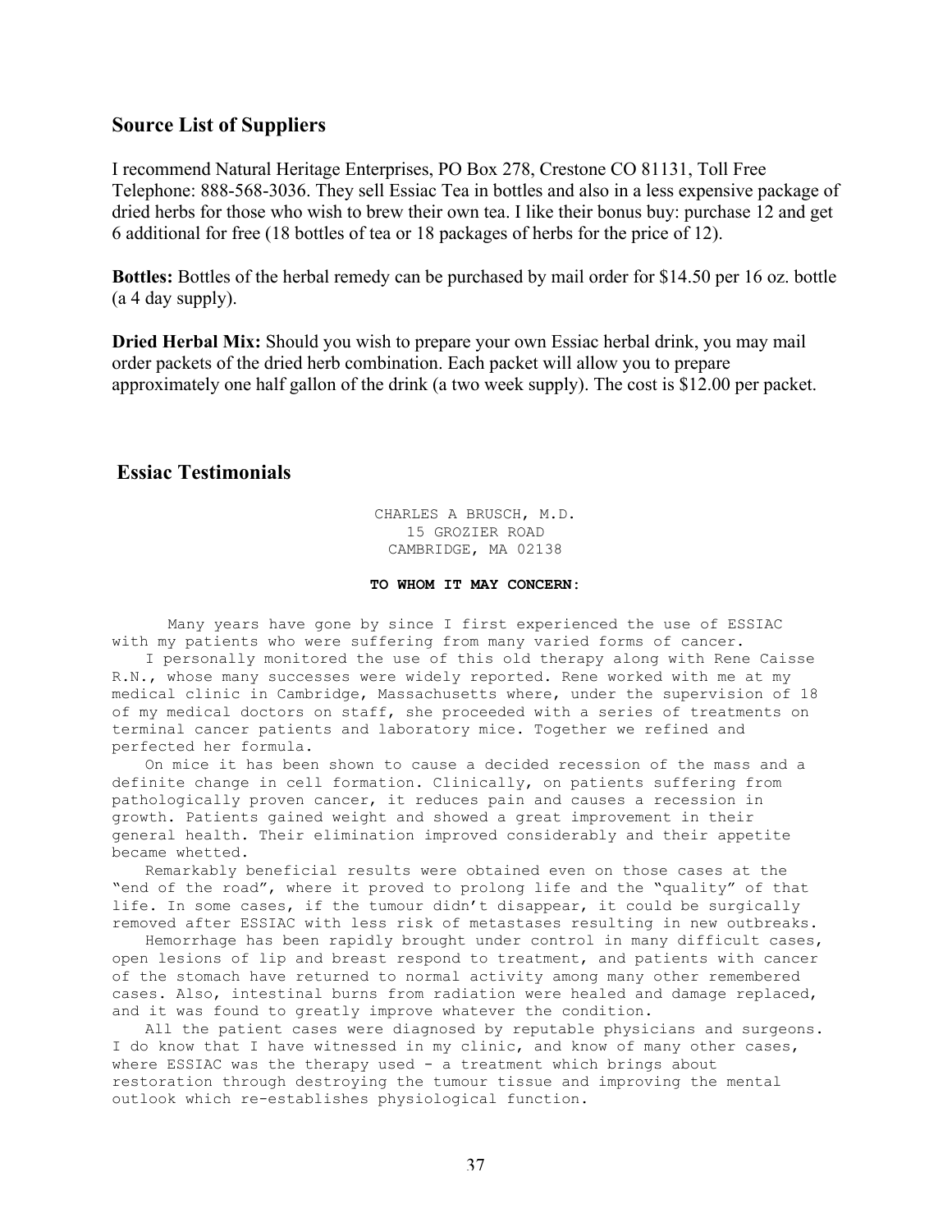## Source List of Suppliers

I recommend Natural Heritage Enterprises, PO Box 278, Crestone CO 81131, Toll Free Telephone: 888-568-3036. They sell Essiac Tea in bottles and also in a less expensive package of dried herbs for those who wish to brew their own tea. I like their bonus buy: purchase 12 and get 6 additional for free (18 bottles of tea or 18 packages of herbs for the price of 12).

**Bottles:** Bottles of the herbal remedy can be purchased by mail order for $14.50 per 16 oz. bottle (a 4 day supply).

**Dried Herbal Mix:** Should you wish to prepare your own Essiac herbal drink, you may mail order packets of the dried herb combination. Each packet will allow you to prepare approximately one half gallon of the drink (a two week supply). The cost is $12.00 per packet.

## Essiac Testimonials

CHARLES A BRUSCH, M.D.
15 GROZIER ROAD
CAMBRIDGE, MA 02138

**TO WHOM IT MAY CONCERN:**

Many years have gone by since I first experienced the use of ESSIAC with my patients who were suffering from many varied forms of cancer.

I personally monitored the use of this old therapy along with Rene Caisse R.N., whose many successes were widely reported. Rene worked with me at my medical clinic in Cambridge, Massachusetts where, under the supervision of 18 of my medical doctors on staff, she proceeded with a series of treatments on terminal cancer patients and laboratory mice. Together we refined and perfected her formula.

On mice it has been shown to cause a decided recession of the mass and a definite change in cell formation. Clinically, on patients suffering from pathologically proven cancer, it reduces pain and causes a recession in growth. Patients gained weight and showed a great improvement in their general health. Their elimination improved considerably and their appetite became whetted.

Remarkably beneficial results were obtained even on those cases at the "end of the road", where it proved to prolong life and the "quality" of that life. In some cases, if the tumour didn't disappear, it could be surgically removed after ESSIAC with less risk of metastases resulting in new outbreaks.

Hemorrhage has been rapidly brought under control in many difficult cases, open lesions of lip and breast respond to treatment, and patients with cancer of the stomach have returned to normal activity among many other remembered cases. Also, intestinal burns from radiation were healed and damage replaced, and it was found to greatly improve whatever the condition.

All the patient cases were diagnosed by reputable physicians and surgeons. I do know that I have witnessed in my clinic, and know of many other cases, where ESSIAC was the therapy used - a treatment which brings about restoration through destroying the tumour tissue and improving the mental outlook which re-establishes physiological function.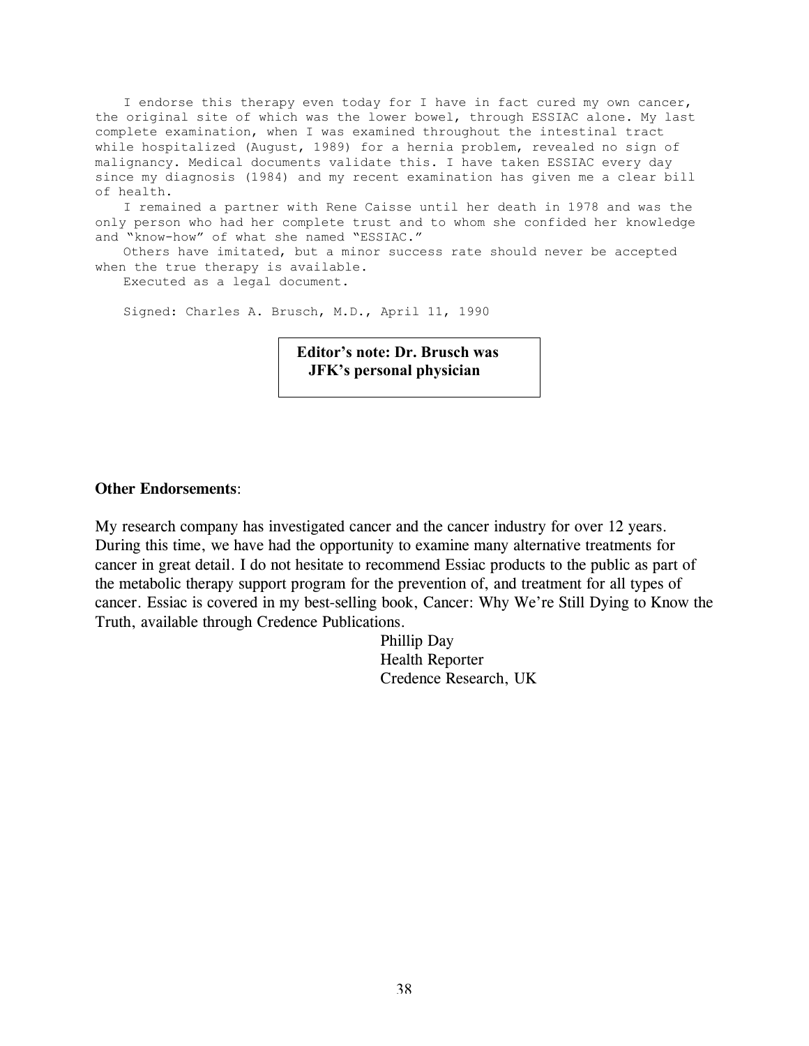I endorse this therapy even today for I have in fact cured my own cancer, the original site of which was the lower bowel, through ESSIAC alone. My last complete examination, when I was examined throughout the intestinal tract while hospitalized (August, 1989) for a hernia problem, revealed no sign of malignancy. Medical documents validate this. I have taken ESSIAC every day since my diagnosis (1984) and my recent examination has given me a clear bill of health.

I remained a partner with Rene Caisse until her death in 1978 and was the only person who had her complete trust and to whom she confided her knowledge and "know-how" of what she named "ESSIAC."

Others have imitated, but a minor success rate should never be accepted when the true therapy is available.

Executed as a legal document.

Signed: Charles A. Brusch, M.D., April 11, 1990

**Editor's note: Dr. Brusch was JFK's personal physician**

**Other Endorsements**:

My research company has investigated cancer and the cancer industry for over 12 years. During this time, we have had the opportunity to examine many alternative treatments for cancer in great detail. I do not hesitate to recommend Essiac products to the public as part of the metabolic therapy support program for the prevention of, and treatment for all types of cancer. Essiac is covered in my best-selling book, Cancer: Why We're Still Dying to Know the Truth, available through Credence Publications.

Phillip Day
Health Reporter
Credence Research, UK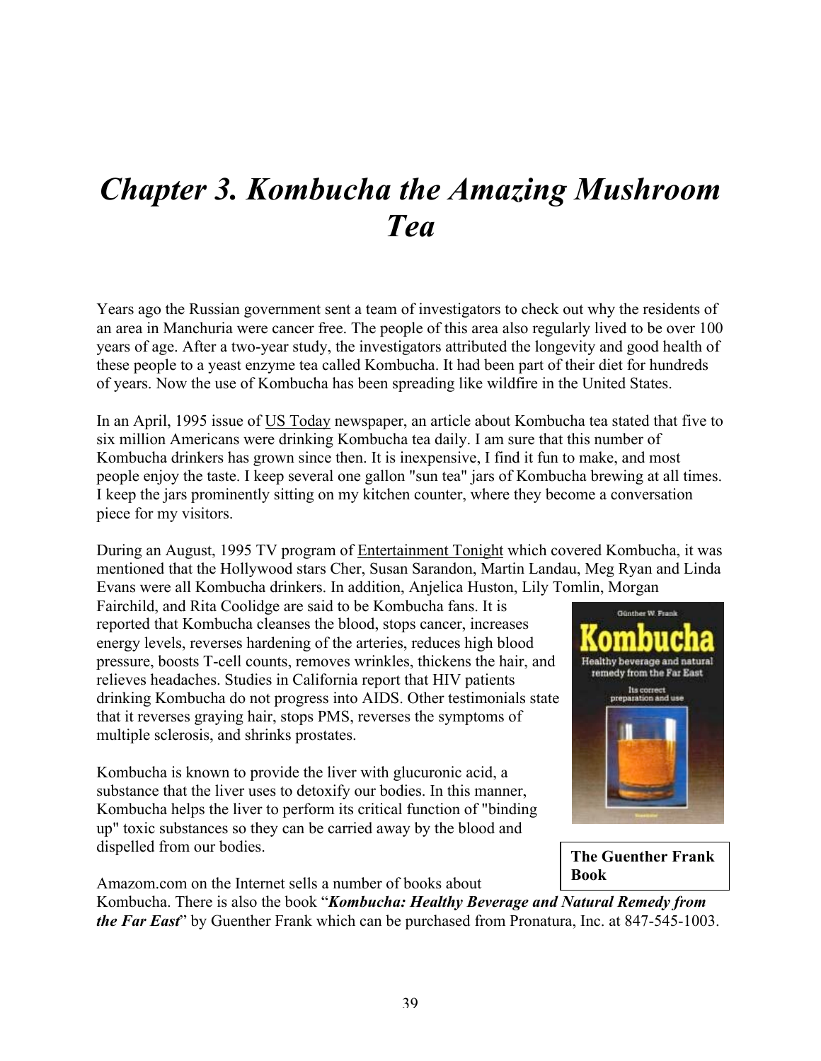# *Chapter 3. Kombucha the Amazing Mushroom Tea*

Years ago the Russian government sent a team of investigators to check out why the residents of an area in Manchuria were cancer free. The people of this area also regularly lived to be over 100 years of age. After a two-year study, the investigators attributed the longevity and good health of these people to a yeast enzyme tea called Kombucha. It had been part of their diet for hundreds of years. Now the use of Kombucha has been spreading like wildfire in the United States.

In an April, 1995 issue of US Today newspaper, an article about Kombucha tea stated that five to six million Americans were drinking Kombucha tea daily. I am sure that this number of Kombucha drinkers has grown since then. It is inexpensive, I find it fun to make, and most people enjoy the taste. I keep several one gallon "sun tea" jars of Kombucha brewing at all times. I keep the jars prominently sitting on my kitchen counter, where they become a conversation piece for my visitors.

During an August, 1995 TV program of Entertainment Tonight which covered Kombucha, it was mentioned that the Hollywood stars Cher, Susan Sarandon, Martin Landau, Meg Ryan and Linda Evans were all Kombucha drinkers. In addition, Anjelica Huston, Lily Tomlin, Morgan Fairchild, and Rita Coolidge are said to be Kombucha fans. It is reported that Kombucha cleanses the blood, stops cancer, increases energy levels, reverses hardening of the arteries, reduces high blood pressure, boosts T-cell counts, removes wrinkles, thickens the hair, and relieves headaches. Studies in California report that HIV patients drinking Kombucha do not progress into AIDS. Other testimonials state that it reverses graying hair, stops PMS, reverses the symptoms of multiple sclerosis, and shrinks prostates.

Kombucha is known to provide the liver with glucuronic acid, a substance that the liver uses to detoxify our bodies. In this manner, Kombucha helps the liver to perform its critical function of "binding up" toxic substances so they can be carried away by the blood and dispelled from our bodies.

**The Guenther Frank Book**

Amazom.com on the Internet sells a number of books about Kombucha. There is also the book "***Kombucha: Healthy Beverage and Natural Remedy from the Far East***" by Guenther Frank which can be purchased from Pronatura, Inc. at 847-545-1003.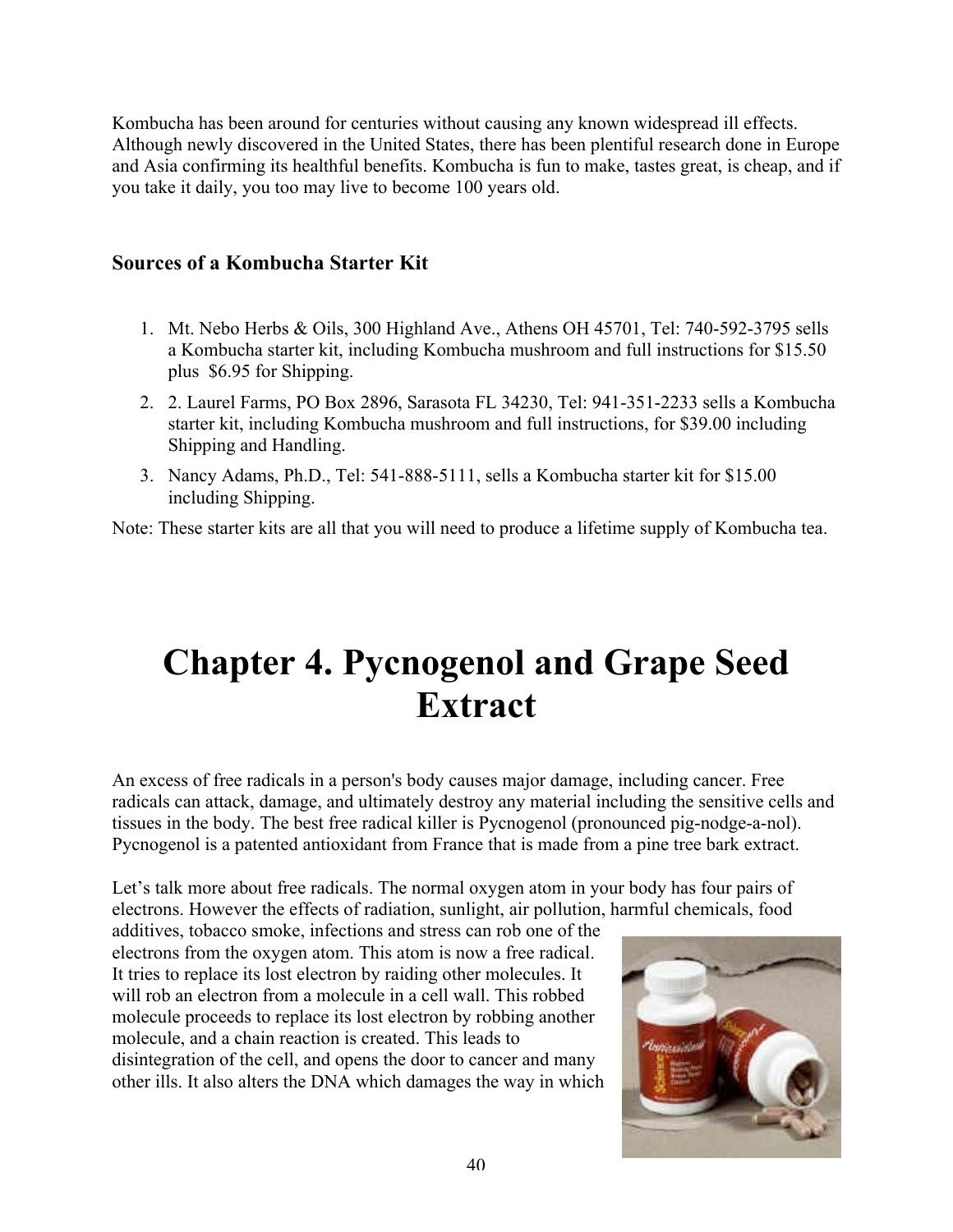Kombucha has been around for centuries without causing any known widespread ill effects. Although newly discovered in the United States, there has been plentiful research done in Europe and Asia confirming its healthful benefits. Kombucha is fun to make, tastes great, is cheap, and if you take it daily, you too may live to become 100 years old.

### Sources of a Kombucha Starter Kit

1. Mt. Nebo Herbs & Oils, 300 Highland Ave., Athens OH 45701, Tel: 740-592-3795 sells a Kombucha starter kit, including Kombucha mushroom and full instructions for $15.50 plus $6.95 for Shipping.
2. 2. Laurel Farms, PO Box 2896, Sarasota FL 34230, Tel: 941-351-2233 sells a Kombucha starter kit, including Kombucha mushroom and full instructions, for $39.00 including Shipping and Handling.
3. Nancy Adams, Ph.D., Tel: 541-888-5111, sells a Kombucha starter kit for $15.00 including Shipping.

Note: These starter kits are all that you will need to produce a lifetime supply of Kombucha tea.

# Chapter 4. Pycnogenol and Grape Seed Extract

An excess of free radicals in a person's body causes major damage, including cancer. Free radicals can attack, damage, and ultimately destroy any material including the sensitive cells and tissues in the body. The best free radical killer is Pycnogenol (pronounced pig-nodge-a-nol). Pycnogenol is a patented antioxidant from France that is made from a pine tree bark extract.

Let's talk more about free radicals. The normal oxygen atom in your body has four pairs of electrons. However the effects of radiation, sunlight, air pollution, harmful chemicals, food additives, tobacco smoke, infections and stress can rob one of the electrons from the oxygen atom. This atom is now a free radical. It tries to replace its lost electron by raiding other molecules. It will rob an electron from a molecule in a cell wall. This robbed molecule proceeds to replace its lost electron by robbing another molecule, and a chain reaction is created. This leads to disintegration of the cell, and opens the door to cancer and many other ills. It also alters the DNA which damages the way in which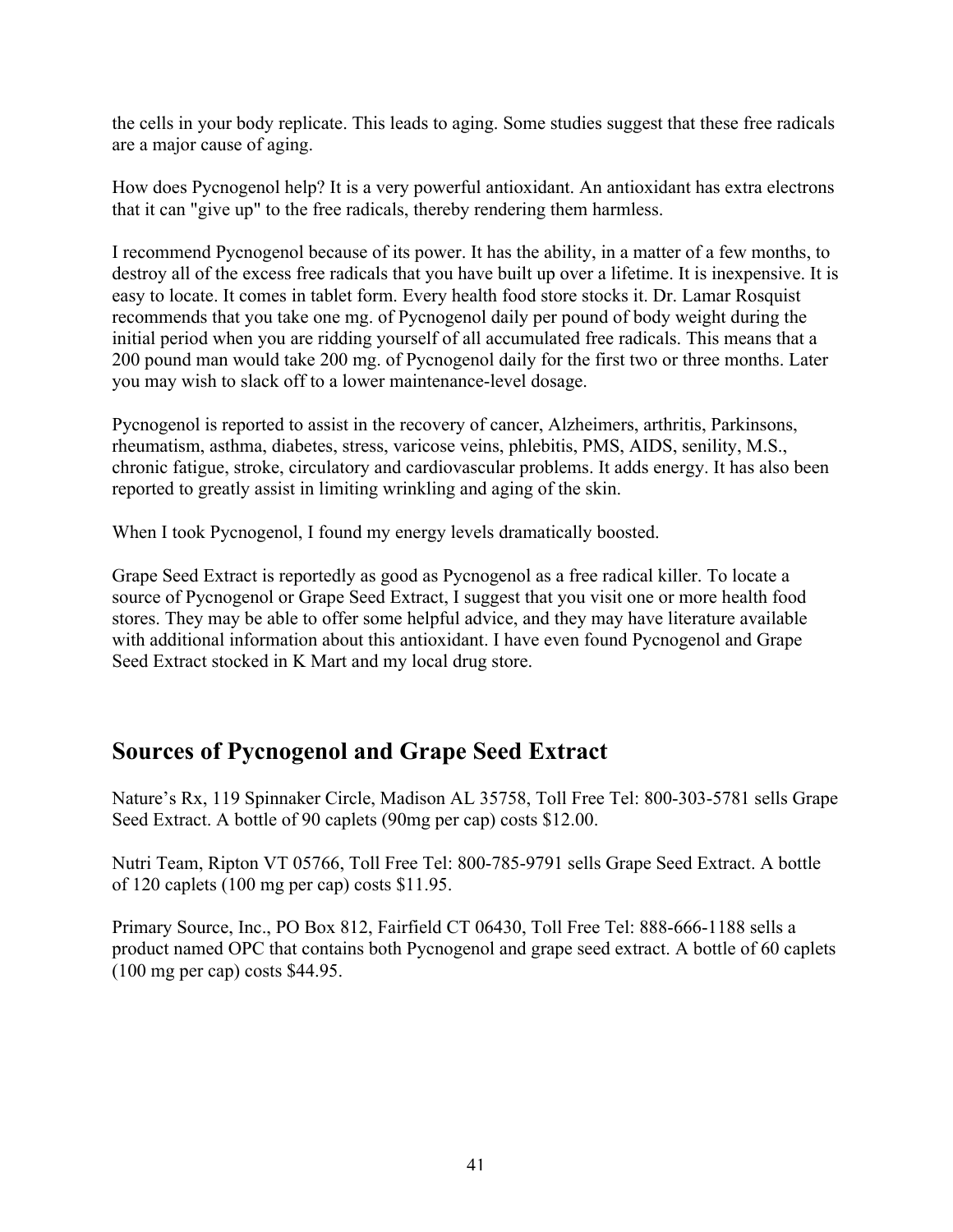the cells in your body replicate. This leads to aging. Some studies suggest that these free radicals are a major cause of aging.

How does Pycnogenol help? It is a very powerful antioxidant. An antioxidant has extra electrons that it can "give up" to the free radicals, thereby rendering them harmless.

I recommend Pycnogenol because of its power. It has the ability, in a matter of a few months, to destroy all of the excess free radicals that you have built up over a lifetime. It is inexpensive. It is easy to locate. It comes in tablet form. Every health food store stocks it. Dr. Lamar Rosquist recommends that you take one mg. of Pycnogenol daily per pound of body weight during the initial period when you are ridding yourself of all accumulated free radicals. This means that a 200 pound man would take 200 mg. of Pycnogenol daily for the first two or three months. Later you may wish to slack off to a lower maintenance-level dosage.

Pycnogenol is reported to assist in the recovery of cancer, Alzheimers, arthritis, Parkinsons, rheumatism, asthma, diabetes, stress, varicose veins, phlebitis, PMS, AIDS, senility, M.S., chronic fatigue, stroke, circulatory and cardiovascular problems. It adds energy. It has also been reported to greatly assist in limiting wrinkling and aging of the skin.

When I took Pycnogenol, I found my energy levels dramatically boosted.

Grape Seed Extract is reportedly as good as Pycnogenol as a free radical killer. To locate a source of Pycnogenol or Grape Seed Extract, I suggest that you visit one or more health food stores. They may be able to offer some helpful advice, and they may have literature available with additional information about this antioxidant. I have even found Pycnogenol and Grape Seed Extract stocked in K Mart and my local drug store.

## Sources of Pycnogenol and Grape Seed Extract

Nature's Rx, 119 Spinnaker Circle, Madison AL 35758, Toll Free Tel: 800-303-5781 sells Grape Seed Extract. A bottle of 90 caplets (90mg per cap) costs $12.00.

Nutri Team, Ripton VT 05766, Toll Free Tel: 800-785-9791 sells Grape Seed Extract. A bottle of 120 caplets (100 mg per cap) costs $11.95.

Primary Source, Inc., PO Box 812, Fairfield CT 06430, Toll Free Tel: 888-666-1188 sells a product named OPC that contains both Pycnogenol and grape seed extract. A bottle of 60 caplets (100 mg per cap) costs $44.95.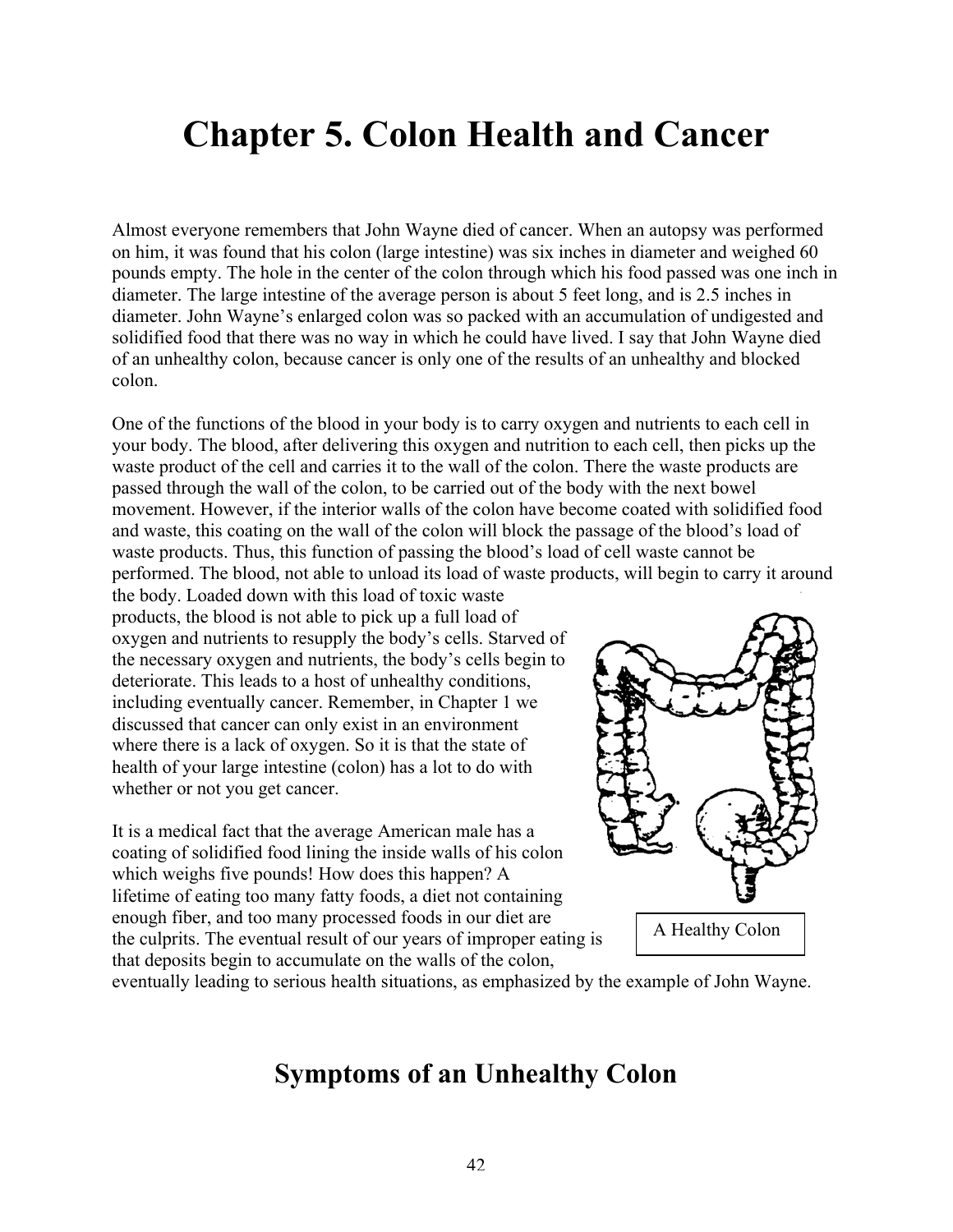# Chapter 5. Colon Health and Cancer

Almost everyone remembers that John Wayne died of cancer. When an autopsy was performed on him, it was found that his colon (large intestine) was six inches in diameter and weighed 60 pounds empty. The hole in the center of the colon through which his food passed was one inch in diameter. The large intestine of the average person is about 5 feet long, and is 2.5 inches in diameter. John Wayne's enlarged colon was so packed with an accumulation of undigested and solidified food that there was no way in which he could have lived. I say that John Wayne died of an unhealthy colon, because cancer is only one of the results of an unhealthy and blocked colon.

One of the functions of the blood in your body is to carry oxygen and nutrients to each cell in your body. The blood, after delivering this oxygen and nutrition to each cell, then picks up the waste product of the cell and carries it to the wall of the colon. There the waste products are passed through the wall of the colon, to be carried out of the body with the next bowel movement. However, if the interior walls of the colon have become coated with solidified food and waste, this coating on the wall of the colon will block the passage of the blood's load of waste products. Thus, this function of passing the blood's load of cell waste cannot be performed. The blood, not able to unload its load of waste products, will begin to carry it around the body. Loaded down with this load of toxic waste products, the blood is not able to pick up a full load of oxygen and nutrients to resupply the body's cells. Starved of the necessary oxygen and nutrients, the body's cells begin to deteriorate. This leads to a host of unhealthy conditions, including eventually cancer. Remember, in Chapter 1 we discussed that cancer can only exist in an environment where there is a lack of oxygen. So it is that the state of health of your large intestine (colon) has a lot to do with whether or not you get cancer.

A Healthy Colon

It is a medical fact that the average American male has a coating of solidified food lining the inside walls of his colon which weighs five pounds! How does this happen? A lifetime of eating too many fatty foods, a diet not containing enough fiber, and too many processed foods in our diet are the culprits. The eventual result of our years of improper eating is that deposits begin to accumulate on the walls of the colon, eventually leading to serious health situations, as emphasized by the example of John Wayne.

## Symptoms of an Unhealthy Colon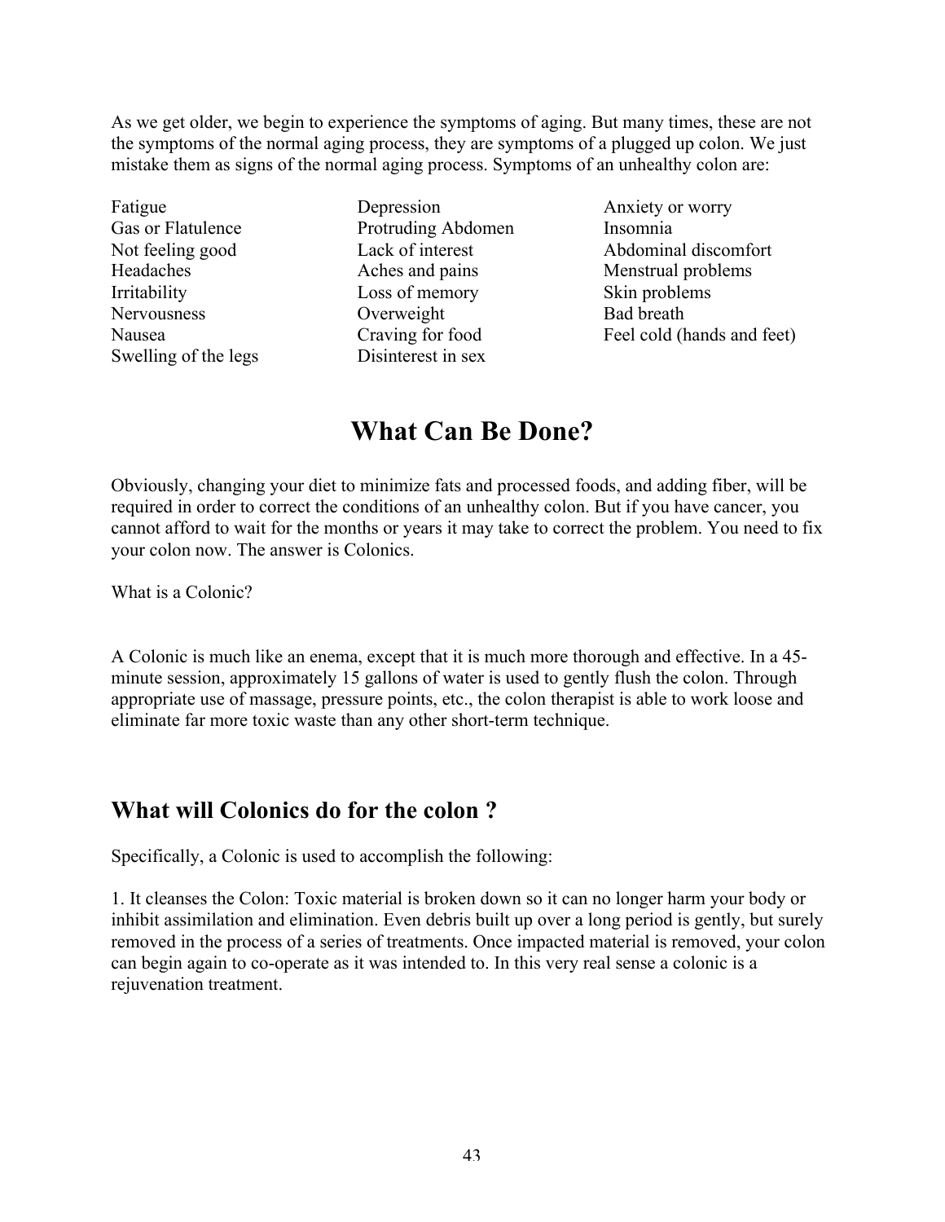As we get older, we begin to experience the symptoms of aging. But many times, these are not the symptoms of the normal aging process, they are symptoms of a plugged up colon. We just mistake them as signs of the normal aging process. Symptoms of an unhealthy colon are:

| | | |
|---|---|---|
| Fatigue | Depression | Anxiety or worry |
| Gas or Flatulence | Protruding Abdomen | Insomnia |
| Not feeling good | Lack of interest | Abdominal discomfort |
| Headaches | Aches and pains | Menstrual problems |
| Irritability | Loss of memory | Skin problems |
| Nervousness | Overweight | Bad breath |
| Nausea | Craving for food | Feel cold (hands and feet) |
| Swelling of the legs | Disinterest in sex | |

# What Can Be Done?

Obviously, changing your diet to minimize fats and processed foods, and adding fiber, will be required in order to correct the conditions of an unhealthy colon. But if you have cancer, you cannot afford to wait for the months or years it may take to correct the problem. You need to fix your colon now. The answer is Colonics.

What is a Colonic?

A Colonic is much like an enema, except that it is much more thorough and effective. In a 45-minute session, approximately 15 gallons of water is used to gently flush the colon. Through appropriate use of massage, pressure points, etc., the colon therapist is able to work loose and eliminate far more toxic waste than any other short-term technique.

## What will Colonics do for the colon ?

Specifically, a Colonic is used to accomplish the following:

1. It cleanses the Colon: Toxic material is broken down so it can no longer harm your body or inhibit assimilation and elimination. Even debris built up over a long period is gently, but surely removed in the process of a series of treatments. Once impacted material is removed, your colon can begin again to co-operate as it was intended to. In this very real sense a colonic is a rejuvenation treatment.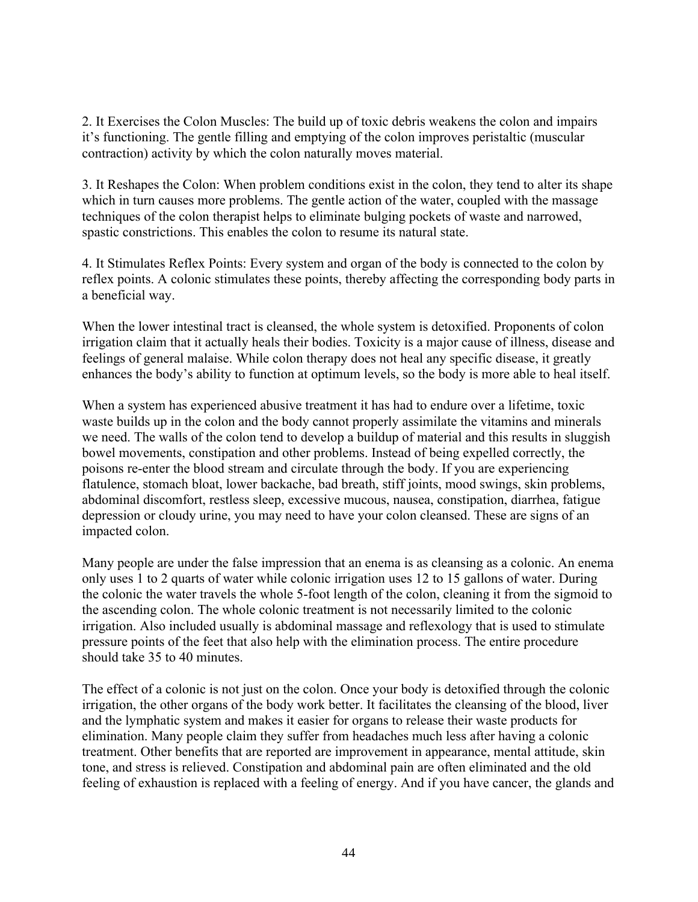2. It Exercises the Colon Muscles: The build up of toxic debris weakens the colon and impairs it's functioning. The gentle filling and emptying of the colon improves peristaltic (muscular contraction) activity by which the colon naturally moves material.

3. It Reshapes the Colon: When problem conditions exist in the colon, they tend to alter its shape which in turn causes more problems. The gentle action of the water, coupled with the massage techniques of the colon therapist helps to eliminate bulging pockets of waste and narrowed, spastic constrictions. This enables the colon to resume its natural state.

4. It Stimulates Reflex Points: Every system and organ of the body is connected to the colon by reflex points. A colonic stimulates these points, thereby affecting the corresponding body parts in a beneficial way.

When the lower intestinal tract is cleansed, the whole system is detoxified. Proponents of colon irrigation claim that it actually heals their bodies. Toxicity is a major cause of illness, disease and feelings of general malaise. While colon therapy does not heal any specific disease, it greatly enhances the body's ability to function at optimum levels, so the body is more able to heal itself.

When a system has experienced abusive treatment it has had to endure over a lifetime, toxic waste builds up in the colon and the body cannot properly assimilate the vitamins and minerals we need. The walls of the colon tend to develop a buildup of material and this results in sluggish bowel movements, constipation and other problems. Instead of being expelled correctly, the poisons re-enter the blood stream and circulate through the body. If you are experiencing flatulence, stomach bloat, lower backache, bad breath, stiff joints, mood swings, skin problems, abdominal discomfort, restless sleep, excessive mucous, nausea, constipation, diarrhea, fatigue depression or cloudy urine, you may need to have your colon cleansed. These are signs of an impacted colon.

Many people are under the false impression that an enema is as cleansing as a colonic. An enema only uses 1 to 2 quarts of water while colonic irrigation uses 12 to 15 gallons of water. During the colonic the water travels the whole 5-foot length of the colon, cleaning it from the sigmoid to the ascending colon. The whole colonic treatment is not necessarily limited to the colonic irrigation. Also included usually is abdominal massage and reflexology that is used to stimulate pressure points of the feet that also help with the elimination process. The entire procedure should take 35 to 40 minutes.

The effect of a colonic is not just on the colon. Once your body is detoxified through the colonic irrigation, the other organs of the body work better. It facilitates the cleansing of the blood, liver and the lymphatic system and makes it easier for organs to release their waste products for elimination. Many people claim they suffer from headaches much less after having a colonic treatment. Other benefits that are reported are improvement in appearance, mental attitude, skin tone, and stress is relieved. Constipation and abdominal pain are often eliminated and the old feeling of exhaustion is replaced with a feeling of energy. And if you have cancer, the glands and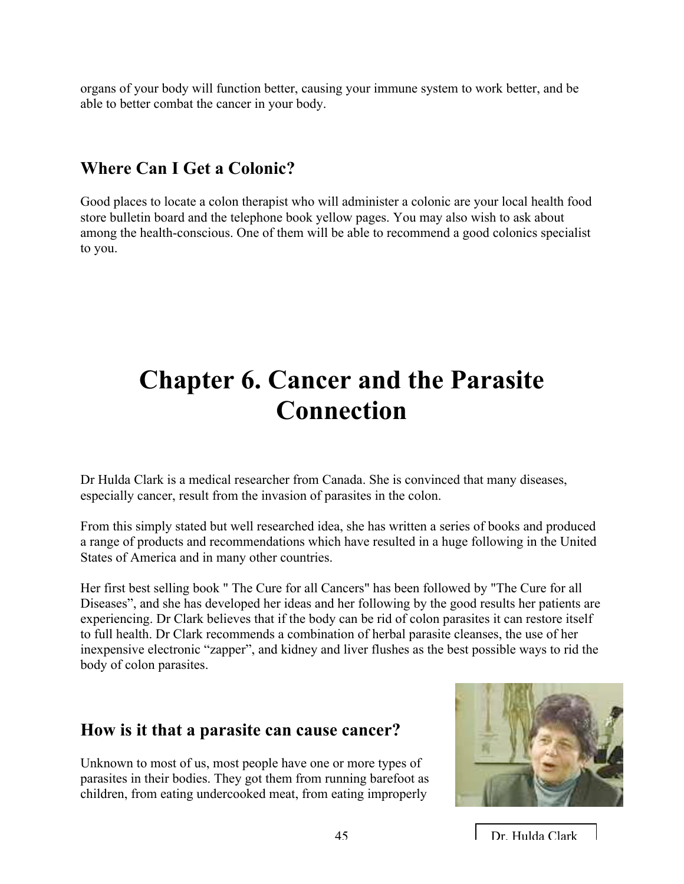organs of your body will function better, causing your immune system to work better, and be able to better combat the cancer in your body.

## Where Can I Get a Colonic?

Good places to locate a colon therapist who will administer a colonic are your local health food store bulletin board and the telephone book yellow pages. You may also wish to ask about among the health-conscious. One of them will be able to recommend a good colonics specialist to you.

# Chapter 6. Cancer and the Parasite Connection

Dr Hulda Clark is a medical researcher from Canada. She is convinced that many diseases, especially cancer, result from the invasion of parasites in the colon.

From this simply stated but well researched idea, she has written a series of books and produced a range of products and recommendations which have resulted in a huge following in the United States of America and in many other countries.

Her first best selling book " The Cure for all Cancers" has been followed by "The Cure for all Diseases", and she has developed her ideas and her following by the good results her patients are experiencing. Dr Clark believes that if the body can be rid of colon parasites it can restore itself to full health. Dr Clark recommends a combination of herbal parasite cleanses, the use of her inexpensive electronic "zapper", and kidney and liver flushes as the best possible ways to rid the body of colon parasites.

## How is it that a parasite can cause cancer?

Unknown to most of us, most people have one or more types of parasites in their bodies. They got them from running barefoot as children, from eating undercooked meat, from eating improperly

Dr. Hulda Clark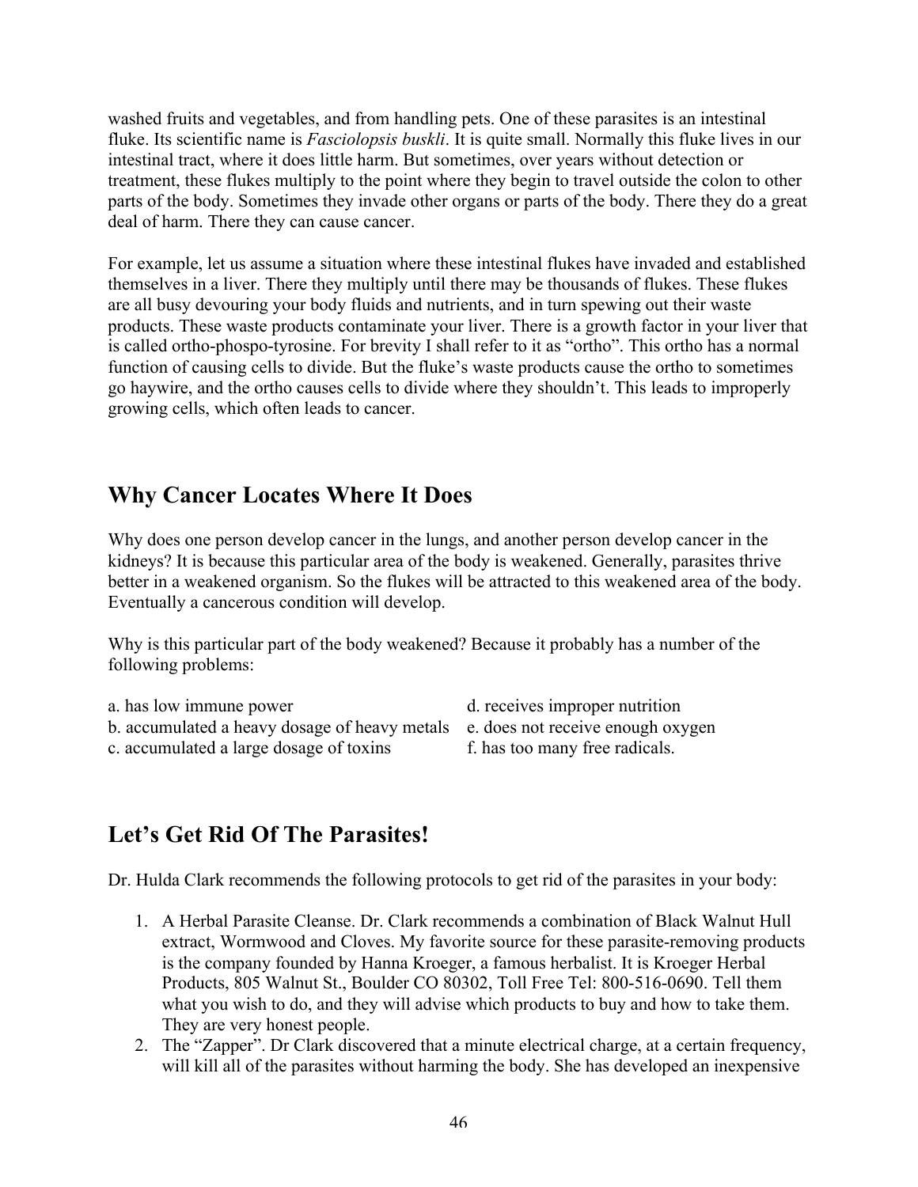washed fruits and vegetables, and from handling pets. One of these parasites is an intestinal fluke. Its scientific name is *Fasciolopsis buskli*. It is quite small. Normally this fluke lives in our intestinal tract, where it does little harm. But sometimes, over years without detection or treatment, these flukes multiply to the point where they begin to travel outside the colon to other parts of the body. Sometimes they invade other organs or parts of the body. There they do a great deal of harm. There they can cause cancer.

For example, let us assume a situation where these intestinal flukes have invaded and established themselves in a liver. There they multiply until there may be thousands of flukes. These flukes are all busy devouring your body fluids and nutrients, and in turn spewing out their waste products. These waste products contaminate your liver. There is a growth factor in your liver that is called ortho-phospo-tyrosine. For brevity I shall refer to it as "ortho". This ortho has a normal function of causing cells to divide. But the fluke's waste products cause the ortho to sometimes go haywire, and the ortho causes cells to divide where they shouldn't. This leads to improperly growing cells, which often leads to cancer.

## Why Cancer Locates Where It Does

Why does one person develop cancer in the lungs, and another person develop cancer in the kidneys? It is because this particular area of the body is weakened. Generally, parasites thrive better in a weakened organism. So the flukes will be attracted to this weakened area of the body. Eventually a cancerous condition will develop.

Why is this particular part of the body weakened? Because it probably has a number of the following problems:

a. has low immune power
b. accumulated a heavy dosage of heavy metals
c. accumulated a large dosage of toxins
d. receives improper nutrition
e. does not receive enough oxygen
f. has too many free radicals.

## Let's Get Rid Of The Parasites!

Dr. Hulda Clark recommends the following protocols to get rid of the parasites in your body:

1. A Herbal Parasite Cleanse. Dr. Clark recommends a combination of Black Walnut Hull extract, Wormwood and Cloves. My favorite source for these parasite-removing products is the company founded by Hanna Kroeger, a famous herbalist. It is Kroeger Herbal Products, 805 Walnut St., Boulder CO 80302, Toll Free Tel: 800-516-0690. Tell them what you wish to do, and they will advise which products to buy and how to take them. They are very honest people.
2. The "Zapper". Dr Clark discovered that a minute electrical charge, at a certain frequency, will kill all of the parasites without harming the body. She has developed an inexpensive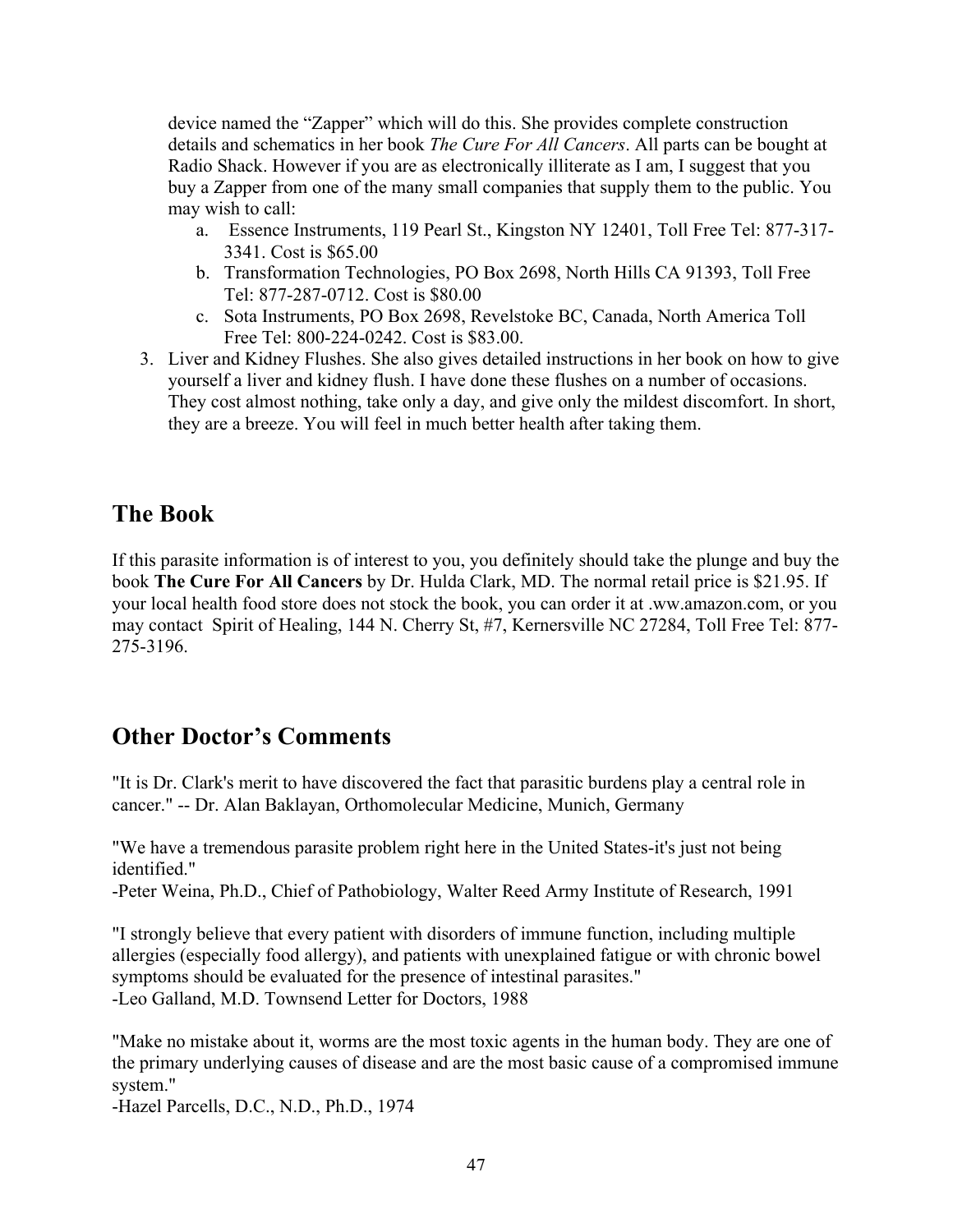device named the "Zapper" which will do this. She provides complete construction details and schematics in her book *The Cure For All Cancers*. All parts can be bought at Radio Shack. However if you are as electronically illiterate as I am, I suggest that you buy a Zapper from one of the many small companies that supply them to the public. You may wish to call:

   a. Essence Instruments, 119 Pearl St., Kingston NY 12401, Toll Free Tel: 877-317-3341. Cost is $65.00
   b. Transformation Technologies, PO Box 2698, North Hills CA 91393, Toll Free Tel: 877-287-0712. Cost is $80.00
   c. Sota Instruments, PO Box 2698, Revelstoke BC, Canada, North America Toll Free Tel: 800-224-0242. Cost is $83.00.

3. Liver and Kidney Flushes. She also gives detailed instructions in her book on how to give yourself a liver and kidney flush. I have done these flushes on a number of occasions. They cost almost nothing, take only a day, and give only the mildest discomfort. In short, they are a breeze. You will feel in much better health after taking them.

## The Book

If this parasite information is of interest to you, you definitely should take the plunge and buy the book **The Cure For All Cancers** by Dr. Hulda Clark, MD. The normal retail price is $21.95. If your local health food store does not stock the book, you can order it at .ww.amazon.com, or you may contact Spirit of Healing, 144 N. Cherry St, #7, Kernersville NC 27284, Toll Free Tel: 877-275-3196.

## Other Doctor's Comments

"It is Dr. Clark's merit to have discovered the fact that parasitic burdens play a central role in cancer." -- Dr. Alan Baklayan, Orthomolecular Medicine, Munich, Germany

"We have a tremendous parasite problem right here in the United States-it's just not being identified."
-Peter Weina, Ph.D., Chief of Pathobiology, Walter Reed Army Institute of Research, 1991

"I strongly believe that every patient with disorders of immune function, including multiple allergies (especially food allergy), and patients with unexplained fatigue or with chronic bowel symptoms should be evaluated for the presence of intestinal parasites."
-Leo Galland, M.D. Townsend Letter for Doctors, 1988

"Make no mistake about it, worms are the most toxic agents in the human body. They are one of the primary underlying causes of disease and are the most basic cause of a compromised immune system."
-Hazel Parcells, D.C., N.D., Ph.D., 1974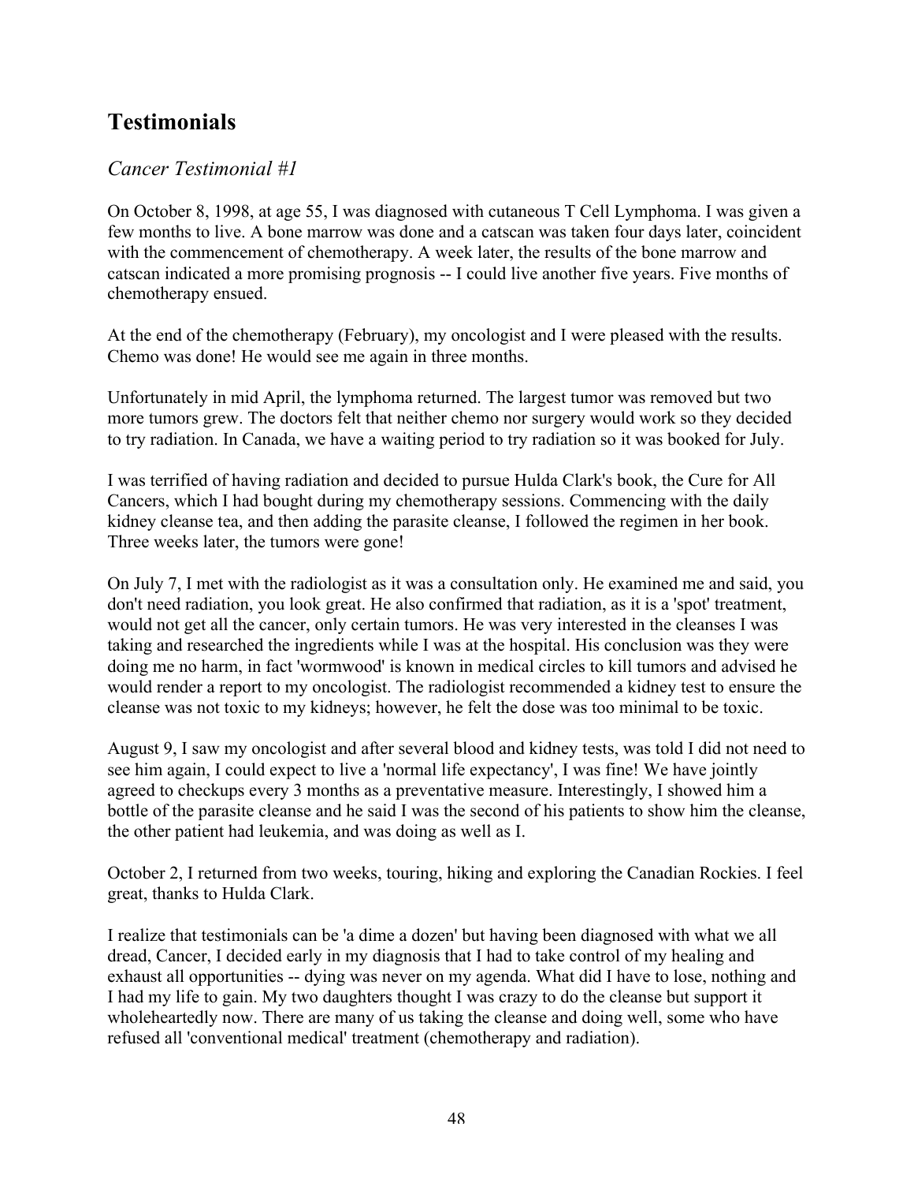## Testimonials

### *Cancer Testimonial #1*

On October 8, 1998, at age 55, I was diagnosed with cutaneous T Cell Lymphoma. I was given a few months to live. A bone marrow was done and a catscan was taken four days later, coincident with the commencement of chemotherapy. A week later, the results of the bone marrow and catscan indicated a more promising prognosis -- I could live another five years. Five months of chemotherapy ensued.

At the end of the chemotherapy (February), my oncologist and I were pleased with the results. Chemo was done! He would see me again in three months.

Unfortunately in mid April, the lymphoma returned. The largest tumor was removed but two more tumors grew. The doctors felt that neither chemo nor surgery would work so they decided to try radiation. In Canada, we have a waiting period to try radiation so it was booked for July.

I was terrified of having radiation and decided to pursue Hulda Clark's book, the Cure for All Cancers, which I had bought during my chemotherapy sessions. Commencing with the daily kidney cleanse tea, and then adding the parasite cleanse, I followed the regimen in her book. Three weeks later, the tumors were gone!

On July 7, I met with the radiologist as it was a consultation only. He examined me and said, you don't need radiation, you look great. He also confirmed that radiation, as it is a 'spot' treatment, would not get all the cancer, only certain tumors. He was very interested in the cleanses I was taking and researched the ingredients while I was at the hospital. His conclusion was they were doing me no harm, in fact 'wormwood' is known in medical circles to kill tumors and advised he would render a report to my oncologist. The radiologist recommended a kidney test to ensure the cleanse was not toxic to my kidneys; however, he felt the dose was too minimal to be toxic.

August 9, I saw my oncologist and after several blood and kidney tests, was told I did not need to see him again, I could expect to live a 'normal life expectancy', I was fine! We have jointly agreed to checkups every 3 months as a preventative measure. Interestingly, I showed him a bottle of the parasite cleanse and he said I was the second of his patients to show him the cleanse, the other patient had leukemia, and was doing as well as I.

October 2, I returned from two weeks, touring, hiking and exploring the Canadian Rockies. I feel great, thanks to Hulda Clark.

I realize that testimonials can be 'a dime a dozen' but having been diagnosed with what we all dread, Cancer, I decided early in my diagnosis that I had to take control of my healing and exhaust all opportunities -- dying was never on my agenda. What did I have to lose, nothing and I had my life to gain. My two daughters thought I was crazy to do the cleanse but support it wholeheartedly now. There are many of us taking the cleanse and doing well, some who have refused all 'conventional medical' treatment (chemotherapy and radiation).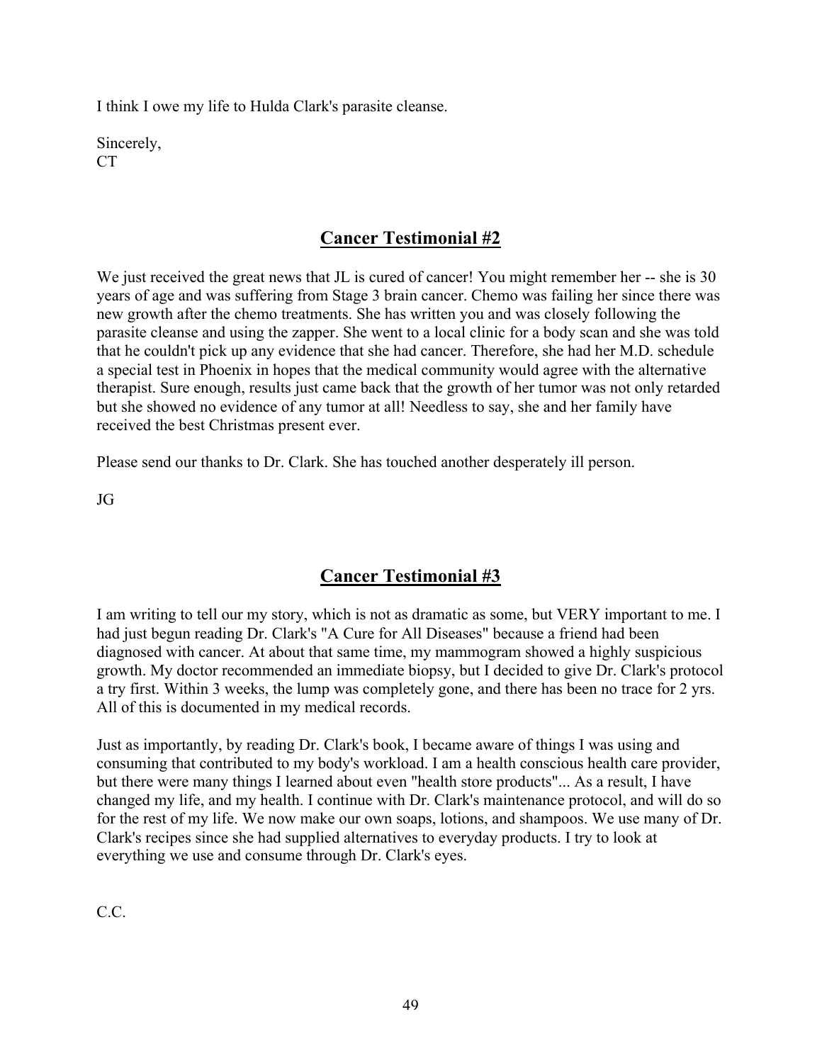I think I owe my life to Hulda Clark's parasite cleanse.

Sincerely,
CT

## Cancer Testimonial #2

We just received the great news that JL is cured of cancer! You might remember her -- she is 30 years of age and was suffering from Stage 3 brain cancer. Chemo was failing her since there was new growth after the chemo treatments. She has written you and was closely following the parasite cleanse and using the zapper. She went to a local clinic for a body scan and she was told that he couldn't pick up any evidence that she had cancer. Therefore, she had her M.D. schedule a special test in Phoenix in hopes that the medical community would agree with the alternative therapist. Sure enough, results just came back that the growth of her tumor was not only retarded but she showed no evidence of any tumor at all! Needless to say, she and her family have received the best Christmas present ever.

Please send our thanks to Dr. Clark. She has touched another desperately ill person.

JG

## Cancer Testimonial #3

I am writing to tell our my story, which is not as dramatic as some, but VERY important to me. I had just begun reading Dr. Clark's "A Cure for All Diseases" because a friend had been diagnosed with cancer. At about that same time, my mammogram showed a highly suspicious growth. My doctor recommended an immediate biopsy, but I decided to give Dr. Clark's protocol a try first. Within 3 weeks, the lump was completely gone, and there has been no trace for 2 yrs. All of this is documented in my medical records.

Just as importantly, by reading Dr. Clark's book, I became aware of things I was using and consuming that contributed to my body's workload. I am a health conscious health care provider, but there were many things I learned about even "health store products"... As a result, I have changed my life, and my health. I continue with Dr. Clark's maintenance protocol, and will do so for the rest of my life. We now make our own soaps, lotions, and shampoos. We use many of Dr. Clark's recipes since she had supplied alternatives to everyday products. I try to look at everything we use and consume through Dr. Clark's eyes.

C.C.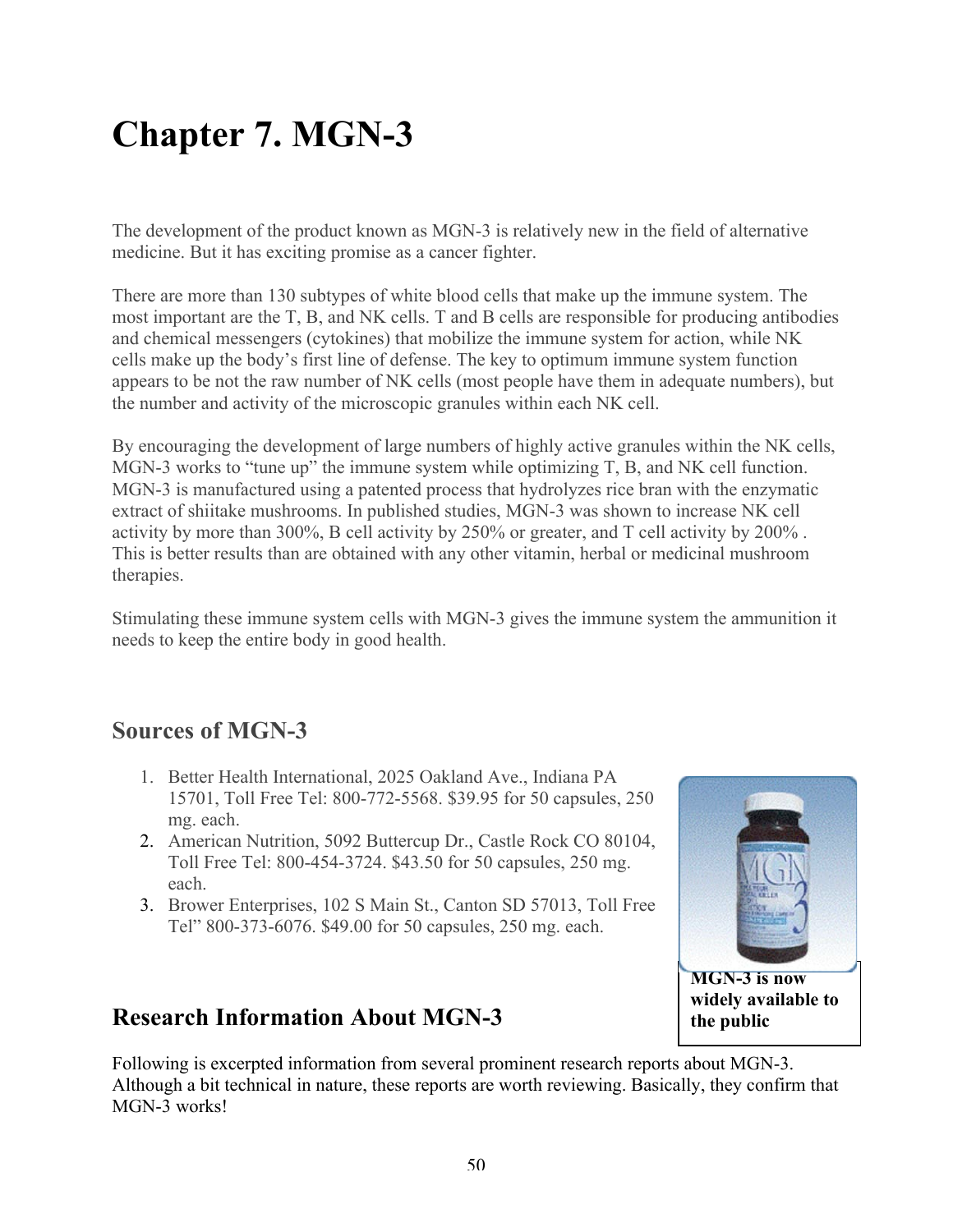# Chapter 7. MGN-3

The development of the product known as MGN-3 is relatively new in the field of alternative medicine. But it has exciting promise as a cancer fighter.

There are more than 130 subtypes of white blood cells that make up the immune system. The most important are the T, B, and NK cells. T and B cells are responsible for producing antibodies and chemical messengers (cytokines) that mobilize the immune system for action, while NK cells make up the body's first line of defense. The key to optimum immune system function appears to be not the raw number of NK cells (most people have them in adequate numbers), but the number and activity of the microscopic granules within each NK cell.

By encouraging the development of large numbers of highly active granules within the NK cells, MGN-3 works to "tune up" the immune system while optimizing T, B, and NK cell function. MGN-3 is manufactured using a patented process that hydrolyzes rice bran with the enzymatic extract of shiitake mushrooms. In published studies, MGN-3 was shown to increase NK cell activity by more than 300%, B cell activity by 250% or greater, and T cell activity by 200% . This is better results than are obtained with any other vitamin, herbal or medicinal mushroom therapies.

Stimulating these immune system cells with MGN-3 gives the immune system the ammunition it needs to keep the entire body in good health.

## Sources of MGN-3

1. Better Health International, 2025 Oakland Ave., Indiana PA 15701, Toll Free Tel: 800-772-5568. $39.95 for 50 capsules, 250 mg. each.
2. American Nutrition, 5092 Buttercup Dr., Castle Rock CO 80104, Toll Free Tel: 800-454-3724. $43.50 for 50 capsules, 250 mg. each.
3. Brower Enterprises, 102 S Main St., Canton SD 57013, Toll Free Tel" 800-373-6076. $49.00 for 50 capsules, 250 mg. each.

**MGN-3 is now widely available to the public**

## Research Information About MGN-3

Following is excerpted information from several prominent research reports about MGN-3. Although a bit technical in nature, these reports are worth reviewing. Basically, they confirm that MGN-3 works!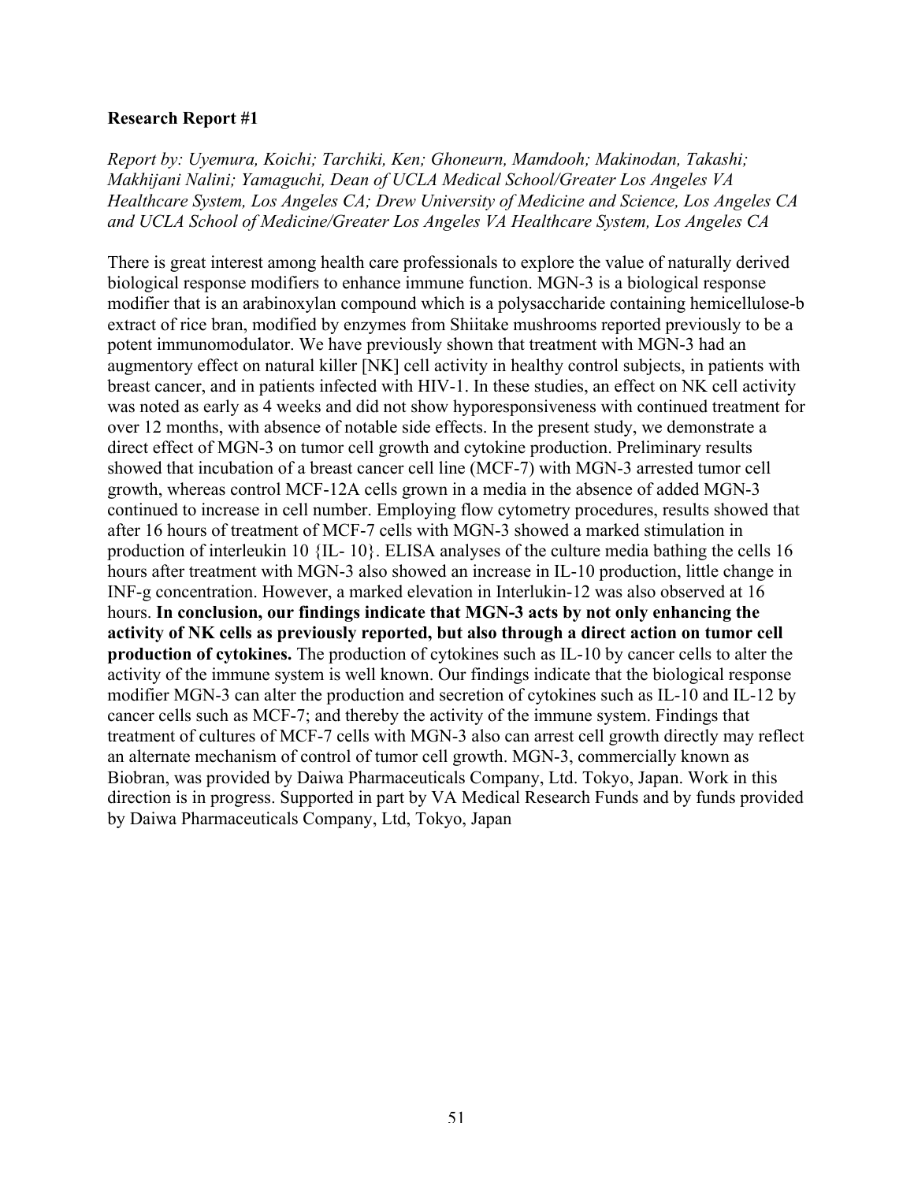**Research Report #1**

*Report by: Uyemura, Koichi; Tarchiki, Ken; Ghoneurn, Mamdooh; Makinodan, Takashi; Makhijani Nalini; Yamaguchi, Dean of UCLA Medical School/Greater Los Angeles VA Healthcare System, Los Angeles CA; Drew University of Medicine and Science, Los Angeles CA and UCLA School of Medicine/Greater Los Angeles VA Healthcare System, Los Angeles CA*

There is great interest among health care professionals to explore the value of naturally derived biological response modifiers to enhance immune function. MGN-3 is a biological response modifier that is an arabinoxylan compound which is a polysaccharide containing hemicellulose-b extract of rice bran, modified by enzymes from Shiitake mushrooms reported previously to be a potent immunomodulator. We have previously shown that treatment with MGN-3 had an augmentory effect on natural killer [NK] cell activity in healthy control subjects, in patients with breast cancer, and in patients infected with HIV-1. In these studies, an effect on NK cell activity was noted as early as 4 weeks and did not show hyporesponsiveness with continued treatment for over 12 months, with absence of notable side effects. In the present study, we demonstrate a direct effect of MGN-3 on tumor cell growth and cytokine production. Preliminary results showed that incubation of a breast cancer cell line (MCF-7) with MGN-3 arrested tumor cell growth, whereas control MCF-12A cells grown in a media in the absence of added MGN-3 continued to increase in cell number. Employing flow cytometry procedures, results showed that after 16 hours of treatment of MCF-7 cells with MGN-3 showed a marked stimulation in production of interleukin 10 {IL- 10}. ELISA analyses of the culture media bathing the cells 16 hours after treatment with MGN-3 also showed an increase in IL-10 production, little change in INF-g concentration. However, a marked elevation in Interlukin-12 was also observed at 16 hours. **In conclusion, our findings indicate that MGN-3 acts by not only enhancing the activity of NK cells as previously reported, but also through a direct action on tumor cell production of cytokines.** The production of cytokines such as IL-10 by cancer cells to alter the activity of the immune system is well known. Our findings indicate that the biological response modifier MGN-3 can alter the production and secretion of cytokines such as IL-10 and IL-12 by cancer cells such as MCF-7; and thereby the activity of the immune system. Findings that treatment of cultures of MCF-7 cells with MGN-3 also can arrest cell growth directly may reflect an alternate mechanism of control of tumor cell growth. MGN-3, commercially known as Biobran, was provided by Daiwa Pharmaceuticals Company, Ltd. Tokyo, Japan. Work in this direction is in progress. Supported in part by VA Medical Research Funds and by funds provided by Daiwa Pharmaceuticals Company, Ltd, Tokyo, Japan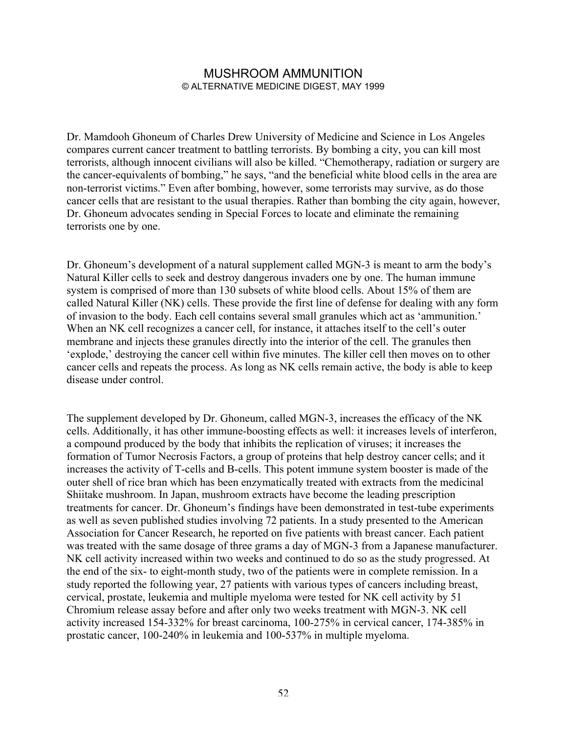# MUSHROOM AMMUNITION

© ALTERNATIVE MEDICINE DIGEST, MAY 1999

Dr. Mamdooh Ghoneum of Charles Drew University of Medicine and Science in Los Angeles compares current cancer treatment to battling terrorists. By bombing a city, you can kill most terrorists, although innocent civilians will also be killed. "Chemotherapy, radiation or surgery are the cancer-equivalents of bombing," he says, "and the beneficial white blood cells in the area are non-terrorist victims." Even after bombing, however, some terrorists may survive, as do those cancer cells that are resistant to the usual therapies. Rather than bombing the city again, however, Dr. Ghoneum advocates sending in Special Forces to locate and eliminate the remaining terrorists one by one.

Dr. Ghoneum's development of a natural supplement called MGN-3 is meant to arm the body's Natural Killer cells to seek and destroy dangerous invaders one by one. The human immune system is comprised of more than 130 subsets of white blood cells. About 15% of them are called Natural Killer (NK) cells. These provide the first line of defense for dealing with any form of invasion to the body. Each cell contains several small granules which act as 'ammunition.' When an NK cell recognizes a cancer cell, for instance, it attaches itself to the cell's outer membrane and injects these granules directly into the interior of the cell. The granules then 'explode,' destroying the cancer cell within five minutes. The killer cell then moves on to other cancer cells and repeats the process. As long as NK cells remain active, the body is able to keep disease under control.

The supplement developed by Dr. Ghoneum, called MGN-3, increases the efficacy of the NK cells. Additionally, it has other immune-boosting effects as well: it increases levels of interferon, a compound produced by the body that inhibits the replication of viruses; it increases the formation of Tumor Necrosis Factors, a group of proteins that help destroy cancer cells; and it increases the activity of T-cells and B-cells. This potent immune system booster is made of the outer shell of rice bran which has been enzymatically treated with extracts from the medicinal Shiitake mushroom. In Japan, mushroom extracts have become the leading prescription treatments for cancer. Dr. Ghoneum's findings have been demonstrated in test-tube experiments as well as seven published studies involving 72 patients. In a study presented to the American Association for Cancer Research, he reported on five patients with breast cancer. Each patient was treated with the same dosage of three grams a day of MGN-3 from a Japanese manufacturer. NK cell activity increased within two weeks and continued to do so as the study progressed. At the end of the six- to eight-month study, two of the patients were in complete remission. In a study reported the following year, 27 patients with various types of cancers including breast, cervical, prostate, leukemia and multiple myeloma were tested for NK cell activity by 51 Chromium release assay before and after only two weeks treatment with MGN-3. NK cell activity increased 154-332% for breast carcinoma, 100-275% in cervical cancer, 174-385% in prostatic cancer, 100-240% in leukemia and 100-537% in multiple myeloma.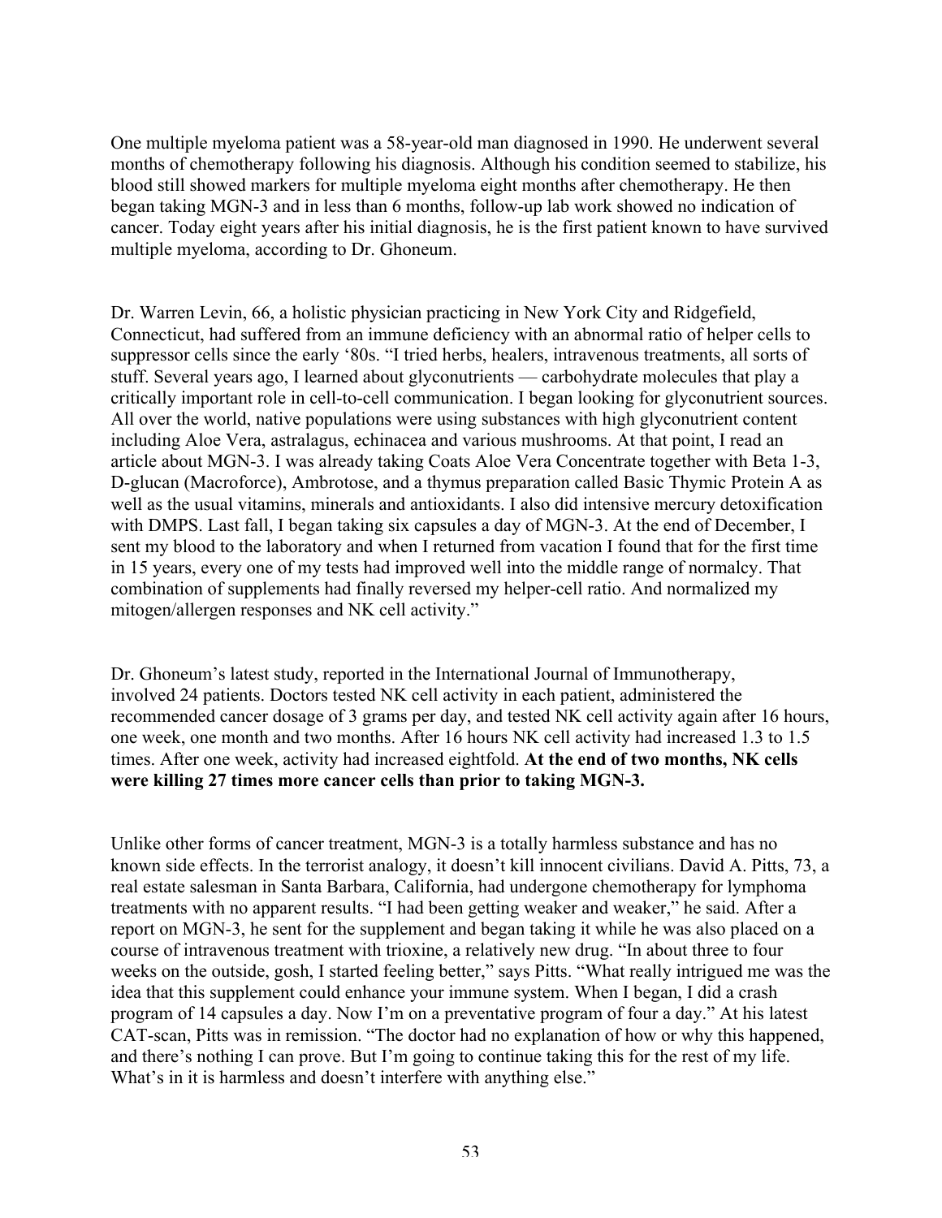One multiple myeloma patient was a 58-year-old man diagnosed in 1990. He underwent several months of chemotherapy following his diagnosis. Although his condition seemed to stabilize, his blood still showed markers for multiple myeloma eight months after chemotherapy. He then began taking MGN-3 and in less than 6 months, follow-up lab work showed no indication of cancer. Today eight years after his initial diagnosis, he is the first patient known to have survived multiple myeloma, according to Dr. Ghoneum.

Dr. Warren Levin, 66, a holistic physician practicing in New York City and Ridgefield, Connecticut, had suffered from an immune deficiency with an abnormal ratio of helper cells to suppressor cells since the early '80s. "I tried herbs, healers, intravenous treatments, all sorts of stuff. Several years ago, I learned about glyconutrients — carbohydrate molecules that play a critically important role in cell-to-cell communication. I began looking for glyconutrient sources. All over the world, native populations were using substances with high glyconutrient content including Aloe Vera, astralagus, echinacea and various mushrooms. At that point, I read an article about MGN-3. I was already taking Coats Aloe Vera Concentrate together with Beta 1-3, D-glucan (Macroforce), Ambrotose, and a thymus preparation called Basic Thymic Protein A as well as the usual vitamins, minerals and antioxidants. I also did intensive mercury detoxification with DMPS. Last fall, I began taking six capsules a day of MGN-3. At the end of December, I sent my blood to the laboratory and when I returned from vacation I found that for the first time in 15 years, every one of my tests had improved well into the middle range of normalcy. That combination of supplements had finally reversed my helper-cell ratio. And normalized my mitogen/allergen responses and NK cell activity."

Dr. Ghoneum's latest study, reported in the International Journal of Immunotherapy, involved 24 patients. Doctors tested NK cell activity in each patient, administered the recommended cancer dosage of 3 grams per day, and tested NK cell activity again after 16 hours, one week, one month and two months. After 16 hours NK cell activity had increased 1.3 to 1.5 times. After one week, activity had increased eightfold. **At the end of two months, NK cells were killing 27 times more cancer cells than prior to taking MGN-3.**

Unlike other forms of cancer treatment, MGN-3 is a totally harmless substance and has no known side effects. In the terrorist analogy, it doesn't kill innocent civilians. David A. Pitts, 73, a real estate salesman in Santa Barbara, California, had undergone chemotherapy for lymphoma treatments with no apparent results. "I had been getting weaker and weaker," he said. After a report on MGN-3, he sent for the supplement and began taking it while he was also placed on a course of intravenous treatment with trioxine, a relatively new drug. "In about three to four weeks on the outside, gosh, I started feeling better," says Pitts. "What really intrigued me was the idea that this supplement could enhance your immune system. When I began, I did a crash program of 14 capsules a day. Now I'm on a preventative program of four a day." At his latest CAT-scan, Pitts was in remission. "The doctor had no explanation of how or why this happened, and there's nothing I can prove. But I'm going to continue taking this for the rest of my life. What's in it is harmless and doesn't interfere with anything else."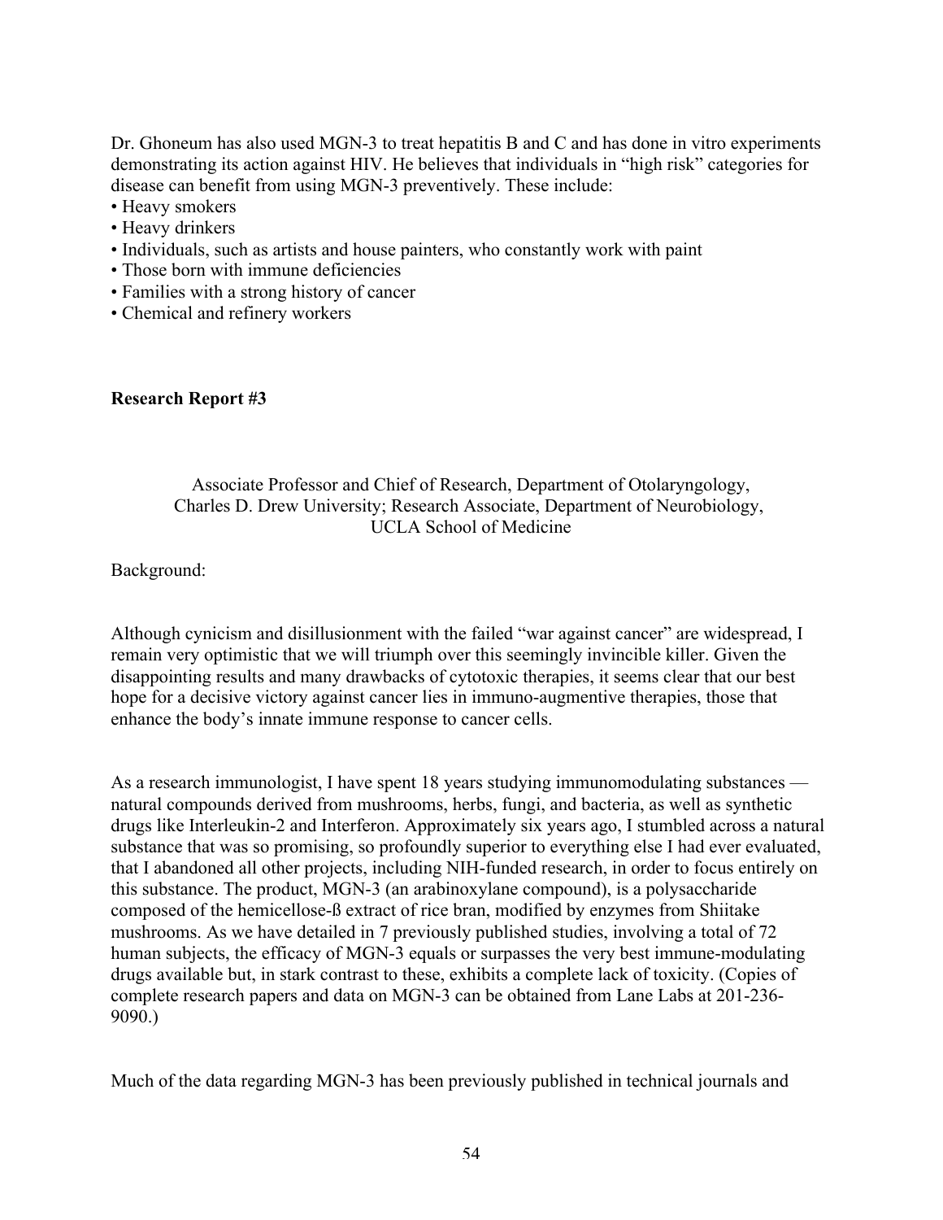Dr. Ghoneum has also used MGN-3 to treat hepatitis B and C and has done in vitro experiments demonstrating its action against HIV. He believes that individuals in "high risk" categories for disease can benefit from using MGN-3 preventively. These include:

- Heavy smokers
- Heavy drinkers
- Individuals, such as artists and house painters, who constantly work with paint
- Those born with immune deficiencies
- Families with a strong history of cancer
- Chemical and refinery workers

**Research Report #3**

Associate Professor and Chief of Research, Department of Otolaryngology, Charles D. Drew University; Research Associate, Department of Neurobiology, UCLA School of Medicine

Background:

Although cynicism and disillusionment with the failed "war against cancer" are widespread, I remain very optimistic that we will triumph over this seemingly invincible killer. Given the disappointing results and many drawbacks of cytotoxic therapies, it seems clear that our best hope for a decisive victory against cancer lies in immuno-augmentive therapies, those that enhance the body's innate immune response to cancer cells.

As a research immunologist, I have spent 18 years studying immunomodulating substances — natural compounds derived from mushrooms, herbs, fungi, and bacteria, as well as synthetic drugs like Interleukin-2 and Interferon. Approximately six years ago, I stumbled across a natural substance that was so promising, so profoundly superior to everything else I had ever evaluated, that I abandoned all other projects, including NIH-funded research, in order to focus entirely on this substance. The product, MGN-3 (an arabinoxylane compound), is a polysaccharide composed of the hemicellose-ß extract of rice bran, modified by enzymes from Shiitake mushrooms. As we have detailed in 7 previously published studies, involving a total of 72 human subjects, the efficacy of MGN-3 equals or surpasses the very best immune-modulating drugs available but, in stark contrast to these, exhibits a complete lack of toxicity. (Copies of complete research papers and data on MGN-3 can be obtained from Lane Labs at 201-236-9090.)

Much of the data regarding MGN-3 has been previously published in technical journals and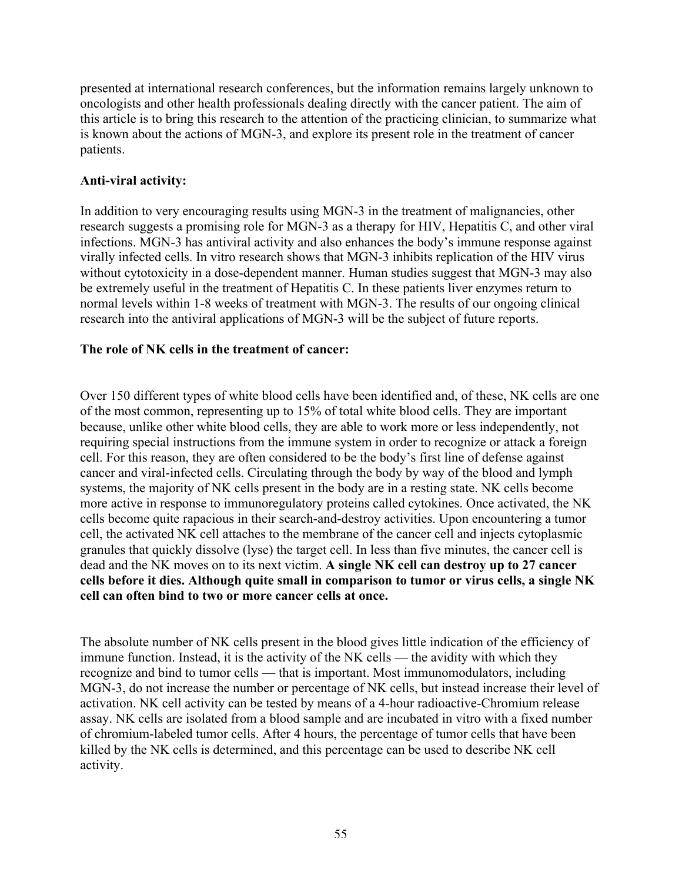presented at international research conferences, but the information remains largely unknown to oncologists and other health professionals dealing directly with the cancer patient. The aim of this article is to bring this research to the attention of the practicing clinician, to summarize what is known about the actions of MGN-3, and explore its present role in the treatment of cancer patients.

**Anti-viral activity:**

In addition to very encouraging results using MGN-3 in the treatment of malignancies, other research suggests a promising role for MGN-3 as a therapy for HIV, Hepatitis C, and other viral infections. MGN-3 has antiviral activity and also enhances the body's immune response against virally infected cells. In vitro research shows that MGN-3 inhibits replication of the HIV virus without cytotoxicity in a dose-dependent manner. Human studies suggest that MGN-3 may also be extremely useful in the treatment of Hepatitis C. In these patients liver enzymes return to normal levels within 1-8 weeks of treatment with MGN-3. The results of our ongoing clinical research into the antiviral applications of MGN-3 will be the subject of future reports.

**The role of NK cells in the treatment of cancer:**

Over 150 different types of white blood cells have been identified and, of these, NK cells are one of the most common, representing up to 15% of total white blood cells. They are important because, unlike other white blood cells, they are able to work more or less independently, not requiring special instructions from the immune system in order to recognize or attack a foreign cell. For this reason, they are often considered to be the body's first line of defense against cancer and viral-infected cells. Circulating through the body by way of the blood and lymph systems, the majority of NK cells present in the body are in a resting state. NK cells become more active in response to immunoregulatory proteins called cytokines. Once activated, the NK cells become quite rapacious in their search-and-destroy activities. Upon encountering a tumor cell, the activated NK cell attaches to the membrane of the cancer cell and injects cytoplasmic granules that quickly dissolve (lyse) the target cell. In less than five minutes, the cancer cell is dead and the NK moves on to its next victim. **A single NK cell can destroy up to 27 cancer cells before it dies. Although quite small in comparison to tumor or virus cells, a single NK cell can often bind to two or more cancer cells at once.**

The absolute number of NK cells present in the blood gives little indication of the efficiency of immune function. Instead, it is the activity of the NK cells — the avidity with which they recognize and bind to tumor cells — that is important. Most immunomodulators, including MGN-3, do not increase the number or percentage of NK cells, but instead increase their level of activation. NK cell activity can be tested by means of a 4-hour radioactive-Chromium release assay. NK cells are isolated from a blood sample and are incubated in vitro with a fixed number of chromium-labeled tumor cells. After 4 hours, the percentage of tumor cells that have been killed by the NK cells is determined, and this percentage can be used to describe NK cell activity.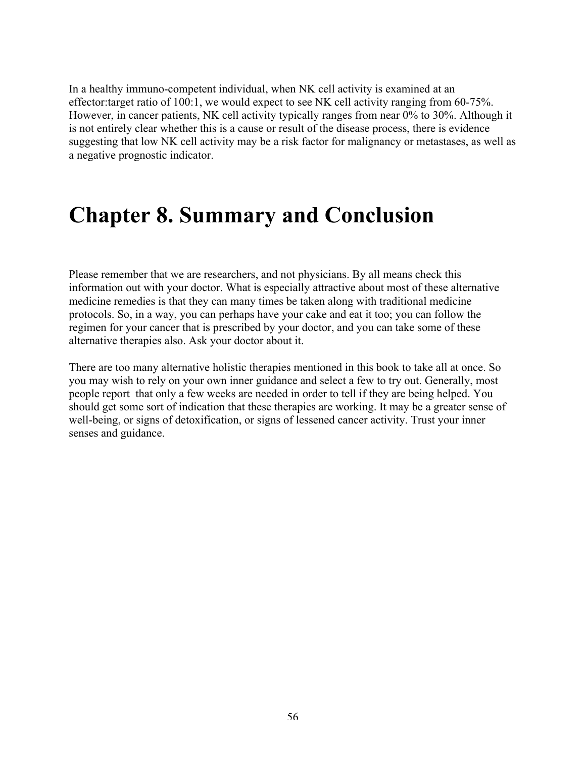In a healthy immuno-competent individual, when NK cell activity is examined at an effector:target ratio of 100:1, we would expect to see NK cell activity ranging from 60-75%. However, in cancer patients, NK cell activity typically ranges from near 0% to 30%. Although it is not entirely clear whether this is a cause or result of the disease process, there is evidence suggesting that low NK cell activity may be a risk factor for malignancy or metastases, as well as a negative prognostic indicator.

# Chapter 8. Summary and Conclusion

Please remember that we are researchers, and not physicians. By all means check this information out with your doctor. What is especially attractive about most of these alternative medicine remedies is that they can many times be taken along with traditional medicine protocols. So, in a way, you can perhaps have your cake and eat it too; you can follow the regimen for your cancer that is prescribed by your doctor, and you can take some of these alternative therapies also. Ask your doctor about it.

There are too many alternative holistic therapies mentioned in this book to take all at once. So you may wish to rely on your own inner guidance and select a few to try out. Generally, most people report that only a few weeks are needed in order to tell if they are being helped. You should get some sort of indication that these therapies are working. It may be a greater sense of well-being, or signs of detoxification, or signs of lessened cancer activity. Trust your inner senses and guidance.